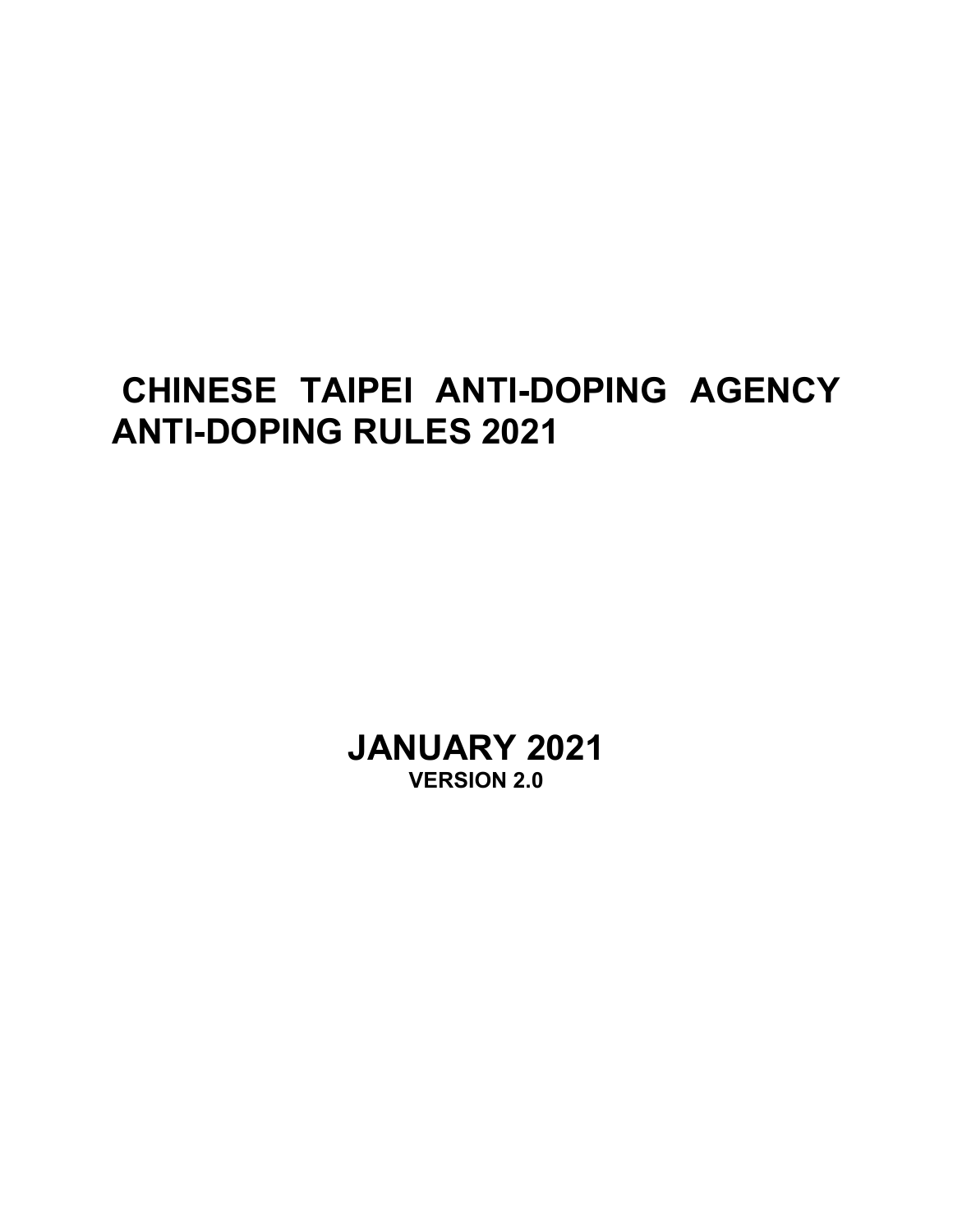# CHINESE TAIPEI ANTI-DOPING AGENCY ANTI-DOPING RULES 2021

## JANUARY 2021

**VERSION 2.0**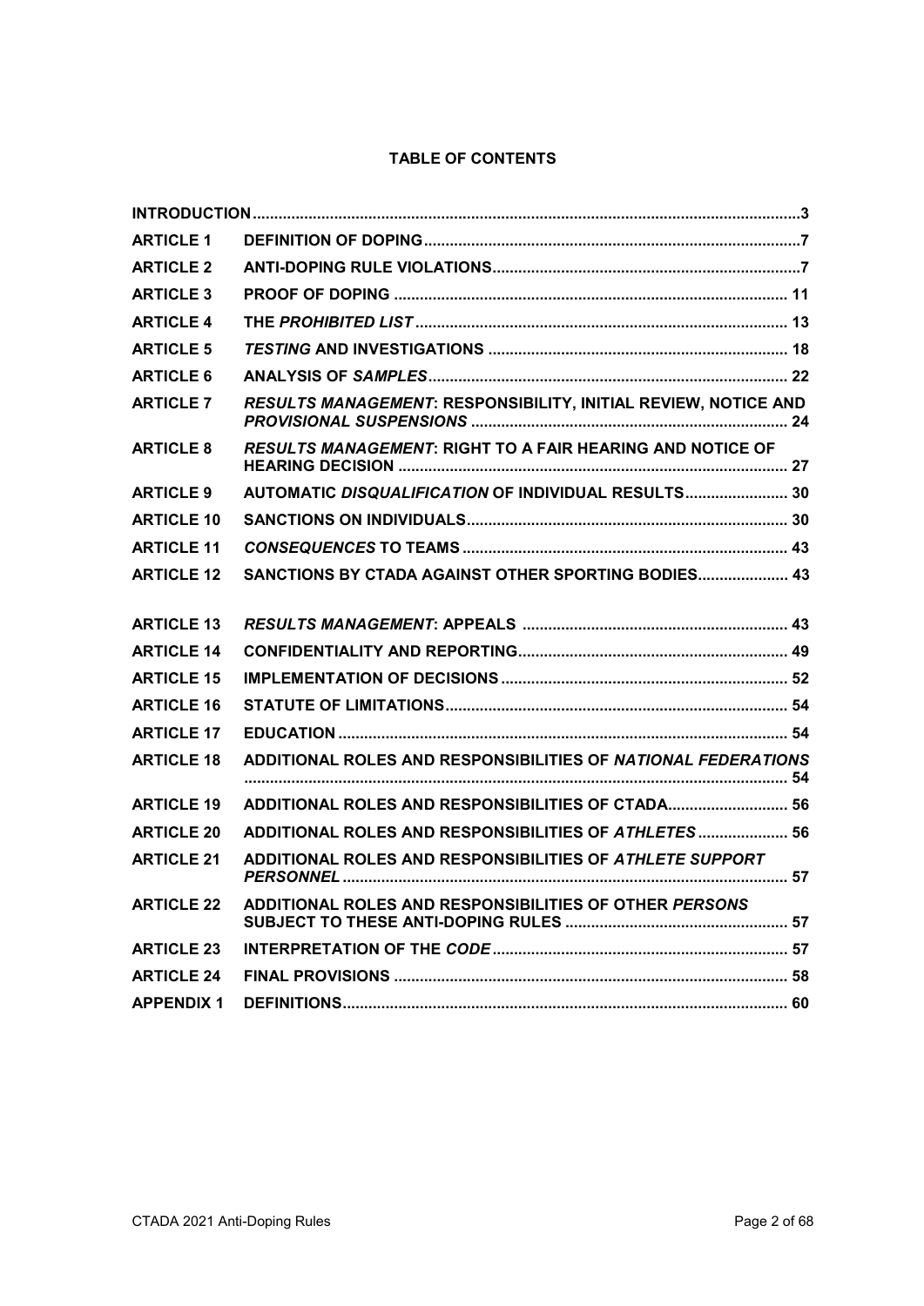**TABLE OF CONTENTS**

| | | |
|---|---|---|
| **INTRODUCTION** | | **3** |
| **ARTICLE 1** | **DEFINITION OF DOPING** | **7** |
| **ARTICLE 2** | **ANTI-DOPING RULE VIOLATIONS** | **7** |
| **ARTICLE 3** | **PROOF OF DOPING** | **11** |
| **ARTICLE 4** | **THE *PROHIBITED LIST*** | **13** |
| **ARTICLE 5** | ***TESTING* AND INVESTIGATIONS** | **18** |
| **ARTICLE 6** | **ANALYSIS OF *SAMPLES*** | **22** |
| **ARTICLE 7** | ***RESULTS MANAGEMENT*: RESPONSIBILITY, INITIAL REVIEW, NOTICE AND *PROVISIONAL SUSPENSIONS*** | **24** |
| **ARTICLE 8** | ***RESULTS MANAGEMENT*: RIGHT TO A FAIR HEARING AND NOTICE OF HEARING DECISION** | **27** |
| **ARTICLE 9** | **AUTOMATIC *DISQUALIFICATION* OF INDIVIDUAL RESULTS** | **30** |
| **ARTICLE 10** | **SANCTIONS ON INDIVIDUALS** | **30** |
| **ARTICLE 11** | ***CONSEQUENCES* TO TEAMS** | **43** |
| **ARTICLE 12** | **SANCTIONS BY CTADA AGAINST OTHER SPORTING BODIES** | **43** |
| **ARTICLE 13** | ***RESULTS MANAGEMENT*: APPEALS** | **43** |
| **ARTICLE 14** | **CONFIDENTIALITY AND REPORTING** | **49** |
| **ARTICLE 15** | **IMPLEMENTATION OF DECISIONS** | **52** |
| **ARTICLE 16** | **STATUTE OF LIMITATIONS** | **54** |
| **ARTICLE 17** | **EDUCATION** | **54** |
| **ARTICLE 18** | **ADDITIONAL ROLES AND RESPONSIBILITIES OF *NATIONAL FEDERATIONS*** | **54** |
| **ARTICLE 19** | **ADDITIONAL ROLES AND RESPONSIBILITIES OF CTADA** | **56** |
| **ARTICLE 20** | **ADDITIONAL ROLES AND RESPONSIBILITIES OF *ATHLETES*** | **56** |
| **ARTICLE 21** | **ADDITIONAL ROLES AND RESPONSIBILITIES OF *ATHLETE SUPPORT PERSONNEL*** | **57** |
| **ARTICLE 22** | **ADDITIONAL ROLES AND RESPONSIBILITIES OF OTHER *PERSONS* SUBJECT TO THESE ANTI-DOPING RULES** | **57** |
| **ARTICLE 23** | **INTERPRETATION OF THE *CODE*** | **57** |
| **ARTICLE 24** | **FINAL PROVISIONS** | **58** |
| **APPENDIX 1** | **DEFINITIONS** | **60** |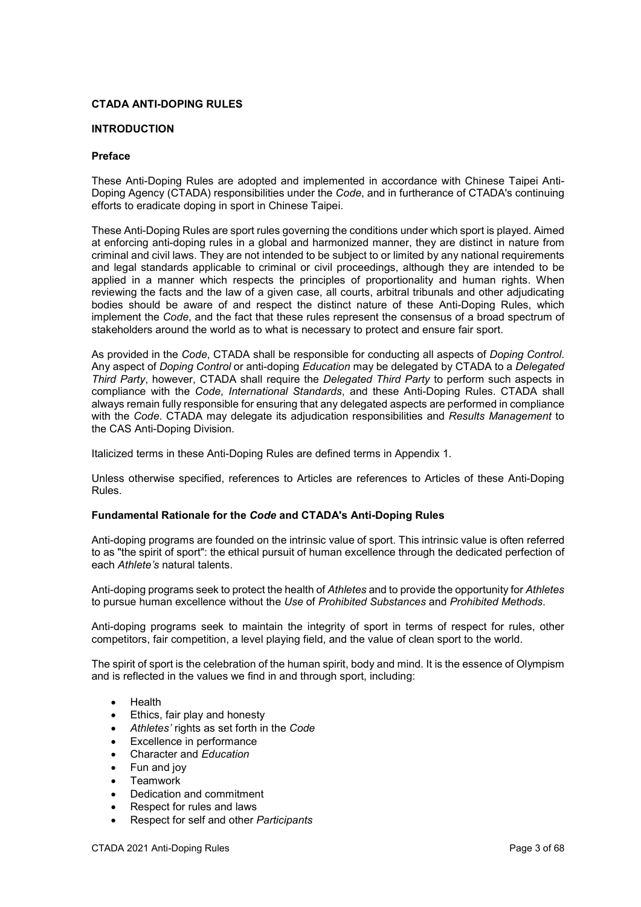# CTADA ANTI-DOPING RULES

## INTRODUCTION

### Preface

These Anti-Doping Rules are adopted and implemented in accordance with Chinese Taipei Anti-Doping Agency (CTADA) responsibilities under the *Code*, and in furtherance of CTADA's continuing efforts to eradicate doping in sport in Chinese Taipei.

These Anti-Doping Rules are sport rules governing the conditions under which sport is played. Aimed at enforcing anti-doping rules in a global and harmonized manner, they are distinct in nature from criminal and civil laws. They are not intended to be subject to or limited by any national requirements and legal standards applicable to criminal or civil proceedings, although they are intended to be applied in a manner which respects the principles of proportionality and human rights. When reviewing the facts and the law of a given case, all courts, arbitral tribunals and other adjudicating bodies should be aware of and respect the distinct nature of these Anti-Doping Rules, which implement the *Code*, and the fact that these rules represent the consensus of a broad spectrum of stakeholders around the world as to what is necessary to protect and ensure fair sport.

As provided in the *Code*, CTADA shall be responsible for conducting all aspects of *Doping Control*. Any aspect of *Doping Control* or anti-doping *Education* may be delegated by CTADA to a *Delegated Third Party*, however, CTADA shall require the *Delegated Third Party* to perform such aspects in compliance with the *Code*, *International Standards*, and these Anti-Doping Rules. CTADA shall always remain fully responsible for ensuring that any delegated aspects are performed in compliance with the *Code*. CTADA may delegate its adjudication responsibilities and *Results Management* to the CAS Anti-Doping Division.

Italicized terms in these Anti-Doping Rules are defined terms in Appendix 1.

Unless otherwise specified, references to Articles are references to Articles of these Anti-Doping Rules.

### Fundamental Rationale for the *Code* and CTADA's Anti-Doping Rules

Anti-doping programs are founded on the intrinsic value of sport. This intrinsic value is often referred to as "the spirit of sport": the ethical pursuit of human excellence through the dedicated perfection of each *Athlete's* natural talents.

Anti-doping programs seek to protect the health of *Athletes* and to provide the opportunity for *Athletes* to pursue human excellence without the *Use* of *Prohibited Substances* and *Prohibited Methods*.

Anti-doping programs seek to maintain the integrity of sport in terms of respect for rules, other competitors, fair competition, a level playing field, and the value of clean sport to the world.

The spirit of sport is the celebration of the human spirit, body and mind. It is the essence of Olympism and is reflected in the values we find in and through sport, including:

- Health
- Ethics, fair play and honesty
- *Athletes'* rights as set forth in the *Code*
- Excellence in performance
- Character and *Education*
- Fun and joy
- Teamwork
- Dedication and commitment
- Respect for rules and laws
- Respect for self and other *Participants*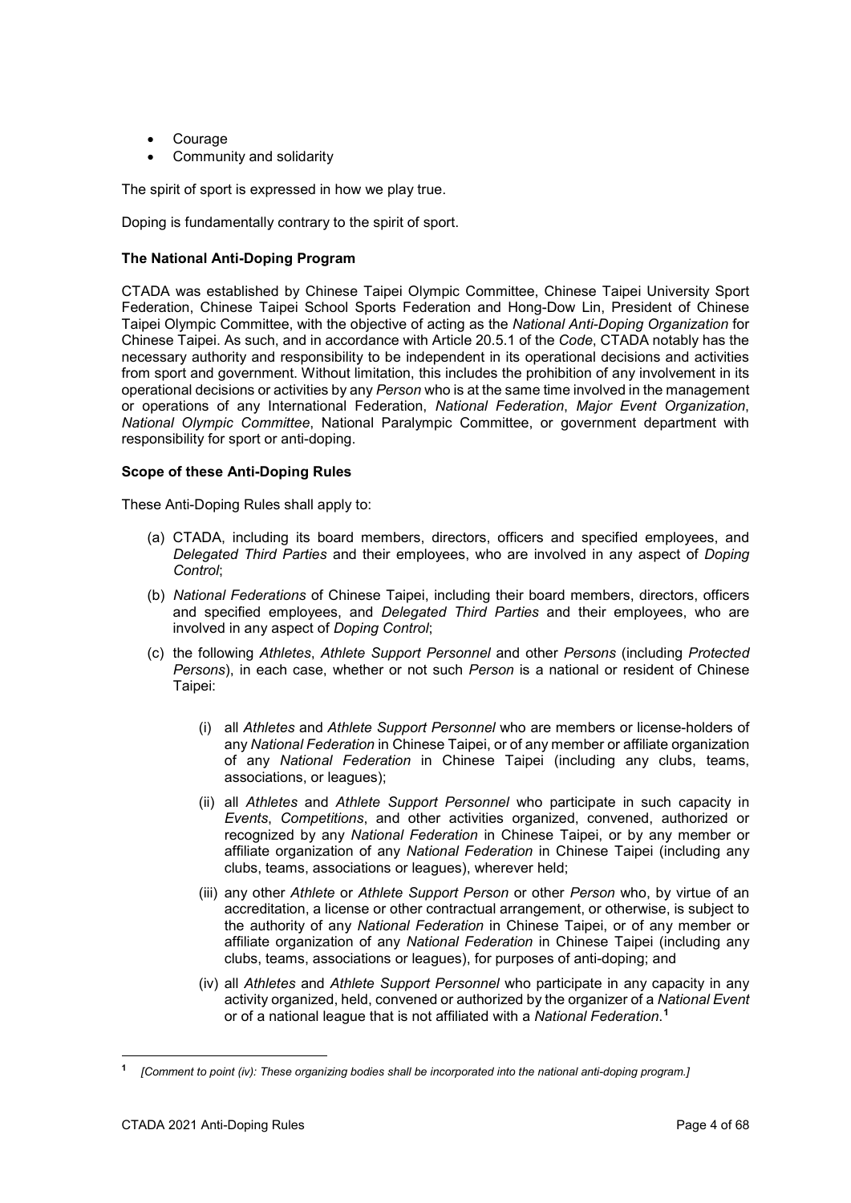- Courage
- Community and solidarity

The spirit of sport is expressed in how we play true.

Doping is fundamentally contrary to the spirit of sport.

**The National Anti-Doping Program**

CTADA was established by Chinese Taipei Olympic Committee, Chinese Taipei University Sport Federation, Chinese Taipei School Sports Federation and Hong-Dow Lin, President of Chinese Taipei Olympic Committee, with the objective of acting as the *National Anti-Doping Organization* for Chinese Taipei. As such, and in accordance with Article 20.5.1 of the *Code*, CTADA notably has the necessary authority and responsibility to be independent in its operational decisions and activities from sport and government. Without limitation, this includes the prohibition of any involvement in its operational decisions or activities by any *Person* who is at the same time involved in the management or operations of any International Federation, *National Federation*, *Major Event Organization*, *National Olympic Committee*, National Paralympic Committee, or government department with responsibility for sport or anti-doping.

**Scope of these Anti-Doping Rules**

These Anti-Doping Rules shall apply to:

(a) CTADA, including its board members, directors, officers and specified employees, and *Delegated Third Parties* and their employees, who are involved in any aspect of *Doping Control*;

(b) *National Federations* of Chinese Taipei, including their board members, directors, officers and specified employees, and *Delegated Third Parties* and their employees, who are involved in any aspect of *Doping Control*;

(c) the following *Athletes*, *Athlete Support Personnel* and other *Persons* (including *Protected Persons*), in each case, whether or not such *Person* is a national or resident of Chinese Taipei:

   (i) all *Athletes* and *Athlete Support Personnel* who are members or license-holders of any *National Federation* in Chinese Taipei, or of any member or affiliate organization of any *National Federation* in Chinese Taipei (including any clubs, teams, associations, or leagues);

   (ii) all *Athletes* and *Athlete Support Personnel* who participate in such capacity in *Events*, *Competitions*, and other activities organized, convened, authorized or recognized by any *National Federation* in Chinese Taipei, or by any member or affiliate organization of any *National Federation* in Chinese Taipei (including any clubs, teams, associations or leagues), wherever held;

   (iii) any other *Athlete* or *Athlete Support Person* or other *Person* who, by virtue of an accreditation, a license or other contractual arrangement, or otherwise, is subject to the authority of any *National Federation* in Chinese Taipei, or of any member or affiliate organization of any *National Federation* in Chinese Taipei (including any clubs, teams, associations or leagues), for purposes of anti-doping; and

   (iv) all *Athletes* and *Athlete Support Personnel* who participate in any capacity in any activity organized, held, convened or authorized by the organizer of a *National Event* or of a national league that is not affiliated with a *National Federation*.[1]

[1] *[Comment to point (iv): These organizing bodies shall be incorporated into the national anti-doping program.]*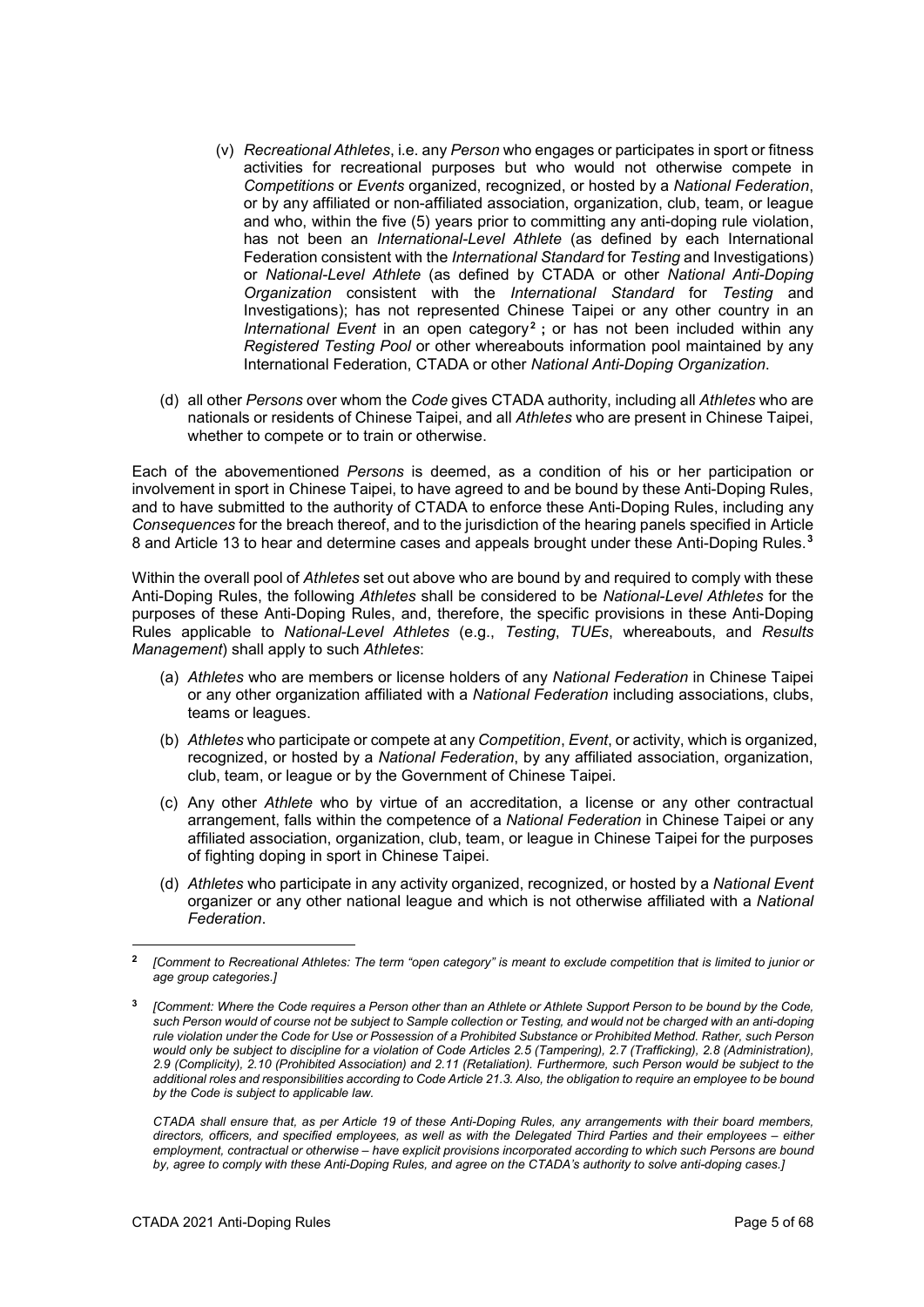(v) *Recreational Athletes*, i.e. any *Person* who engages or participates in sport or fitness activities for recreational purposes but who would not otherwise compete in *Competitions* or *Events* organized, recognized, or hosted by a *National Federation*, or by any affiliated or non-affiliated association, organization, club, team, or league and who, within the five (5) years prior to committing any anti-doping rule violation, has not been an *International-Level Athlete* (as defined by each International Federation consistent with the *International Standard* for *Testing* and Investigations) or *National-Level Athlete* (as defined by CTADA or other *National Anti-Doping Organization* consistent with the *International Standard* for *Testing* and Investigations); has not represented Chinese Taipei or any other country in an *International Event* in an open category[2] ; or has not been included within any *Registered Testing Pool* or other whereabouts information pool maintained by any International Federation, CTADA or other *National Anti-Doping Organization.*

(d) all other *Persons* over whom the *Code* gives CTADA authority, including all *Athletes* who are nationals or residents of Chinese Taipei, and all *Athletes* who are present in Chinese Taipei, whether to compete or to train or otherwise.

Each of the abovementioned *Persons* is deemed, as a condition of his or her participation or involvement in sport in Chinese Taipei, to have agreed to and be bound by these Anti-Doping Rules, and to have submitted to the authority of CTADA to enforce these Anti-Doping Rules, including any *Consequences* for the breach thereof, and to the jurisdiction of the hearing panels specified in Article 8 and Article 13 to hear and determine cases and appeals brought under these Anti-Doping Rules.[3]

Within the overall pool of *Athletes* set out above who are bound by and required to comply with these Anti-Doping Rules, the following *Athletes* shall be considered to be *National-Level Athletes* for the purposes of these Anti-Doping Rules, and, therefore, the specific provisions in these Anti-Doping Rules applicable to *National-Level Athletes* (e.g., *Testing*, *TUEs*, whereabouts, and *Results Management*) shall apply to such *Athletes*:

(a) *Athletes* who are members or license holders of any *National Federation* in Chinese Taipei or any other organization affiliated with a *National Federation* including associations, clubs, teams or leagues.

(b) *Athletes* who participate or compete at any *Competition*, *Event*, or activity, which is organized, recognized, or hosted by a *National Federation*, by any affiliated association, organization, club, team, or league or by the Government of Chinese Taipei.

(c) Any other *Athlete* who by virtue of an accreditation, a license or any other contractual arrangement, falls within the competence of a *National Federation* in Chinese Taipei or any affiliated association, organization, club, team, or league in Chinese Taipei for the purposes of fighting doping in sport in Chinese Taipei.

(d) *Athletes* who participate in any activity organized, recognized, or hosted by a *National Event* organizer or any other national league and which is not otherwise affiliated with a *National Federation*.

---

[2] *[Comment to Recreational Athletes: The term "open category" is meant to exclude competition that is limited to junior or age group categories.]*

[3] *[Comment: Where the Code requires a Person other than an Athlete or Athlete Support Person to be bound by the Code, such Person would of course not be subject to Sample collection or Testing, and would not be charged with an anti-doping rule violation under the Code for Use or Possession of a Prohibited Substance or Prohibited Method. Rather, such Person would only be subject to discipline for a violation of Code Articles 2.5 (Tampering), 2.7 (Trafficking), 2.8 (Administration), 2.9 (Complicity), 2.10 (Prohibited Association) and 2.11 (Retaliation). Furthermore, such Person would be subject to the additional roles and responsibilities according to Code Article 21.3. Also, the obligation to require an employee to be bound by the Code is subject to applicable law.*

*CTADA shall ensure that, as per Article 19 of these Anti-Doping Rules, any arrangements with their board members, directors, officers, and specified employees, as well as with the Delegated Third Parties and their employees – either employment, contractual or otherwise – have explicit provisions incorporated according to which such Persons are bound by, agree to comply with these Anti-Doping Rules, and agree on the CTADA's authority to solve anti-doping cases.]*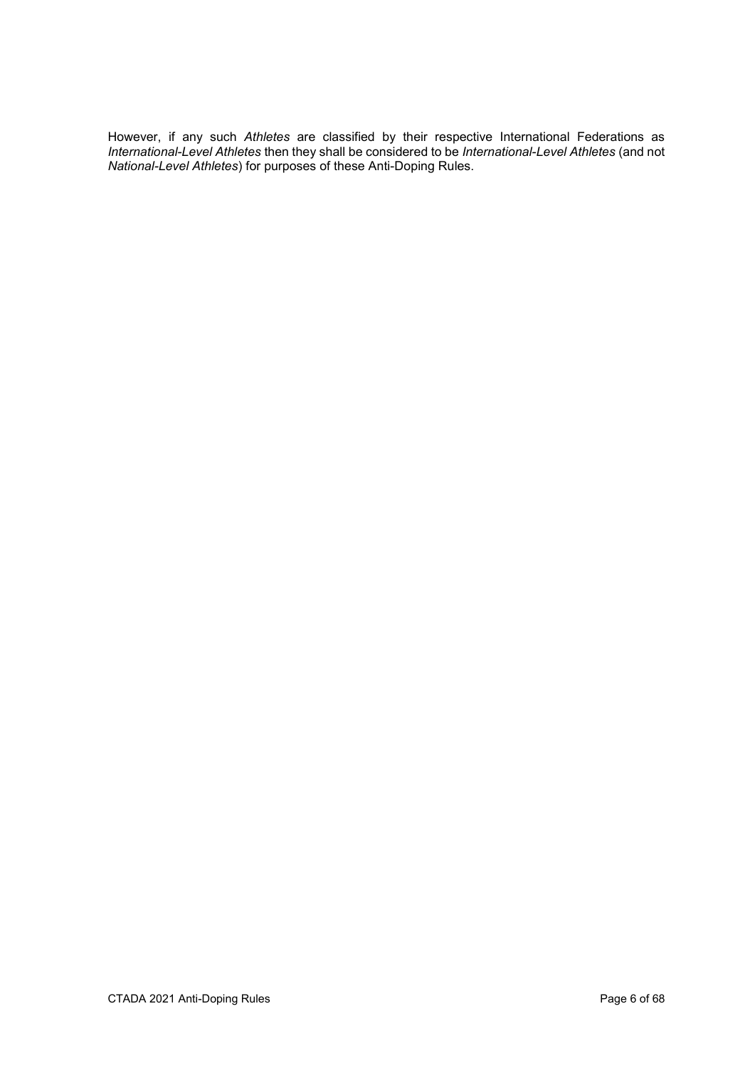However, if any such *Athletes* are classified by their respective International Federations as *International-Level Athletes* then they shall be considered to be *International-Level Athletes* (and not *National-Level Athletes*) for purposes of these Anti-Doping Rules.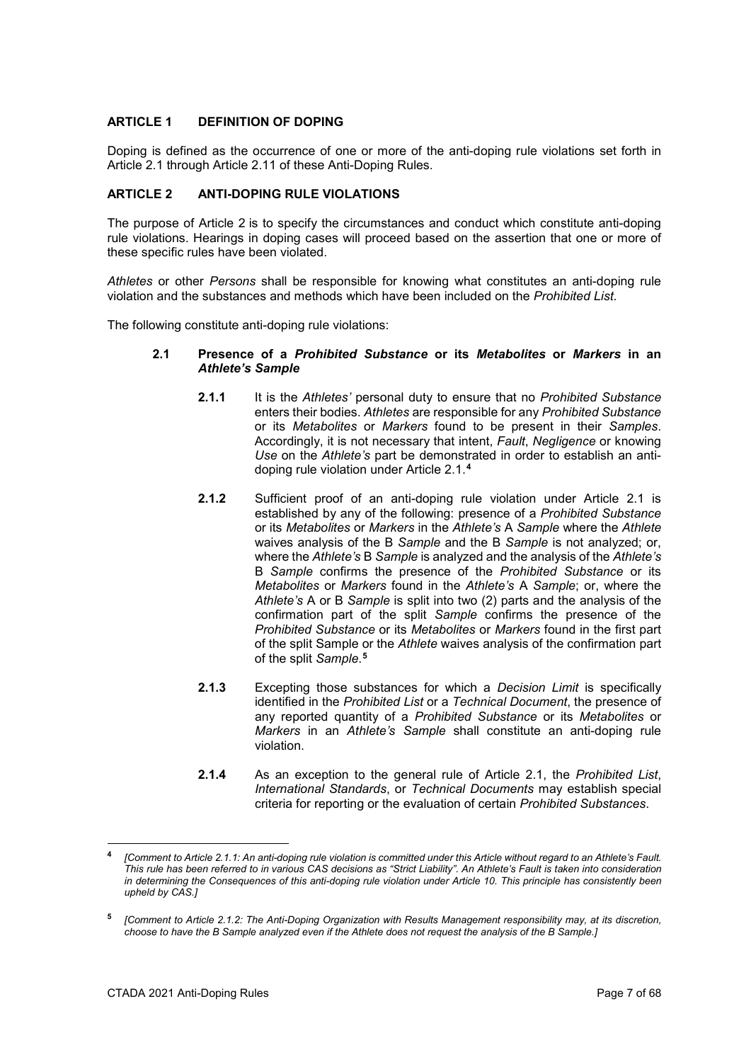## ARTICLE 1 DEFINITION OF DOPING

Doping is defined as the occurrence of one or more of the anti-doping rule violations set forth in Article 2.1 through Article 2.11 of these Anti-Doping Rules.

## ARTICLE 2 ANTI-DOPING RULE VIOLATIONS

The purpose of Article 2 is to specify the circumstances and conduct which constitute anti-doping rule violations. Hearings in doping cases will proceed based on the assertion that one or more of these specific rules have been violated.

*Athletes* or other *Persons* shall be responsible for knowing what constitutes an anti-doping rule violation and the substances and methods which have been included on the *Prohibited List*.

The following constitute anti-doping rule violations:

### 2.1 Presence of a *Prohibited Substance* or its *Metabolites* or *Markers* in an *Athlete's Sample*

**2.1.1** It is the *Athletes'* personal duty to ensure that no *Prohibited Substance* enters their bodies. *Athletes* are responsible for any *Prohibited Substance* or its *Metabolites* or *Markers* found to be present in their *Samples*. Accordingly, it is not necessary that intent, *Fault*, *Negligence* or knowing *Use* on the *Athlete's* part be demonstrated in order to establish an anti-doping rule violation under Article 2.1.[4]

**2.1.2** Sufficient proof of an anti-doping rule violation under Article 2.1 is established by any of the following: presence of a *Prohibited Substance* or its *Metabolites* or *Markers* in the *Athlete's* A *Sample* where the *Athlete* waives analysis of the B *Sample* and the B *Sample* is not analyzed; or, where the *Athlete's* B *Sample* is analyzed and the analysis of the *Athlete's* B *Sample* confirms the presence of the *Prohibited Substance* or its *Metabolites* or *Markers* found in the *Athlete's* A *Sample*; or, where the *Athlete's* A or B *Sample* is split into two (2) parts and the analysis of the confirmation part of the split *Sample* confirms the presence of the *Prohibited Substance* or its *Metabolites* or *Markers* found in the first part of the split Sample or the *Athlete* waives analysis of the confirmation part of the split *Sample*.[5]

**2.1.3** Excepting those substances for which a *Decision Limit* is specifically identified in the *Prohibited List* or a *Technical Document*, the presence of any reported quantity of a *Prohibited Substance* or its *Metabolites* or *Markers* in an *Athlete's Sample* shall constitute an anti-doping rule violation.

**2.1.4** As an exception to the general rule of Article 2.1, the *Prohibited List*, *International Standards*, or *Technical Documents* may establish special criteria for reporting or the evaluation of certain *Prohibited Substances*.

---

[4] *[Comment to Article 2.1.1: An anti-doping rule violation is committed under this Article without regard to an Athlete's Fault. This rule has been referred to in various CAS decisions as "Strict Liability". An Athlete's Fault is taken into consideration in determining the Consequences of this anti-doping rule violation under Article 10. This principle has consistently been upheld by CAS.]*

[5] *[Comment to Article 2.1.2: The Anti-Doping Organization with Results Management responsibility may, at its discretion, choose to have the B Sample analyzed even if the Athlete does not request the analysis of the B Sample.]*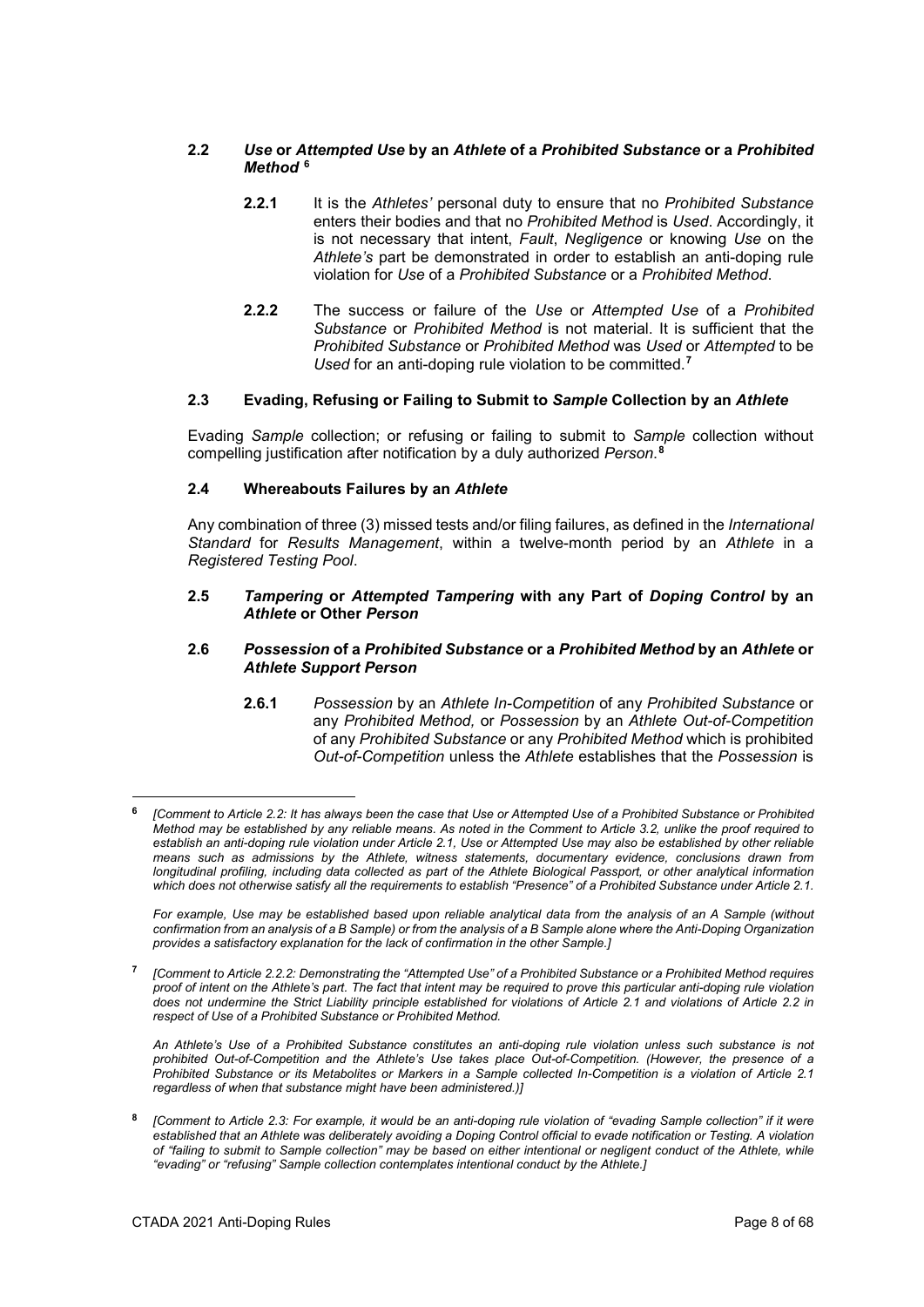### 2.2 *Use* or *Attempted Use* by an *Athlete* of a *Prohibited Substance* or a *Prohibited Method* [6]

**2.2.1** It is the *Athletes'* personal duty to ensure that no *Prohibited Substance* enters their bodies and that no *Prohibited Method* is *Used*. Accordingly, it is not necessary that intent, *Fault*, *Negligence* or knowing *Use* on the *Athlete's* part be demonstrated in order to establish an anti-doping rule violation for *Use* of a *Prohibited Substance* or a *Prohibited Method.*

**2.2.2** The success or failure of the *Use* or *Attempted Use* of a *Prohibited Substance* or *Prohibited Method* is not material. It is sufficient that the *Prohibited Substance* or *Prohibited Method* was *Used* or *Attempted* to be *Used* for an anti-doping rule violation to be committed.[7]

### 2.3 Evading, Refusing or Failing to Submit to *Sample* Collection by an *Athlete*

Evading *Sample* collection; or refusing or failing to submit to *Sample* collection without compelling justification after notification by a duly authorized *Person*.[8]

### 2.4 Whereabouts Failures by an *Athlete*

Any combination of three (3) missed tests and/or filing failures, as defined in the *International Standard* for *Results Management*, within a twelve-month period by an *Athlete* in a *Registered Testing Pool*.

### 2.5 *Tampering* or *Attempted Tampering* with any Part of *Doping Control* by an *Athlete* or Other *Person*

### 2.6 *Possession* of a *Prohibited Substance* or a *Prohibited Method* by an *Athlete* or *Athlete Support Person*

**2.6.1** *Possession* by an *Athlete In-Competition* of any *Prohibited Substance* or any *Prohibited Method,* or *Possession* by an *Athlete Out-of-Competition* of any *Prohibited Substance* or any *Prohibited Method* which is prohibited *Out-of-Competition* unless the *Athlete* establishes that the *Possession* is

---

[6] *[Comment to Article 2.2: It has always been the case that Use or Attempted Use of a Prohibited Substance or Prohibited Method may be established by any reliable means. As noted in the Comment to Article 3.2, unlike the proof required to establish an anti-doping rule violation under Article 2.1, Use or Attempted Use may also be established by other reliable means such as admissions by the Athlete, witness statements, documentary evidence, conclusions drawn from longitudinal profiling, including data collected as part of the Athlete Biological Passport, or other analytical information which does not otherwise satisfy all the requirements to establish "Presence" of a Prohibited Substance under Article 2.1.*

*For example, Use may be established based upon reliable analytical data from the analysis of an A Sample (without confirmation from an analysis of a B Sample) or from the analysis of a B Sample alone where the Anti-Doping Organization provides a satisfactory explanation for the lack of confirmation in the other Sample.]*

[7] *[Comment to Article 2.2.2: Demonstrating the "Attempted Use" of a Prohibited Substance or a Prohibited Method requires proof of intent on the Athlete's part. The fact that intent may be required to prove this particular anti-doping rule violation does not undermine the Strict Liability principle established for violations of Article 2.1 and violations of Article 2.2 in respect of Use of a Prohibited Substance or Prohibited Method.*

*An Athlete's Use of a Prohibited Substance constitutes an anti-doping rule violation unless such substance is not prohibited Out-of-Competition and the Athlete's Use takes place Out-of-Competition. (However, the presence of a Prohibited Substance or its Metabolites or Markers in a Sample collected In-Competition is a violation of Article 2.1 regardless of when that substance might have been administered.)]*

[8] *[Comment to Article 2.3: For example, it would be an anti-doping rule violation of "evading Sample collection" if it were established that an Athlete was deliberately avoiding a Doping Control official to evade notification or Testing. A violation of "failing to submit to Sample collection" may be based on either intentional or negligent conduct of the Athlete, while "evading" or "refusing" Sample collection contemplates intentional conduct by the Athlete.]*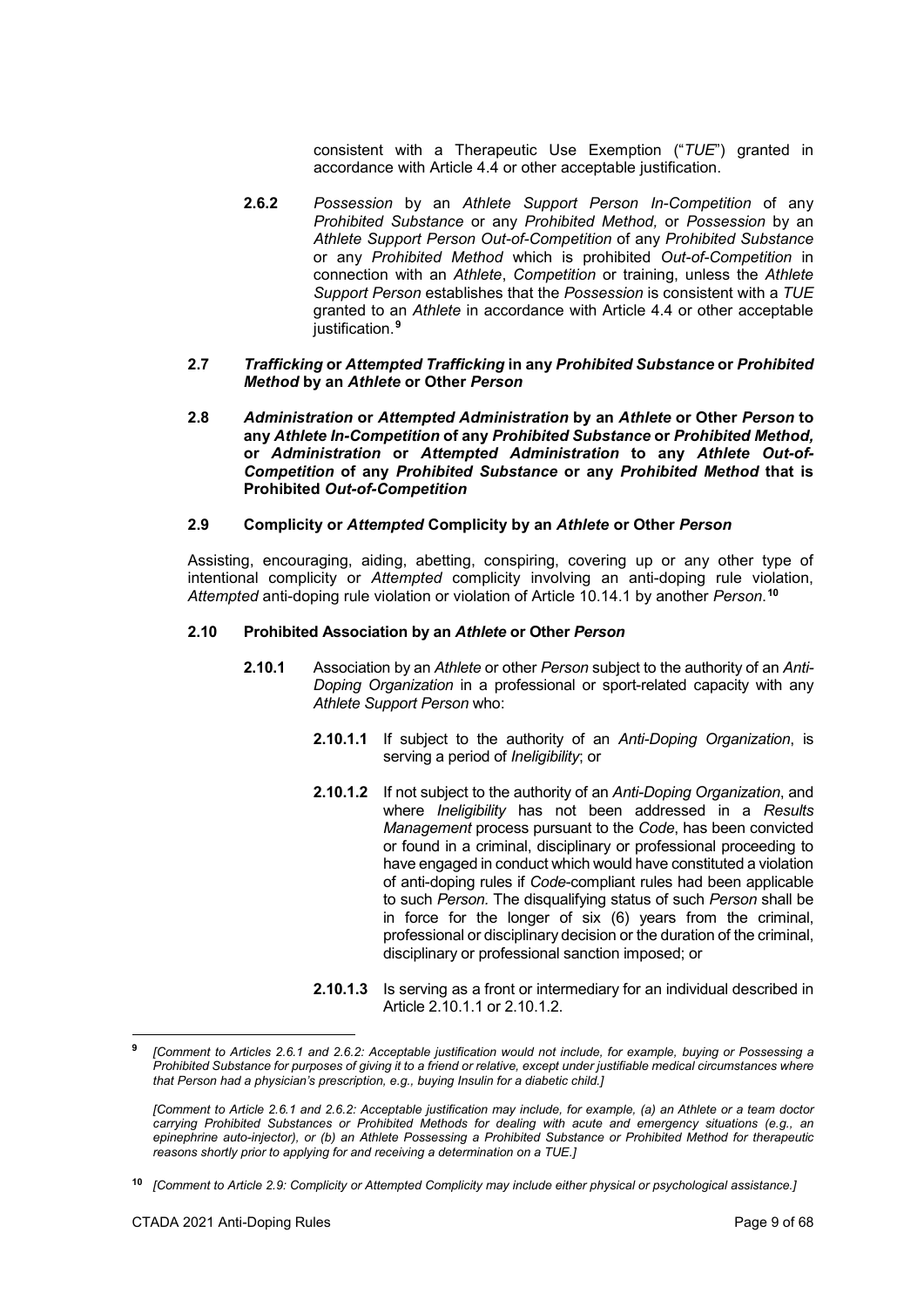consistent with a Therapeutic Use Exemption ("*TUE*") granted in accordance with Article 4.4 or other acceptable justification.

**2.6.2** *Possession* by an *Athlete Support Person In-Competition* of any *Prohibited Substance* or any *Prohibited Method,* or *Possession* by an *Athlete Support Person Out-of-Competition* of any *Prohibited Substance* or any *Prohibited Method* which is prohibited *Out-of-Competition* in connection with an *Athlete*, *Competition* or training, unless the *Athlete Support Person* establishes that the *Possession* is consistent with a *TUE* granted to an *Athlete* in accordance with Article 4.4 or other acceptable justification.[9]

**2.7** ***Trafficking* or *Attempted Trafficking* in any *Prohibited Substance* or *Prohibited Method* by an *Athlete* or Other *Person***

**2.8** ***Administration* or *Attempted Administration* by an *Athlete* or Other *Person* to any *Athlete In-Competition* of any *Prohibited Substance* or *Prohibited Method,* or *Administration* or *Attempted Administration* to any *Athlete Out-of-Competition* of any *Prohibited Substance* or any *Prohibited Method* that is Prohibited *Out-of-Competition***

**2.9 Complicity or *Attempted* Complicity by an *Athlete* or Other *Person***

Assisting, encouraging, aiding, abetting, conspiring, covering up or any other type of intentional complicity or *Attempted* complicity involving an anti-doping rule violation, *Attempted* anti-doping rule violation or violation of Article 10.14.1 by another *Person*.[10]

**2.10 Prohibited Association by an *Athlete* or Other *Person***

**2.10.1** Association by an *Athlete* or other *Person* subject to the authority of an *Anti-Doping Organization* in a professional or sport-related capacity with any *Athlete Support Person* who:

**2.10.1.1** If subject to the authority of an *Anti-Doping Organization*, is serving a period of *Ineligibility*; or

**2.10.1.2** If not subject to the authority of an *Anti-Doping Organization*, and where *Ineligibility* has not been addressed in a *Results Management* process pursuant to the *Code*, has been convicted or found in a criminal, disciplinary or professional proceeding to have engaged in conduct which would have constituted a violation of anti-doping rules if *Code*-compliant rules had been applicable to such *Person*. The disqualifying status of such *Person* shall be in force for the longer of six (6) years from the criminal, professional or disciplinary decision or the duration of the criminal, disciplinary or professional sanction imposed; or

**2.10.1.3** Is serving as a front or intermediary for an individual described in Article 2.10.1.1 or 2.10.1.2.

---

[9] *[Comment to Articles 2.6.1 and 2.6.2: Acceptable justification would not include, for example, buying or Possessing a Prohibited Substance for purposes of giving it to a friend or relative, except under justifiable medical circumstances where that Person had a physician's prescription, e.g., buying Insulin for a diabetic child.]*

*[Comment to Article 2.6.1 and 2.6.2: Acceptable justification may include, for example, (a) an Athlete or a team doctor carrying Prohibited Substances or Prohibited Methods for dealing with acute and emergency situations (e.g., an epinephrine auto-injector), or (b) an Athlete Possessing a Prohibited Substance or Prohibited Method for therapeutic reasons shortly prior to applying for and receiving a determination on a TUE.]*

[10] *[Comment to Article 2.9: Complicity or Attempted Complicity may include either physical or psychological assistance.]*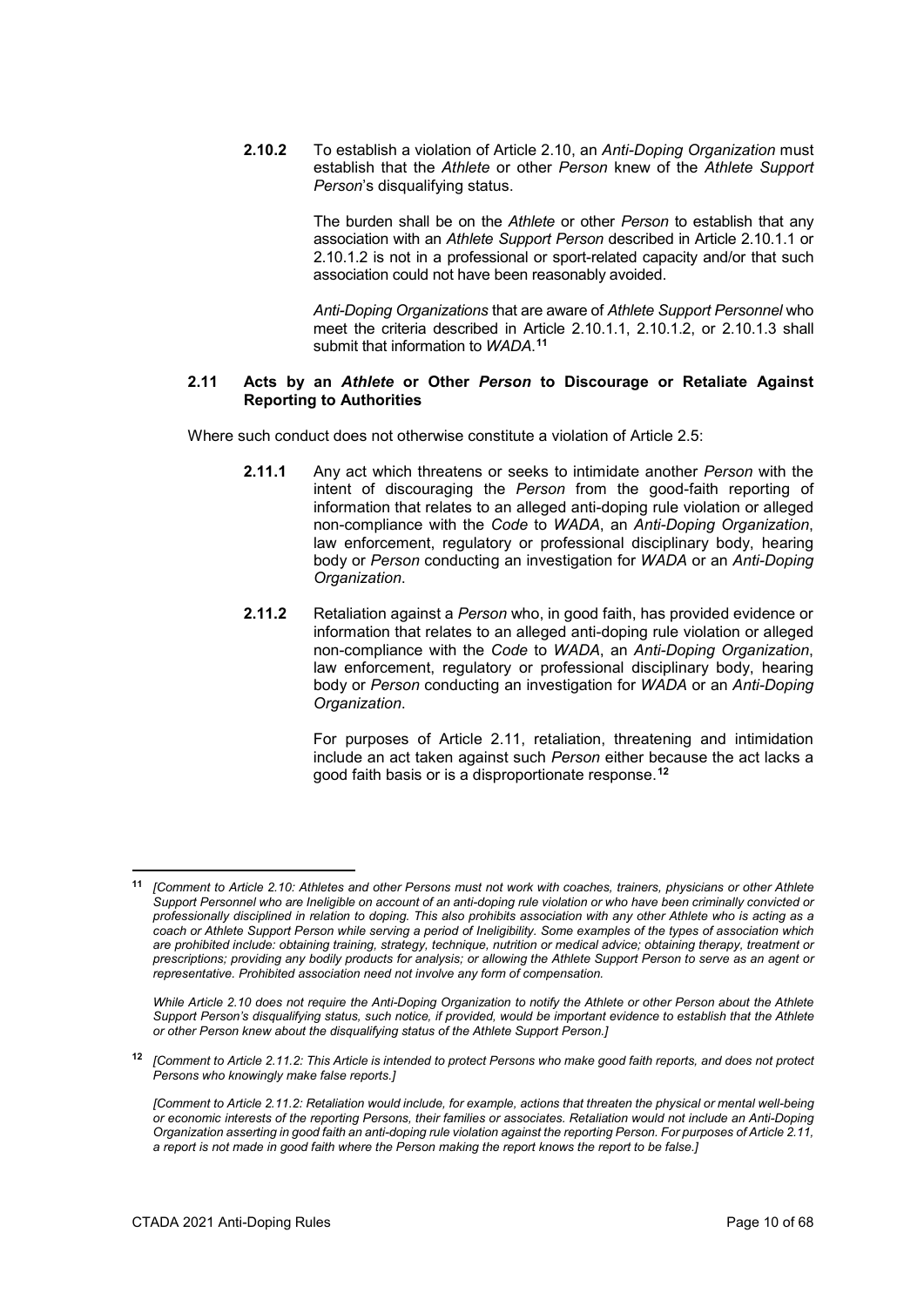**2.10.2** To establish a violation of Article 2.10, an *Anti-Doping Organization* must establish that the *Athlete* or other *Person* knew of the *Athlete Support Person*'s disqualifying status.

The burden shall be on the *Athlete* or other *Person* to establish that any association with an *Athlete Support Person* described in Article 2.10.1.1 or 2.10.1.2 is not in a professional or sport-related capacity and/or that such association could not have been reasonably avoided.

*Anti-Doping Organizations* that are aware of *Athlete Support Personnel* who meet the criteria described in Article 2.10.1.1, 2.10.1.2, or 2.10.1.3 shall submit that information to *WADA*.[11]

### 2.11 Acts by an *Athlete* or Other *Person* to Discourage or Retaliate Against Reporting to Authorities

Where such conduct does not otherwise constitute a violation of Article 2.5:

**2.11.1** Any act which threatens or seeks to intimidate another *Person* with the intent of discouraging the *Person* from the good-faith reporting of information that relates to an alleged anti-doping rule violation or alleged non-compliance with the *Code* to *WADA*, an *Anti-Doping Organization*, law enforcement, regulatory or professional disciplinary body, hearing body or *Person* conducting an investigation for *WADA* or an *Anti-Doping Organization*.

**2.11.2** Retaliation against a *Person* who, in good faith, has provided evidence or information that relates to an alleged anti-doping rule violation or alleged non-compliance with the *Code* to *WADA*, an *Anti-Doping Organization*, law enforcement, regulatory or professional disciplinary body, hearing body or *Person* conducting an investigation for *WADA* or an *Anti-Doping Organization*.

For purposes of Article 2.11, retaliation, threatening and intimidation include an act taken against such *Person* either because the act lacks a good faith basis or is a disproportionate response.[12]

---

[11] *[Comment to Article 2.10: Athletes and other Persons must not work with coaches, trainers, physicians or other Athlete Support Personnel who are Ineligible on account of an anti-doping rule violation or who have been criminally convicted or professionally disciplined in relation to doping. This also prohibits association with any other Athlete who is acting as a coach or Athlete Support Person while serving a period of Ineligibility. Some examples of the types of association which are prohibited include: obtaining training, strategy, technique, nutrition or medical advice; obtaining therapy, treatment or prescriptions; providing any bodily products for analysis; or allowing the Athlete Support Person to serve as an agent or representative. Prohibited association need not involve any form of compensation.*

*While Article 2.10 does not require the Anti-Doping Organization to notify the Athlete or other Person about the Athlete Support Person's disqualifying status, such notice, if provided, would be important evidence to establish that the Athlete or other Person knew about the disqualifying status of the Athlete Support Person.]*

[12] *[Comment to Article 2.11.2: This Article is intended to protect Persons who make good faith reports, and does not protect Persons who knowingly make false reports.]*

*[Comment to Article 2.11.2: Retaliation would include, for example, actions that threaten the physical or mental well-being or economic interests of the reporting Persons, their families or associates. Retaliation would not include an Anti-Doping Organization asserting in good faith an anti-doping rule violation against the reporting Person. For purposes of Article 2.11, a report is not made in good faith where the Person making the report knows the report to be false.]*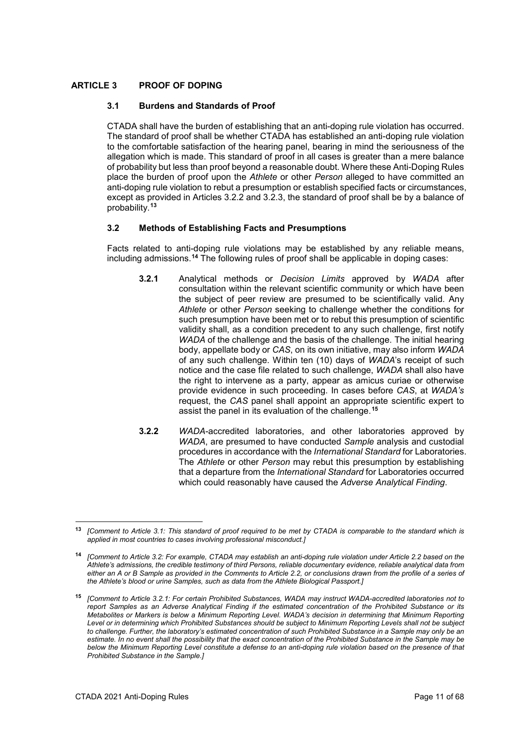# ARTICLE 3 PROOF OF DOPING

## 3.1 Burdens and Standards of Proof

CTADA shall have the burden of establishing that an anti-doping rule violation has occurred. The standard of proof shall be whether CTADA has established an anti-doping rule violation to the comfortable satisfaction of the hearing panel, bearing in mind the seriousness of the allegation which is made. This standard of proof in all cases is greater than a mere balance of probability but less than proof beyond a reasonable doubt. Where these Anti-Doping Rules place the burden of proof upon the *Athlete* or other *Person* alleged to have committed an anti-doping rule violation to rebut a presumption or establish specified facts or circumstances, except as provided in Articles 3.2.2 and 3.2.3, the standard of proof shall be by a balance of probability.[13]

## 3.2 Methods of Establishing Facts and Presumptions

Facts related to anti-doping rule violations may be established by any reliable means, including admissions.[14] The following rules of proof shall be applicable in doping cases:

**3.2.1** Analytical methods or *Decision Limits* approved by *WADA* after consultation within the relevant scientific community or which have been the subject of peer review are presumed to be scientifically valid. Any *Athlete* or other *Person* seeking to challenge whether the conditions for such presumption have been met or to rebut this presumption of scientific validity shall, as a condition precedent to any such challenge, first notify *WADA* of the challenge and the basis of the challenge. The initial hearing body, appellate body or *CAS*, on its own initiative, may also inform *WADA* of any such challenge. Within ten (10) days of *WADA*'s receipt of such notice and the case file related to such challenge, *WADA* shall also have the right to intervene as a party, appear as amicus curiae or otherwise provide evidence in such proceeding. In cases before *CAS*, at *WADA's* request, the *CAS* panel shall appoint an appropriate scientific expert to assist the panel in its evaluation of the challenge.[15]

**3.2.2** *WADA*-accredited laboratories, and other laboratories approved by *WADA*, are presumed to have conducted *Sample* analysis and custodial procedures in accordance with the *International Standard* for Laboratories. The *Athlete* or other *Person* may rebut this presumption by establishing that a departure from the *International Standard* for Laboratories occurred which could reasonably have caused the *Adverse Analytical Finding*.

---

[13] *[Comment to Article 3.1: This standard of proof required to be met by CTADA is comparable to the standard which is applied in most countries to cases involving professional misconduct.]*

[14] *[Comment to Article 3.2: For example, CTADA may establish an anti-doping rule violation under Article 2.2 based on the Athlete's admissions, the credible testimony of third Persons, reliable documentary evidence, reliable analytical data from either an A or B Sample as provided in the Comments to Article 2.2, or conclusions drawn from the profile of a series of the Athlete's blood or urine Samples, such as data from the Athlete Biological Passport.]*

[15] *[Comment to Article 3.2.1: For certain Prohibited Substances, WADA may instruct WADA-accredited laboratories not to report Samples as an Adverse Analytical Finding if the estimated concentration of the Prohibited Substance or its Metabolites or Markers is below a Minimum Reporting Level. WADA's decision in determining that Minimum Reporting Level or in determining which Prohibited Substances should be subject to Minimum Reporting Levels shall not be subject to challenge. Further, the laboratory's estimated concentration of such Prohibited Substance in a Sample may only be an estimate. In no event shall the possibility that the exact concentration of the Prohibited Substance in the Sample may be below the Minimum Reporting Level constitute a defense to an anti-doping rule violation based on the presence of that Prohibited Substance in the Sample.]*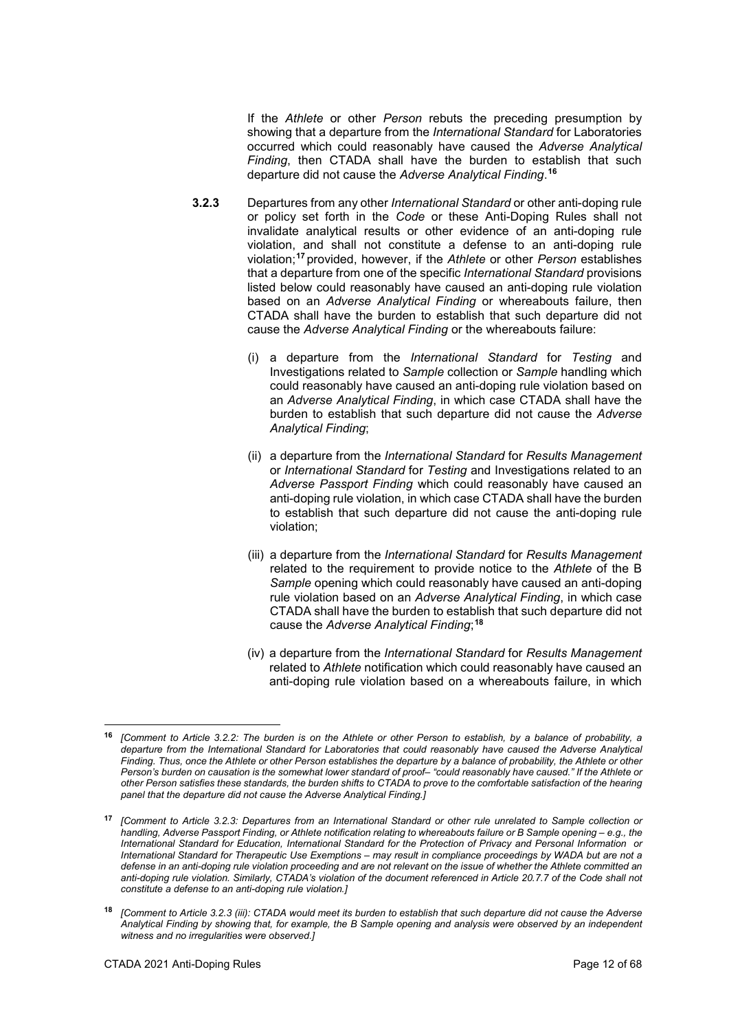If the *Athlete* or other *Person* rebuts the preceding presumption by showing that a departure from the *International Standard* for Laboratories occurred which could reasonably have caused the *Adverse Analytical Finding*, then CTADA shall have the burden to establish that such departure did not cause the *Adverse Analytical Finding*.[16]

**3.2.3** Departures from any other *International Standard* or other anti-doping rule or policy set forth in the *Code* or these Anti-Doping Rules shall not invalidate analytical results or other evidence of an anti-doping rule violation, and shall not constitute a defense to an anti-doping rule violation;[17] provided, however, if the *Athlete* or other *Person* establishes that a departure from one of the specific *International Standard* provisions listed below could reasonably have caused an anti-doping rule violation based on an *Adverse Analytical Finding* or whereabouts failure, then CTADA shall have the burden to establish that such departure did not cause the *Adverse Analytical Finding* or the whereabouts failure:

(i) a departure from the *International Standard* for *Testing* and Investigations related to *Sample* collection or *Sample* handling which could reasonably have caused an anti-doping rule violation based on an *Adverse Analytical Finding*, in which case CTADA shall have the burden to establish that such departure did not cause the *Adverse Analytical Finding*;

(ii) a departure from the *International Standard* for *Results Management* or *International Standard* for *Testing* and Investigations related to an *Adverse Passport Finding* which could reasonably have caused an anti-doping rule violation, in which case CTADA shall have the burden to establish that such departure did not cause the anti-doping rule violation;

(iii) a departure from the *International Standard* for *Results Management* related to the requirement to provide notice to the *Athlete* of the B *Sample* opening which could reasonably have caused an anti-doping rule violation based on an *Adverse Analytical Finding*, in which case CTADA shall have the burden to establish that such departure did not cause the *Adverse Analytical Finding*;[18]

(iv) a departure from the *International Standard* for *Results Management* related to *Athlete* notification which could reasonably have caused an anti-doping rule violation based on a whereabouts failure, in which

---

[16] *[Comment to Article 3.2.2: The burden is on the Athlete or other Person to establish, by a balance of probability, a departure from the International Standard for Laboratories that could reasonably have caused the Adverse Analytical Finding. Thus, once the Athlete or other Person establishes the departure by a balance of probability, the Athlete or other Person's burden on causation is the somewhat lower standard of proof– "could reasonably have caused." If the Athlete or other Person satisfies these standards, the burden shifts to CTADA to prove to the comfortable satisfaction of the hearing panel that the departure did not cause the Adverse Analytical Finding.]*

[17] *[Comment to Article 3.2.3: Departures from an International Standard or other rule unrelated to Sample collection or handling, Adverse Passport Finding, or Athlete notification relating to whereabouts failure or B Sample opening – e.g., the International Standard for Education, International Standard for the Protection of Privacy and Personal Information or International Standard for Therapeutic Use Exemptions – may result in compliance proceedings by WADA but are not a defense in an anti-doping rule violation proceeding and are not relevant on the issue of whether the Athlete committed an anti-doping rule violation. Similarly, CTADA's violation of the document referenced in Article 20.7.7 of the Code shall not constitute a defense to an anti-doping rule violation.]*

[18] *[Comment to Article 3.2.3 (iii): CTADA would meet its burden to establish that such departure did not cause the Adverse Analytical Finding by showing that, for example, the B Sample opening and analysis were observed by an independent witness and no irregularities were observed.]*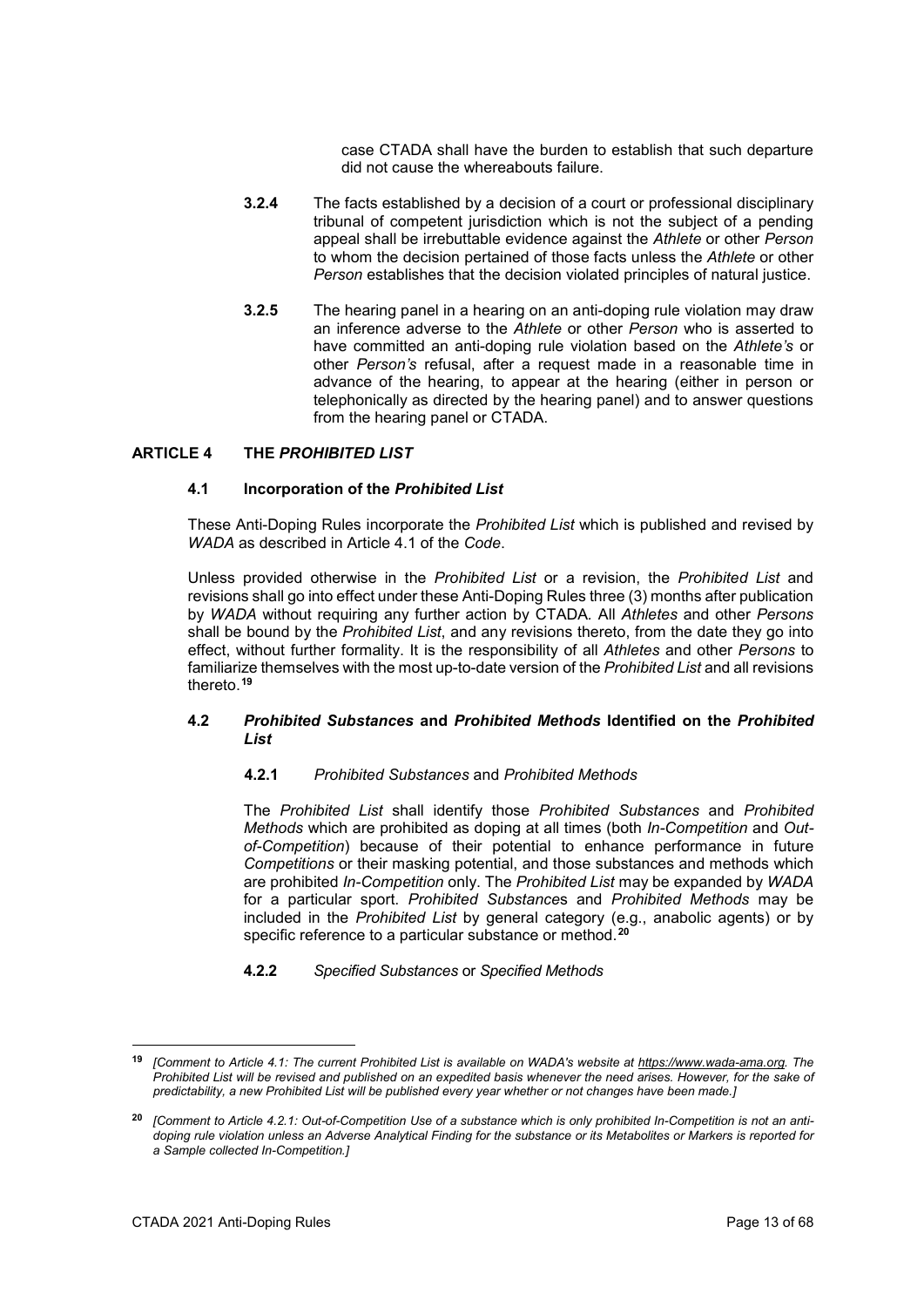case CTADA shall have the burden to establish that such departure did not cause the whereabouts failure.

**3.2.4** The facts established by a decision of a court or professional disciplinary tribunal of competent jurisdiction which is not the subject of a pending appeal shall be irrebuttable evidence against the *Athlete* or other *Person* to whom the decision pertained of those facts unless the *Athlete* or other *Person* establishes that the decision violated principles of natural justice.

**3.2.5** The hearing panel in a hearing on an anti-doping rule violation may draw an inference adverse to the *Athlete* or other *Person* who is asserted to have committed an anti-doping rule violation based on the *Athlete's* or other *Person's* refusal, after a request made in a reasonable time in advance of the hearing, to appear at the hearing (either in person or telephonically as directed by the hearing panel) and to answer questions from the hearing panel or CTADA.

## ARTICLE 4 THE *PROHIBITED LIST*

### 4.1 Incorporation of the *Prohibited List*

These Anti-Doping Rules incorporate the *Prohibited List* which is published and revised by *WADA* as described in Article 4.1 of the *Code*.

Unless provided otherwise in the *Prohibited List* or a revision, the *Prohibited List* and revisions shall go into effect under these Anti-Doping Rules three (3) months after publication by *WADA* without requiring any further action by CTADA. All *Athletes* and other *Persons* shall be bound by the *Prohibited List*, and any revisions thereto, from the date they go into effect, without further formality. It is the responsibility of all *Athletes* and other *Persons* to familiarize themselves with the most up-to-date version of the *Prohibited List* and all revisions thereto.[19]

### 4.2 *Prohibited Substances* and *Prohibited Methods* Identified on the *Prohibited List*

**4.2.1** *Prohibited Substances* and *Prohibited Methods*

The *Prohibited List* shall identify those *Prohibited Substances* and *Prohibited Methods* which are prohibited as doping at all times (both *In-Competition* and *Out-of-Competition*) because of their potential to enhance performance in future *Competitions* or their masking potential, and those substances and methods which are prohibited *In-Competition* only. The *Prohibited List* may be expanded by *WADA* for a particular sport. *Prohibited Substances* and *Prohibited Methods* may be included in the *Prohibited List* by general category (e.g., anabolic agents) or by specific reference to a particular substance or method.[20]

**4.2.2** *Specified Substances* or *Specified Methods*

---

[19] *[Comment to Article 4.1: The current Prohibited List is available on WADA's website at https://www.wada-ama.org. The Prohibited List will be revised and published on an expedited basis whenever the need arises. However, for the sake of predictability, a new Prohibited List will be published every year whether or not changes have been made.]*

[20] *[Comment to Article 4.2.1: Out-of-Competition Use of a substance which is only prohibited In-Competition is not an anti-doping rule violation unless an Adverse Analytical Finding for the substance or its Metabolites or Markers is reported for a Sample collected In-Competition.]*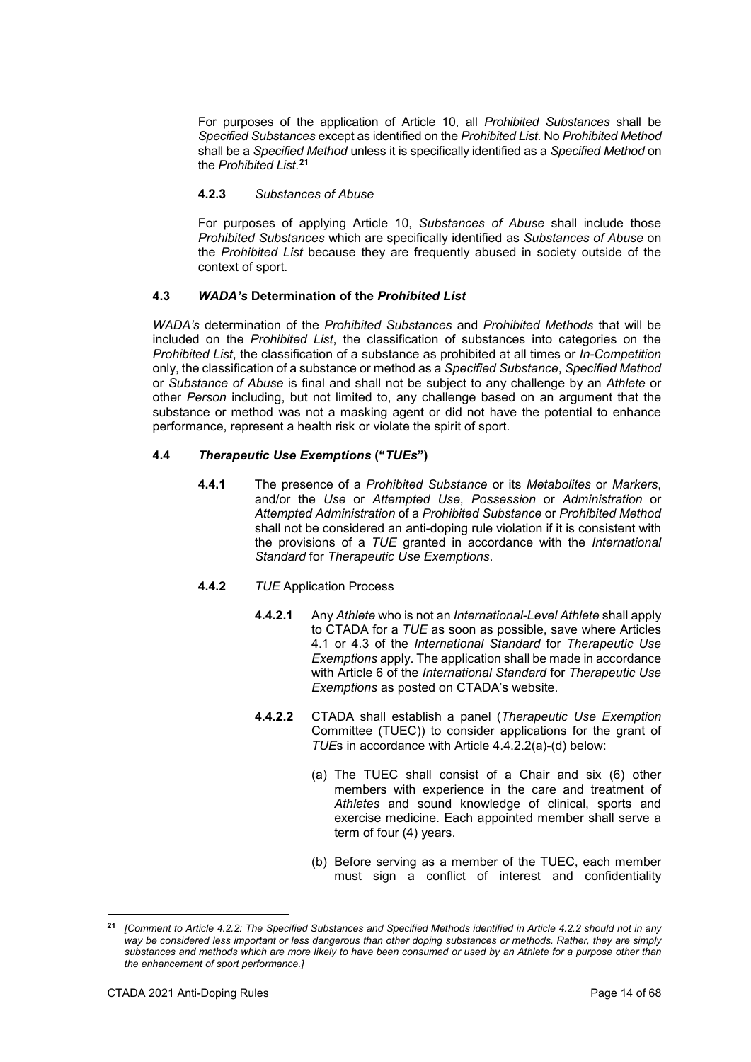For purposes of the application of Article 10, all *Prohibited Substances* shall be *Specified Substances* except as identified on the *Prohibited List*. No *Prohibited Method* shall be a *Specified Method* unless it is specifically identified as a *Specified Method* on the *Prohibited List*.[21]

#### 4.2.3 *Substances of Abuse*

For purposes of applying Article 10, *Substances of Abuse* shall include those *Prohibited Substances* which are specifically identified as *Substances of Abuse* on the *Prohibited List* because they are frequently abused in society outside of the context of sport.

### 4.3 *WADA's* Determination of the *Prohibited List*

*WADA's* determination of the *Prohibited Substances* and *Prohibited Methods* that will be included on the *Prohibited List*, the classification of substances into categories on the *Prohibited List*, the classification of a substance as prohibited at all times or *In-Competition* only, the classification of a substance or method as a *Specified Substance*, *Specified Method* or *Substance of Abuse* is final and shall not be subject to any challenge by an *Athlete* or other *Person* including, but not limited to, any challenge based on an argument that the substance or method was not a masking agent or did not have the potential to enhance performance, represent a health risk or violate the spirit of sport.

### 4.4 *Therapeutic Use Exemptions* ("*TUEs*")

**4.4.1** The presence of a *Prohibited Substance* or its *Metabolites* or *Markers*, and/or the *Use* or *Attempted Use*, *Possession* or *Administration* or *Attempted Administration* of a *Prohibited Substance* or *Prohibited Method* shall not be considered an anti-doping rule violation if it is consistent with the provisions of a *TUE* granted in accordance with the *International Standard* for *Therapeutic Use Exemptions*.

**4.4.2** *TUE* Application Process

**4.4.2.1** Any *Athlete* who is not an *International-Level Athlete* shall apply to CTADA for a *TUE* as soon as possible, save where Articles 4.1 or 4.3 of the *International Standard* for *Therapeutic Use Exemptions* apply. The application shall be made in accordance with Article 6 of the *International Standard* for *Therapeutic Use Exemptions* as posted on CTADA's website.

**4.4.2.2** CTADA shall establish a panel (*Therapeutic Use Exemption* Committee (TUEC)) to consider applications for the grant of *TUE*s in accordance with Article 4.4.2.2(a)-(d) below:

(a) The TUEC shall consist of a Chair and six (6) other members with experience in the care and treatment of *Athletes* and sound knowledge of clinical, sports and exercise medicine. Each appointed member shall serve a term of four (4) years.

(b) Before serving as a member of the TUEC, each member must sign a conflict of interest and confidentiality

---

[21] *[Comment to Article 4.2.2: The Specified Substances and Specified Methods identified in Article 4.2.2 should not in any way be considered less important or less dangerous than other doping substances or methods. Rather, they are simply substances and methods which are more likely to have been consumed or used by an Athlete for a purpose other than the enhancement of sport performance.]*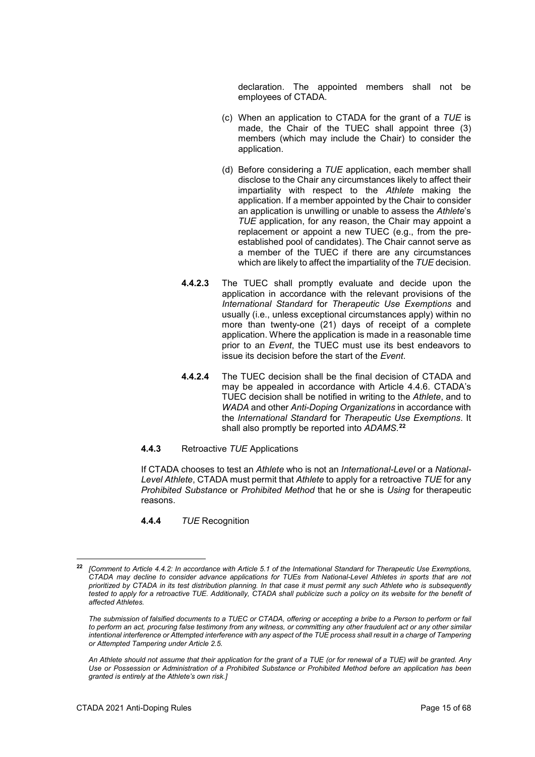declaration. The appointed members shall not be employees of CTADA.

(c) When an application to CTADA for the grant of a *TUE* is made, the Chair of the TUEC shall appoint three (3) members (which may include the Chair) to consider the application.

(d) Before considering a *TUE* application, each member shall disclose to the Chair any circumstances likely to affect their impartiality with respect to the *Athlete* making the application. If a member appointed by the Chair to consider an application is unwilling or unable to assess the *Athlete*'s *TUE* application, for any reason, the Chair may appoint a replacement or appoint a new TUEC (e.g., from the pre-established pool of candidates). The Chair cannot serve as a member of the TUEC if there are any circumstances which are likely to affect the impartiality of the *TUE* decision.

**4.4.2.3** The TUEC shall promptly evaluate and decide upon the application in accordance with the relevant provisions of the *International Standard* for *Therapeutic Use Exemptions* and usually (i.e., unless exceptional circumstances apply) within no more than twenty-one (21) days of receipt of a complete application. Where the application is made in a reasonable time prior to an *Event*, the TUEC must use its best endeavors to issue its decision before the start of the *Event*.

**4.4.2.4** The TUEC decision shall be the final decision of CTADA and may be appealed in accordance with Article 4.4.6. CTADA's TUEC decision shall be notified in writing to the *Athlete*, and to *WADA* and other *Anti-Doping Organizations* in accordance with the *International Standard* for *Therapeutic Use Exemptions*. It shall also promptly be reported into *ADAMS*.[22]

**4.4.3** Retroactive *TUE* Applications

If CTADA chooses to test an *Athlete* who is not an *International-Level* or a *National-Level Athlete*, CTADA must permit that *Athlete* to apply for a retroactive *TUE* for any *Prohibited Substance* or *Prohibited Method* that he or she is *Using* for therapeutic reasons.

**4.4.4** *TUE* Recognition

---

[22] *[Comment to Article 4.4.2: In accordance with Article 5.1 of the International Standard for Therapeutic Use Exemptions, CTADA may decline to consider advance applications for TUEs from National-Level Athletes in sports that are not prioritized by CTADA in its test distribution planning. In that case it must permit any such Athlete who is subsequently tested to apply for a retroactive TUE. Additionally, CTADA shall publicize such a policy on its website for the benefit of affected Athletes.*

*The submission of falsified documents to a TUEC or CTADA, offering or accepting a bribe to a Person to perform or fail to perform an act, procuring false testimony from any witness, or committing any other fraudulent act or any other similar intentional interference or Attempted interference with any aspect of the TUE process shall result in a charge of Tampering or Attempted Tampering under Article 2.5.*

*An Athlete should not assume that their application for the grant of a TUE (or for renewal of a TUE) will be granted. Any Use or Possession or Administration of a Prohibited Substance or Prohibited Method before an application has been granted is entirely at the Athlete's own risk.]*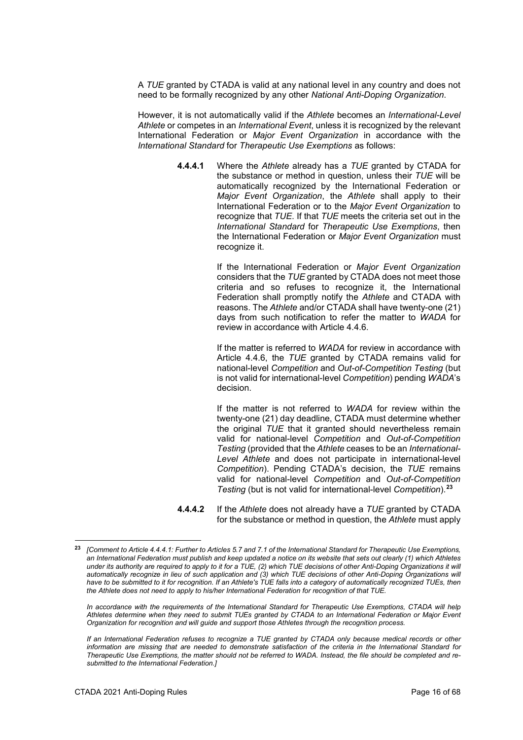A *TUE* granted by CTADA is valid at any national level in any country and does not need to be formally recognized by any other *National Anti-Doping Organization*.

However, it is not automatically valid if the *Athlete* becomes an *International-Level Athlete* or competes in an *International Event*, unless it is recognized by the relevant International Federation or *Major Event Organization* in accordance with the *International Standard* for *Therapeutic Use Exemptions* as follows:

**4.4.4.1** Where the *Athlete* already has a *TUE* granted by CTADA for the substance or method in question, unless their *TUE* will be automatically recognized by the International Federation or *Major Event Organization*, the *Athlete* shall apply to their International Federation or to the *Major Event Organization* to recognize that *TUE*. If that *TUE* meets the criteria set out in the *International Standard* for *Therapeutic Use Exemptions*, then the International Federation or *Major Event Organization* must recognize it.

If the International Federation or *Major Event Organization* considers that the *TUE* granted by CTADA does not meet those criteria and so refuses to recognize it, the International Federation shall promptly notify the *Athlete* and CTADA with reasons. The *Athlete* and/or CTADA shall have twenty-one (21) days from such notification to refer the matter to *WADA* for review in accordance with Article 4.4.6.

If the matter is referred to *WADA* for review in accordance with Article 4.4.6, the *TUE* granted by CTADA remains valid for national-level *Competition* and *Out-of-Competition Testing* (but is not valid for international-level *Competition*) pending *WADA*'s decision.

If the matter is not referred to *WADA* for review within the twenty-one (21) day deadline, CTADA must determine whether the original *TUE* that it granted should nevertheless remain valid for national-level *Competition* and *Out-of-Competition Testing* (provided that the *Athlete* ceases to be an *International-Level Athlete* and does not participate in international-level *Competition*). Pending CTADA's decision, the *TUE* remains valid for national-level *Competition* and *Out-of-Competition Testing* (but is not valid for international-level *Competition*).[23]

**4.4.4.2** If the *Athlete* does not already have a *TUE* granted by CTADA for the substance or method in question, the *Athlete* must apply

---

[23] *[Comment to Article 4.4.4.1: Further to Articles 5.7 and 7.1 of the International Standard for Therapeutic Use Exemptions, an International Federation must publish and keep updated a notice on its website that sets out clearly (1) which Athletes under its authority are required to apply to it for a TUE, (2) which TUE decisions of other Anti-Doping Organizations it will automatically recognize in lieu of such application and (3) which TUE decisions of other Anti-Doping Organizations will have to be submitted to it for recognition. If an Athlete's TUE falls into a category of automatically recognized TUEs, then the Athlete does not need to apply to his/her International Federation for recognition of that TUE.*

*In accordance with the requirements of the International Standard for Therapeutic Use Exemptions, CTADA will help Athletes determine when they need to submit TUEs granted by CTADA to an International Federation or Major Event Organization for recognition and will guide and support those Athletes through the recognition process.*

*If an International Federation refuses to recognize a TUE granted by CTADA only because medical records or other information are missing that are needed to demonstrate satisfaction of the criteria in the International Standard for Therapeutic Use Exemptions, the matter should not be referred to WADA. Instead, the file should be completed and re-submitted to the International Federation.]*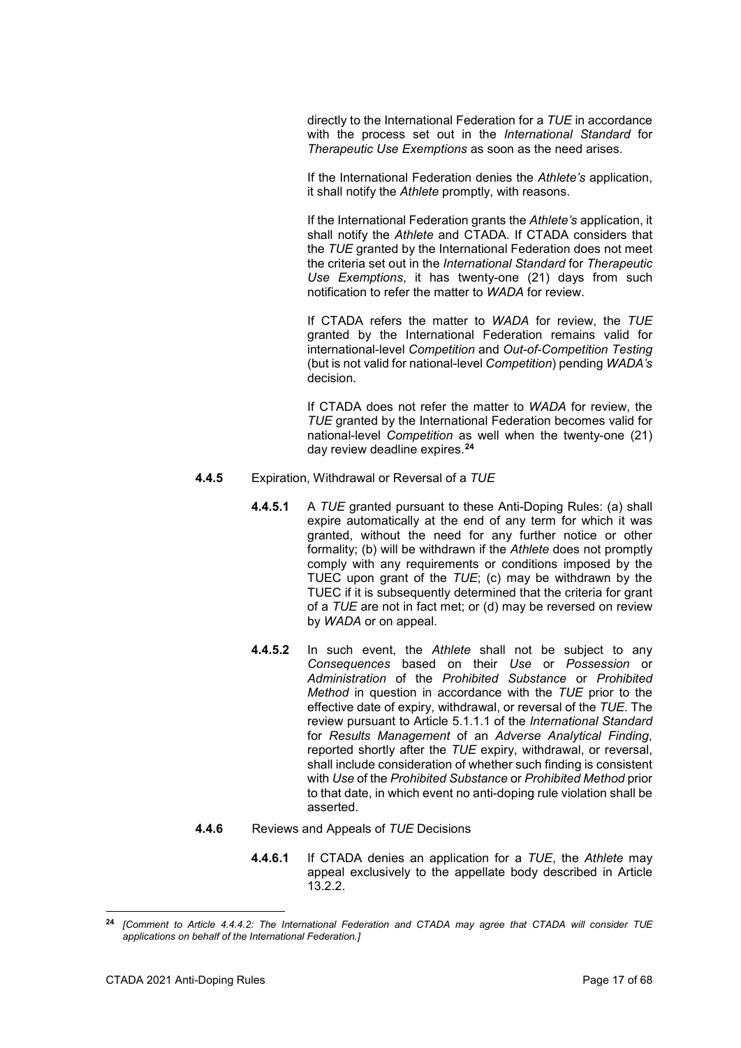directly to the International Federation for a *TUE* in accordance with the process set out in the *International Standard* for *Therapeutic Use Exemptions* as soon as the need arises.

If the International Federation denies the *Athlete's* application, it shall notify the *Athlete* promptly, with reasons.

If the International Federation grants the *Athlete's* application, it shall notify the *Athlete* and CTADA. If CTADA considers that the *TUE* granted by the International Federation does not meet the criteria set out in the *International Standard* for *Therapeutic Use Exemptions*, it has twenty-one (21) days from such notification to refer the matter to *WADA* for review.

If CTADA refers the matter to *WADA* for review, the *TUE* granted by the International Federation remains valid for international-level *Competition* and *Out-of-Competition Testing* (but is not valid for national-level *Competition*) pending *WADA's* decision.

If CTADA does not refer the matter to *WADA* for review, the *TUE* granted by the International Federation becomes valid for national-level *Competition* as well when the twenty-one (21) day review deadline expires.[24]

**4.4.5** Expiration, Withdrawal or Reversal of a *TUE*

**4.4.5.1** A *TUE* granted pursuant to these Anti-Doping Rules: (a) shall expire automatically at the end of any term for which it was granted, without the need for any further notice or other formality; (b) will be withdrawn if the *Athlete* does not promptly comply with any requirements or conditions imposed by the TUEC upon grant of the *TUE*; (c) may be withdrawn by the TUEC if it is subsequently determined that the criteria for grant of a *TUE* are not in fact met; or (d) may be reversed on review by *WADA* or on appeal.

**4.4.5.2** In such event, the *Athlete* shall not be subject to any *Consequences* based on their *Use* or *Possession* or *Administration* of the *Prohibited Substance* or *Prohibited Method* in question in accordance with the *TUE* prior to the effective date of expiry, withdrawal, or reversal of the *TUE*. The review pursuant to Article 5.1.1.1 of the *International Standard* for *Results Management* of an *Adverse Analytical Finding*, reported shortly after the *TUE* expiry, withdrawal, or reversal, shall include consideration of whether such finding is consistent with *Use* of the *Prohibited Substance* or *Prohibited Method* prior to that date, in which event no anti-doping rule violation shall be asserted.

**4.4.6** Reviews and Appeals of *TUE* Decisions

**4.4.6.1** If CTADA denies an application for a *TUE*, the *Athlete* may appeal exclusively to the appellate body described in Article 13.2.2.

---

[24] *[Comment to Article 4.4.4.2: The International Federation and CTADA may agree that CTADA will consider TUE applications on behalf of the International Federation.]*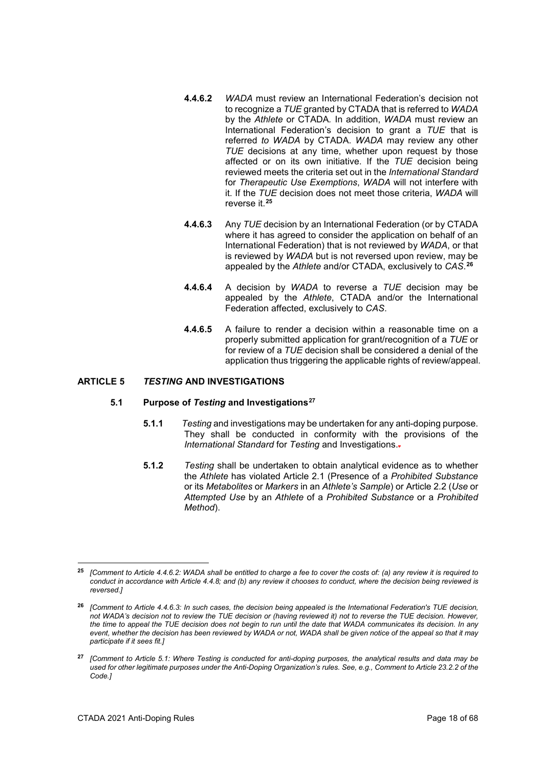**4.4.6.2** *WADA* must review an International Federation's decision not to recognize a *TUE* granted by CTADA that is referred to *WADA* by the *Athlete* or CTADA. In addition, *WADA* must review an International Federation's decision to grant a *TUE* that is referred *to WADA* by CTADA. *WADA* may review any other *TUE* decisions at any time, whether upon request by those affected or on its own initiative. If the *TUE* decision being reviewed meets the criteria set out in the *International Standard* for *Therapeutic Use Exemptions*, *WADA* will not interfere with it. If the *TUE* decision does not meet those criteria, *WADA* will reverse it.[25]

**4.4.6.3** Any *TUE* decision by an International Federation (or by CTADA where it has agreed to consider the application on behalf of an International Federation) that is not reviewed by *WADA*, or that is reviewed by *WADA* but is not reversed upon review, may be appealed by the *Athlete* and/or CTADA, exclusively to *CAS*.[26]

**4.4.6.4** A decision by *WADA* to reverse a *TUE* decision may be appealed by the *Athlete*, CTADA and/or the International Federation affected, exclusively to *CAS*.

**4.4.6.5** A failure to render a decision within a reasonable time on a properly submitted application for grant/recognition of a *TUE* or for review of a *TUE* decision shall be considered a denial of the application thus triggering the applicable rights of review/appeal.

## ARTICLE 5 *TESTING* AND INVESTIGATIONS

### 5.1 Purpose of *Testing* and Investigations[27]

**5.1.1** *Testing* and investigations may be undertaken for any anti-doping purpose. They shall be conducted in conformity with the provisions of the *International Standard* for *Testing* and Investigations.

**5.1.2** *Testing* shall be undertaken to obtain analytical evidence as to whether the *Athlete* has violated Article 2.1 (Presence of a *Prohibited Substance* or its *Metabolites* or *Markers* in an *Athlete's Sample*) or Article 2.2 (*Use* or *Attempted Use* by an *Athlete* of a *Prohibited Substance* or a *Prohibited Method*).

---

[25] *[Comment to Article 4.4.6.2: WADA shall be entitled to charge a fee to cover the costs of: (a) any review it is required to conduct in accordance with Article 4.4.8; and (b) any review it chooses to conduct, where the decision being reviewed is reversed.]*

[26] *[Comment to Article 4.4.6.3: In such cases, the decision being appealed is the International Federation's TUE decision, not WADA's decision not to review the TUE decision or (having reviewed it) not to reverse the TUE decision. However, the time to appeal the TUE decision does not begin to run until the date that WADA communicates its decision. In any event, whether the decision has been reviewed by WADA or not, WADA shall be given notice of the appeal so that it may participate if it sees fit.]*

[27] *[Comment to Article 5.1: Where Testing is conducted for anti-doping purposes, the analytical results and data may be used for other legitimate purposes under the Anti-Doping Organization's rules. See, e.g., Comment to Article 23.2.2 of the Code.]*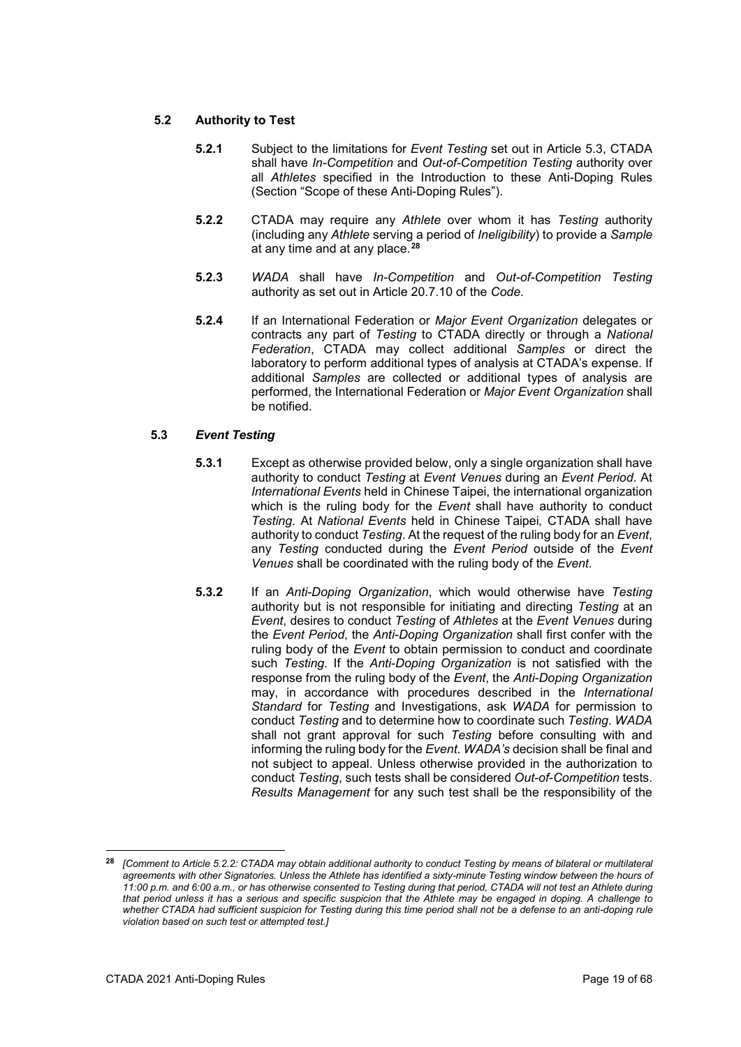### 5.2 Authority to Test

**5.2.1** Subject to the limitations for *Event Testing* set out in Article 5.3, CTADA shall have *In-Competition* and *Out-of-Competition Testing* authority over all *Athletes* specified in the Introduction to these Anti-Doping Rules (Section "Scope of these Anti-Doping Rules").

**5.2.2** CTADA may require any *Athlete* over whom it has *Testing* authority (including any *Athlete* serving a period of *Ineligibility*) to provide a *Sample* at any time and at any place.[28]

**5.2.3** *WADA* shall have *In-Competition* and *Out-of-Competition Testing* authority as set out in Article 20.7.10 of the *Code*.

**5.2.4** If an International Federation or *Major Event Organization* delegates or contracts any part of *Testing* to CTADA directly or through a *National Federation*, CTADA may collect additional *Samples* or direct the laboratory to perform additional types of analysis at CTADA's expense. If additional *Samples* are collected or additional types of analysis are performed, the International Federation or *Major Event Organization* shall be notified.

### 5.3 *Event Testing*

**5.3.1** Except as otherwise provided below, only a single organization shall have authority to conduct *Testing* at *Event Venues* during an *Event Period*. At *International Events* held in Chinese Taipei, the international organization which is the ruling body for the *Event* shall have authority to conduct *Testing*. At *National Events* held in Chinese Taipei, CTADA shall have authority to conduct *Testing*. At the request of the ruling body for an *Event*, any *Testing* conducted during the *Event Period* outside of the *Event Venues* shall be coordinated with the ruling body of the *Event*.

**5.3.2** If an *Anti-Doping Organization*, which would otherwise have *Testing* authority but is not responsible for initiating and directing *Testing* at an *Event*, desires to conduct *Testing* of *Athletes* at the *Event Venues* during the *Event Period*, the *Anti-Doping Organization* shall first confer with the ruling body of the *Event* to obtain permission to conduct and coordinate such *Testing*. If the *Anti-Doping Organization* is not satisfied with the response from the ruling body of the *Event*, the *Anti-Doping Organization* may, in accordance with procedures described in the *International Standard* for *Testing* and Investigations, ask *WADA* for permission to conduct *Testing* and to determine how to coordinate such *Testing*. *WADA* shall not grant approval for such *Testing* before consulting with and informing the ruling body for the *Event*. *WADA's* decision shall be final and not subject to appeal. Unless otherwise provided in the authorization to conduct *Testing*, such tests shall be considered *Out-of-Competition* tests. *Results Management* for any such test shall be the responsibility of the

---

[28] *[Comment to Article 5.2.2: CTADA may obtain additional authority to conduct Testing by means of bilateral or multilateral agreements with other Signatories. Unless the Athlete has identified a sixty-minute Testing window between the hours of 11:00 p.m. and 6:00 a.m., or has otherwise consented to Testing during that period, CTADA will not test an Athlete during that period unless it has a serious and specific suspicion that the Athlete may be engaged in doping. A challenge to whether CTADA had sufficient suspicion for Testing during this time period shall not be a defense to an anti-doping rule violation based on such test or attempted test.]*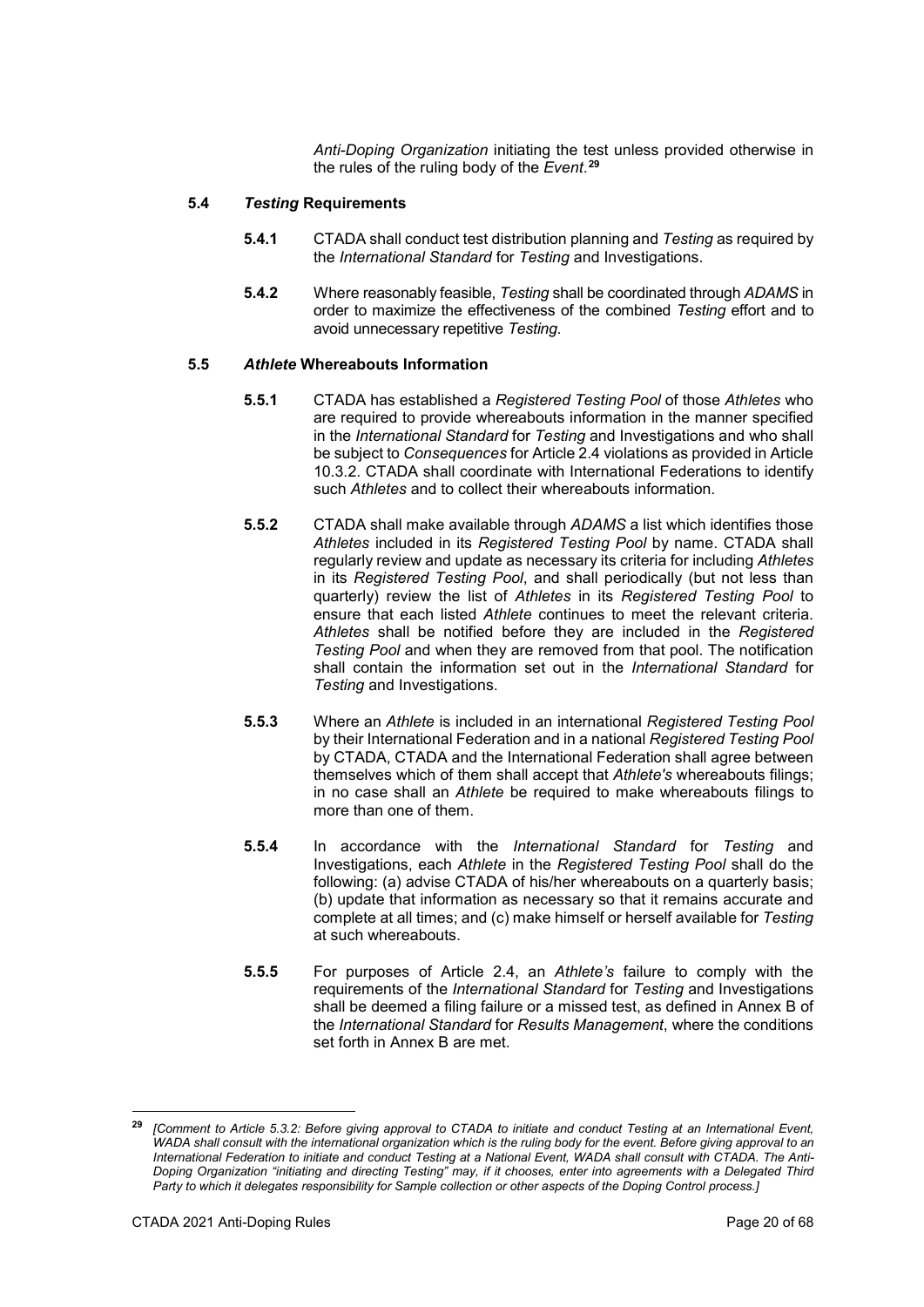*Anti-Doping Organization* initiating the test unless provided otherwise in the rules of the ruling body of the *Event*.[29]

### 5.4 *Testing* Requirements

**5.4.1** CTADA shall conduct test distribution planning and *Testing* as required by the *International Standard* for *Testing* and Investigations.

**5.4.2** Where reasonably feasible, *Testing* shall be coordinated through *ADAMS* in order to maximize the effectiveness of the combined *Testing* effort and to avoid unnecessary repetitive *Testing*.

### 5.5 *Athlete* Whereabouts Information

**5.5.1** CTADA has established a *Registered Testing Pool* of those *Athletes* who are required to provide whereabouts information in the manner specified in the *International Standard* for *Testing* and Investigations and who shall be subject to *Consequences* for Article 2.4 violations as provided in Article 10.3.2. CTADA shall coordinate with International Federations to identify such *Athletes* and to collect their whereabouts information.

**5.5.2** CTADA shall make available through *ADAMS* a list which identifies those *Athletes* included in its *Registered Testing Pool* by name. CTADA shall regularly review and update as necessary its criteria for including *Athletes* in its *Registered Testing Pool*, and shall periodically (but not less than quarterly) review the list of *Athletes* in its *Registered Testing Pool* to ensure that each listed *Athlete* continues to meet the relevant criteria. *Athletes* shall be notified before they are included in the *Registered Testing Pool* and when they are removed from that pool. The notification shall contain the information set out in the *International Standard* for *Testing* and Investigations.

**5.5.3** Where an *Athlete* is included in an international *Registered Testing Pool* by their International Federation and in a national *Registered Testing Pool* by CTADA, CTADA and the International Federation shall agree between themselves which of them shall accept that *Athlete's* whereabouts filings; in no case shall an *Athlete* be required to make whereabouts filings to more than one of them.

**5.5.4** In accordance with the *International Standard* for *Testing* and Investigations, each *Athlete* in the *Registered Testing Pool* shall do the following: (a) advise CTADA of his/her whereabouts on a quarterly basis; (b) update that information as necessary so that it remains accurate and complete at all times; and (c) make himself or herself available for *Testing* at such whereabouts.

**5.5.5** For purposes of Article 2.4, an *Athlete's* failure to comply with the requirements of the *International Standard* for *Testing* and Investigations shall be deemed a filing failure or a missed test, as defined in Annex B of the *International Standard* for *Results Management*, where the conditions set forth in Annex B are met.

---

[29] *[Comment to Article 5.3.2: Before giving approval to CTADA to initiate and conduct Testing at an International Event, WADA shall consult with the international organization which is the ruling body for the event. Before giving approval to an International Federation to initiate and conduct Testing at a National Event, WADA shall consult with CTADA. The Anti-Doping Organization "initiating and directing Testing" may, if it chooses, enter into agreements with a Delegated Third Party to which it delegates responsibility for Sample collection or other aspects of the Doping Control process.]*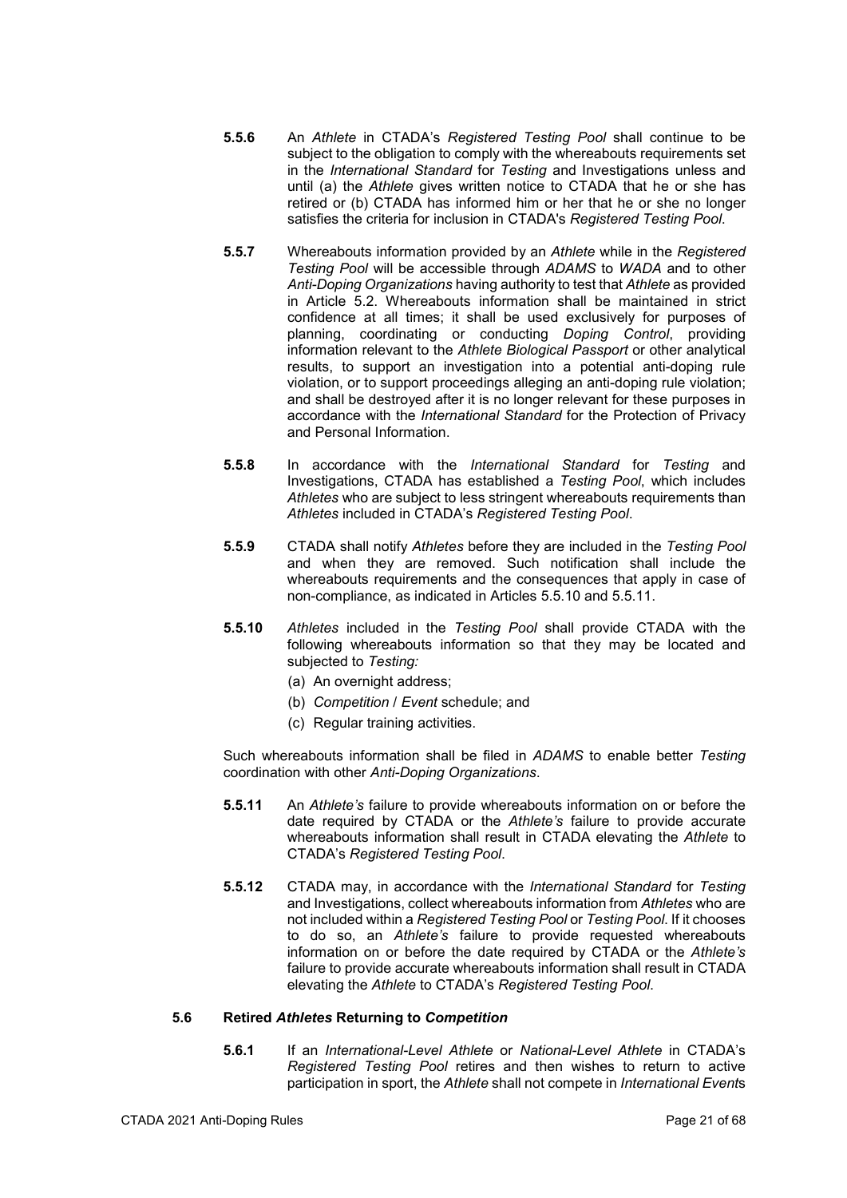**5.5.6** An *Athlete* in CTADA's *Registered Testing Pool* shall continue to be subject to the obligation to comply with the whereabouts requirements set in the *International Standard* for *Testing* and Investigations unless and until (a) the *Athlete* gives written notice to CTADA that he or she has retired or (b) CTADA has informed him or her that he or she no longer satisfies the criteria for inclusion in CTADA's *Registered Testing Pool*.

**5.5.7** Whereabouts information provided by an *Athlete* while in the *Registered Testing Pool* will be accessible through *ADAMS* to *WADA* and to other *Anti-Doping Organizations* having authority to test that *Athlete* as provided in Article 5.2. Whereabouts information shall be maintained in strict confidence at all times; it shall be used exclusively for purposes of planning, coordinating or conducting *Doping Control*, providing information relevant to the *Athlete Biological Passport* or other analytical results, to support an investigation into a potential anti-doping rule violation, or to support proceedings alleging an anti-doping rule violation; and shall be destroyed after it is no longer relevant for these purposes in accordance with the *International Standard* for the Protection of Privacy and Personal Information.

**5.5.8** In accordance with the *International Standard* for *Testing* and Investigations, CTADA has established a *Testing Pool*, which includes *Athletes* who are subject to less stringent whereabouts requirements than *Athletes* included in CTADA's *Registered Testing Pool*.

**5.5.9** CTADA shall notify *Athletes* before they are included in the *Testing Pool* and when they are removed. Such notification shall include the whereabouts requirements and the consequences that apply in case of non-compliance, as indicated in Articles 5.5.10 and 5.5.11.

**5.5.10** *Athletes* included in the *Testing Pool* shall provide CTADA with the following whereabouts information so that they may be located and subjected to *Testing:*

(a) An overnight address;

(b) *Competition* / *Event* schedule; and

(c) Regular training activities.

Such whereabouts information shall be filed in *ADAMS* to enable better *Testing* coordination with other *Anti-Doping Organizations*.

**5.5.11** An *Athlete's* failure to provide whereabouts information on or before the date required by CTADA or the *Athlete's* failure to provide accurate whereabouts information shall result in CTADA elevating the *Athlete* to CTADA's *Registered Testing Pool*.

**5.5.12** CTADA may, in accordance with the *International Standard* for *Testing* and Investigations, collect whereabouts information from *Athletes* who are not included within a *Registered Testing Pool* or *Testing Pool*. If it chooses to do so, an *Athlete's* failure to provide requested whereabouts information on or before the date required by CTADA or the *Athlete's* failure to provide accurate whereabouts information shall result in CTADA elevating the *Athlete* to CTADA's *Registered Testing Pool*.

### 5.6 Retired *Athletes* Returning to *Competition*

**5.6.1** If an *International-Level Athlete* or *National-Level Athlete* in CTADA's *Registered Testing Pool* retires and then wishes to return to active participation in sport, the *Athlete* shall not compete in *International Event*s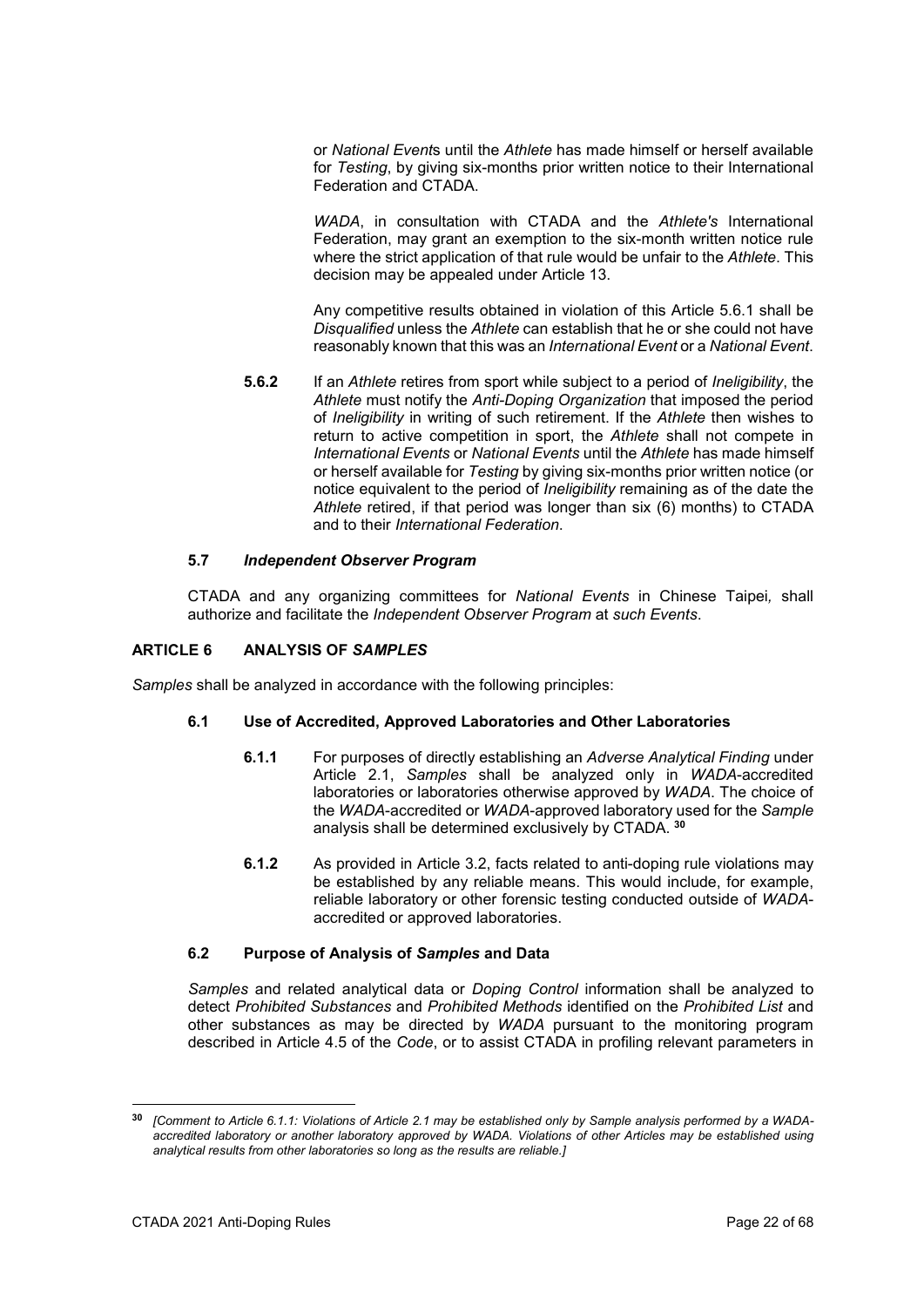or *National Event*s until the *Athlete* has made himself or herself available for *Testing*, by giving six-months prior written notice to their International Federation and CTADA.

*WADA*, in consultation with CTADA and the *Athlete's* International Federation, may grant an exemption to the six-month written notice rule where the strict application of that rule would be unfair to the *Athlete*. This decision may be appealed under Article 13.

Any competitive results obtained in violation of this Article 5.6.1 shall be *Disqualified* unless the *Athlete* can establish that he or she could not have reasonably known that this was an *International Event* or a *National Event*.

**5.6.2** If an *Athlete* retires from sport while subject to a period of *Ineligibility*, the *Athlete* must notify the *Anti-Doping Organization* that imposed the period of *Ineligibility* in writing of such retirement. If the *Athlete* then wishes to return to active competition in sport, the *Athlete* shall not compete in *International Events* or *National Events* until the *Athlete* has made himself or herself available for *Testing* by giving six-months prior written notice (or notice equivalent to the period of *Ineligibility* remaining as of the date the *Athlete* retired, if that period was longer than six (6) months) to CTADA and to their *International Federation*.

### 5.7 *Independent Observer Program*

CTADA and any organizing committees for *National Events* in Chinese Taipei*,* shall authorize and facilitate the *Independent Observer Program* at *such Events*.

## ARTICLE 6 ANALYSIS OF *SAMPLES*

*Samples* shall be analyzed in accordance with the following principles:

### 6.1 Use of Accredited, Approved Laboratories and Other Laboratories

**6.1.1** For purposes of directly establishing an *Adverse Analytical Finding* under Article 2.1, *Samples* shall be analyzed only in *WADA*-accredited laboratories or laboratories otherwise approved by *WADA*. The choice of the *WADA*-accredited or *WADA*-approved laboratory used for the *Sample* analysis shall be determined exclusively by CTADA. [30]

**6.1.2** As provided in Article 3.2, facts related to anti-doping rule violations may be established by any reliable means. This would include, for example, reliable laboratory or other forensic testing conducted outside of *WADA*-accredited or approved laboratories.

### 6.2 Purpose of Analysis of *Samples* and Data

*Samples* and related analytical data or *Doping Control* information shall be analyzed to detect *Prohibited Substances* and *Prohibited Methods* identified on the *Prohibited List* and other substances as may be directed by *WADA* pursuant to the monitoring program described in Article 4.5 of the *Code*, or to assist CTADA in profiling relevant parameters in

---

[30] *[Comment to Article 6.1.1: Violations of Article 2.1 may be established only by Sample analysis performed by a WADA-accredited laboratory or another laboratory approved by WADA. Violations of other Articles may be established using analytical results from other laboratories so long as the results are reliable.]*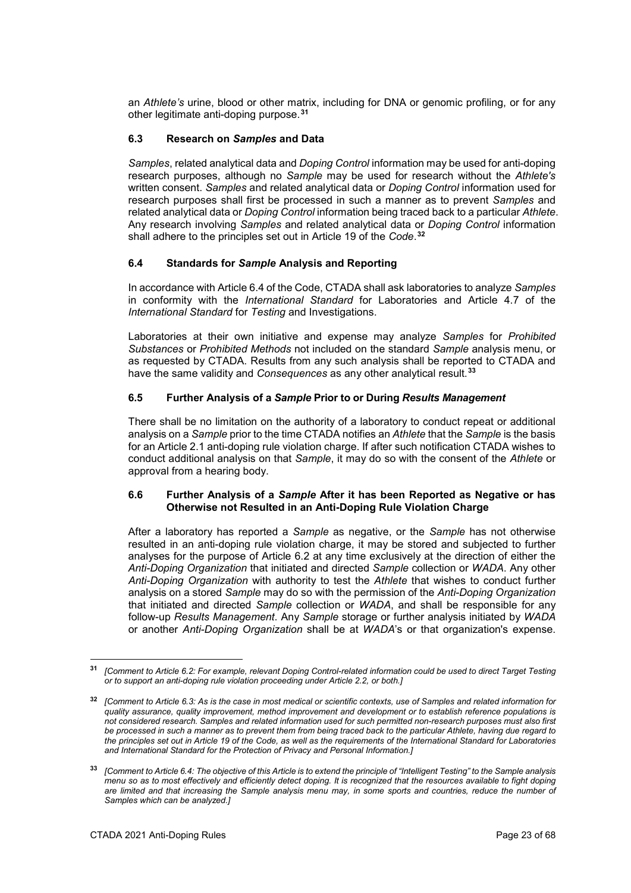an *Athlete's* urine, blood or other matrix, including for DNA or genomic profiling, or for any other legitimate anti-doping purpose.[31]

### 6.3 Research on *Samples* and Data

*Samples*, related analytical data and *Doping Control* information may be used for anti-doping research purposes, although no *Sample* may be used for research without the *Athlete's* written consent. *Samples* and related analytical data or *Doping Control* information used for research purposes shall first be processed in such a manner as to prevent *Samples* and related analytical data or *Doping Control* information being traced back to a particular *Athlete*. Any research involving *Samples* and related analytical data or *Doping Control* information shall adhere to the principles set out in Article 19 of the *Code*.[32]

### 6.4 Standards for *Sample* Analysis and Reporting

In accordance with Article 6.4 of the Code, CTADA shall ask laboratories to analyze *Samples* in conformity with the *International Standard* for Laboratories and Article 4.7 of the *International Standard* for *Testing* and Investigations.

Laboratories at their own initiative and expense may analyze *Samples* for *Prohibited Substances* or *Prohibited Methods* not included on the standard *Sample* analysis menu, or as requested by CTADA. Results from any such analysis shall be reported to CTADA and have the same validity and *Consequences* as any other analytical result.[33]

### 6.5 Further Analysis of a *Sample* Prior to or During *Results Management*

There shall be no limitation on the authority of a laboratory to conduct repeat or additional analysis on a *Sample* prior to the time CTADA notifies an *Athlete* that the *Sample* is the basis for an Article 2.1 anti-doping rule violation charge. If after such notification CTADA wishes to conduct additional analysis on that *Sample*, it may do so with the consent of the *Athlete* or approval from a hearing body.

### 6.6 Further Analysis of a *Sample* After it has been Reported as Negative or has Otherwise not Resulted in an Anti-Doping Rule Violation Charge

After a laboratory has reported a *Sample* as negative, or the *Sample* has not otherwise resulted in an anti-doping rule violation charge, it may be stored and subjected to further analyses for the purpose of Article 6.2 at any time exclusively at the direction of either the *Anti-Doping Organization* that initiated and directed *Sample* collection or *WADA*. Any other *Anti-Doping Organization* with authority to test the *Athlete* that wishes to conduct further analysis on a stored *Sample* may do so with the permission of the *Anti-Doping Organization* that initiated and directed *Sample* collection or *WADA*, and shall be responsible for any follow-up *Results Management*. Any *Sample* storage or further analysis initiated by *WADA* or another *Anti-Doping Organization* shall be at *WADA*'s or that organization's expense.

---

[31] *[Comment to Article 6.2: For example, relevant Doping Control-related information could be used to direct Target Testing or to support an anti-doping rule violation proceeding under Article 2.2, or both.]*

[32] *[Comment to Article 6.3: As is the case in most medical or scientific contexts, use of Samples and related information for quality assurance, quality improvement, method improvement and development or to establish reference populations is not considered research. Samples and related information used for such permitted non-research purposes must also first be processed in such a manner as to prevent them from being traced back to the particular Athlete, having due regard to the principles set out in Article 19 of the Code, as well as the requirements of the International Standard for Laboratories and International Standard for the Protection of Privacy and Personal Information.]*

[33] *[Comment to Article 6.4: The objective of this Article is to extend the principle of "Intelligent Testing" to the Sample analysis menu so as to most effectively and efficiently detect doping. It is recognized that the resources available to fight doping are limited and that increasing the Sample analysis menu may, in some sports and countries, reduce the number of Samples which can be analyzed.]*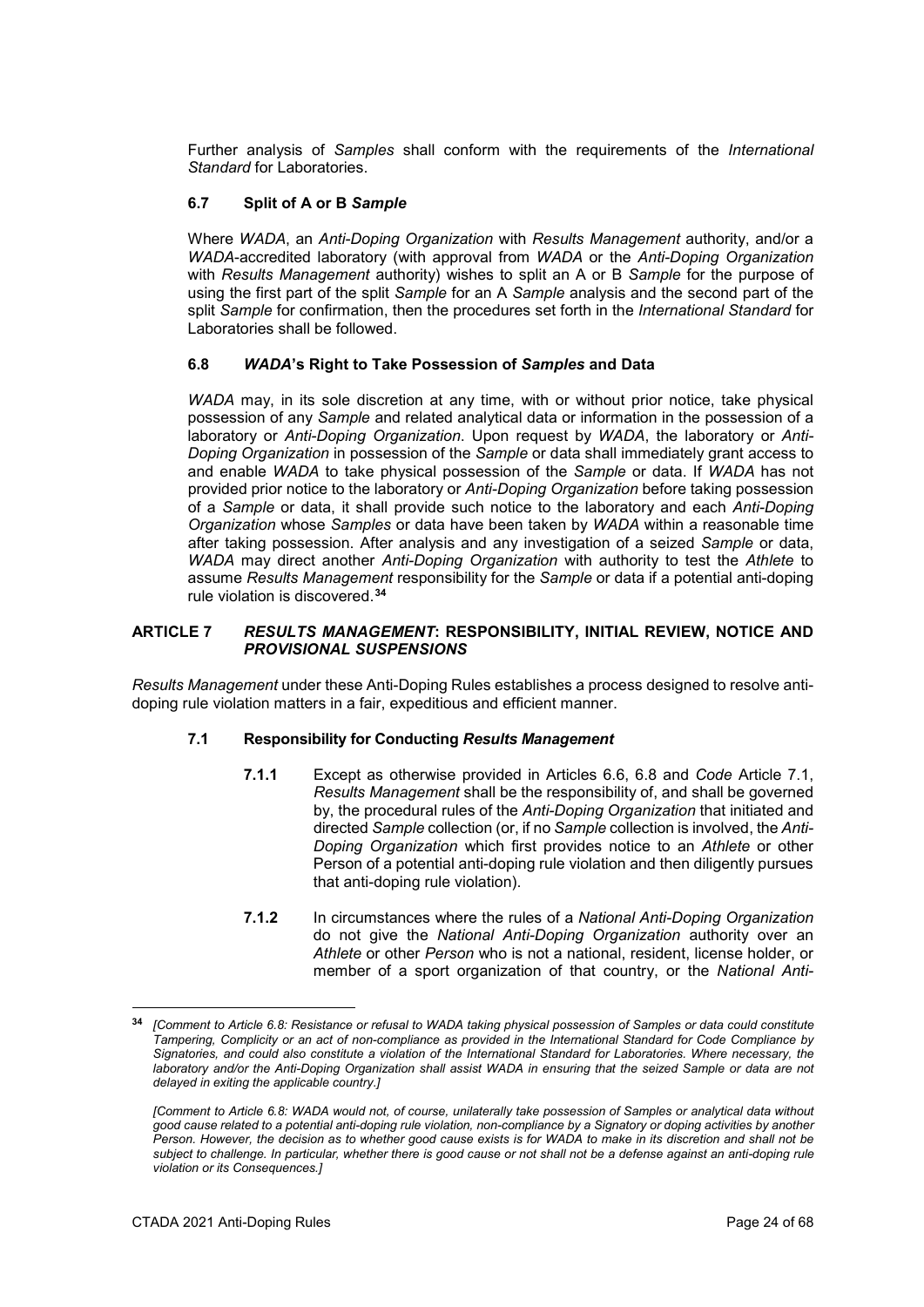Further analysis of *Samples* shall conform with the requirements of the *International Standard* for Laboratories.

### 6.7 Split of A or B *Sample*

Where *WADA*, an *Anti-Doping Organization* with *Results Management* authority, and/or a *WADA*-accredited laboratory (with approval from *WADA* or the *Anti-Doping Organization* with *Results Management* authority) wishes to split an A or B *Sample* for the purpose of using the first part of the split *Sample* for an A *Sample* analysis and the second part of the split *Sample* for confirmation, then the procedures set forth in the *International Standard* for Laboratories shall be followed.

### 6.8 *WADA*'s Right to Take Possession of *Samples* and Data

*WADA* may, in its sole discretion at any time, with or without prior notice, take physical possession of any *Sample* and related analytical data or information in the possession of a laboratory or *Anti-Doping Organization*. Upon request by *WADA*, the laboratory or *Anti-Doping Organization* in possession of the *Sample* or data shall immediately grant access to and enable *WADA* to take physical possession of the *Sample* or data. If *WADA* has not provided prior notice to the laboratory or *Anti-Doping Organization* before taking possession of a *Sample* or data, it shall provide such notice to the laboratory and each *Anti-Doping Organization* whose *Samples* or data have been taken by *WADA* within a reasonable time after taking possession. After analysis and any investigation of a seized *Sample* or data, *WADA* may direct another *Anti-Doping Organization* with authority to test the *Athlete* to assume *Results Management* responsibility for the *Sample* or data if a potential anti-doping rule violation is discovered.[34]

## ARTICLE 7 *RESULTS MANAGEMENT*: RESPONSIBILITY, INITIAL REVIEW, NOTICE AND *PROVISIONAL SUSPENSIONS*

*Results Management* under these Anti-Doping Rules establishes a process designed to resolve anti-doping rule violation matters in a fair, expeditious and efficient manner.

### 7.1 Responsibility for Conducting *Results Management*

**7.1.1** Except as otherwise provided in Articles 6.6, 6.8 and *Code* Article 7.1, *Results Management* shall be the responsibility of, and shall be governed by, the procedural rules of the *Anti-Doping Organization* that initiated and directed *Sample* collection (or, if no *Sample* collection is involved, the *Anti-Doping Organization* which first provides notice to an *Athlete* or other Person of a potential anti-doping rule violation and then diligently pursues that anti-doping rule violation).

**7.1.2** In circumstances where the rules of a *National Anti-Doping Organization* do not give the *National Anti-Doping Organization* authority over an *Athlete* or other *Person* who is not a national, resident, license holder, or member of a sport organization of that country, or the *National Anti-*

---

[34] *[Comment to Article 6.8: Resistance or refusal to WADA taking physical possession of Samples or data could constitute Tampering, Complicity or an act of non-compliance as provided in the International Standard for Code Compliance by Signatories, and could also constitute a violation of the International Standard for Laboratories. Where necessary, the laboratory and/or the Anti-Doping Organization shall assist WADA in ensuring that the seized Sample or data are not delayed in exiting the applicable country.]*

*[Comment to Article 6.8: WADA would not, of course, unilaterally take possession of Samples or analytical data without good cause related to a potential anti-doping rule violation, non-compliance by a Signatory or doping activities by another Person. However, the decision as to whether good cause exists is for WADA to make in its discretion and shall not be subject to challenge. In particular, whether there is good cause or not shall not be a defense against an anti-doping rule violation or its Consequences.]*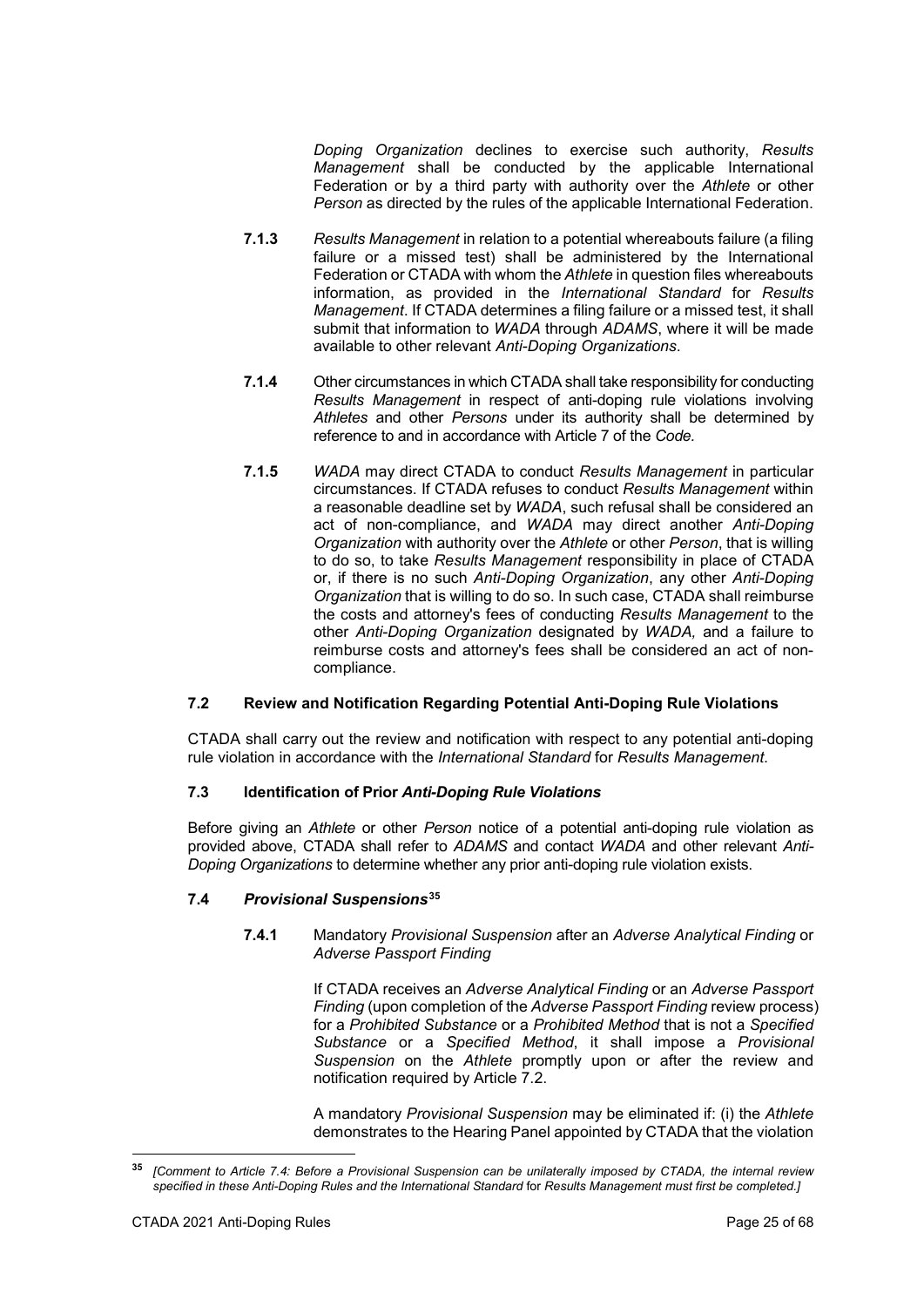*Doping Organization* declines to exercise such authority, *Results Management* shall be conducted by the applicable International Federation or by a third party with authority over the *Athlete* or other *Person* as directed by the rules of the applicable International Federation.

**7.1.3** *Results Management* in relation to a potential whereabouts failure (a filing failure or a missed test) shall be administered by the International Federation or CTADA with whom the *Athlete* in question files whereabouts information, as provided in the *International Standard* for *Results Management*. If CTADA determines a filing failure or a missed test, it shall submit that information to *WADA* through *ADAMS*, where it will be made available to other relevant *Anti-Doping Organizations*.

**7.1.4** Other circumstances in which CTADA shall take responsibility for conducting *Results Management* in respect of anti-doping rule violations involving *Athletes* and other *Persons* under its authority shall be determined by reference to and in accordance with Article 7 of the *Code.*

**7.1.5** *WADA* may direct CTADA to conduct *Results Management* in particular circumstances. If CTADA refuses to conduct *Results Management* within a reasonable deadline set by *WADA*, such refusal shall be considered an act of non-compliance, and *WADA* may direct another *Anti-Doping Organization* with authority over the *Athlete* or other *Person*, that is willing to do so, to take *Results Management* responsibility in place of CTADA or, if there is no such *Anti-Doping Organization*, any other *Anti-Doping Organization* that is willing to do so. In such case, CTADA shall reimburse the costs and attorney's fees of conducting *Results Management* to the other *Anti-Doping Organization* designated by *WADA,* and a failure to reimburse costs and attorney's fees shall be considered an act of non-compliance.

### 7.2 Review and Notification Regarding Potential Anti-Doping Rule Violations

CTADA shall carry out the review and notification with respect to any potential anti-doping rule violation in accordance with the *International Standard* for *Results Management*.

### 7.3 Identification of Prior *Anti-Doping Rule Violations*

Before giving an *Athlete* or other *Person* notice of a potential anti-doping rule violation as provided above, CTADA shall refer to *ADAMS* and contact *WADA* and other relevant *Anti-Doping Organizations* to determine whether any prior anti-doping rule violation exists.

### 7.4 *Provisional Suspensions*[35]

**7.4.1** Mandatory *Provisional Suspension* after an *Adverse Analytical Finding* or *Adverse Passport Finding*

If CTADA receives an *Adverse Analytical Finding* or an *Adverse Passport Finding* (upon completion of the *Adverse Passport Finding* review process) for a *Prohibited Substance* or a *Prohibited Method* that is not a *Specified Substance* or a *Specified Method*, it shall impose a *Provisional Suspension* on the *Athlete* promptly upon or after the review and notification required by Article 7.2.

A mandatory *Provisional Suspension* may be eliminated if: (i) the *Athlete* demonstrates to the Hearing Panel appointed by CTADA that the violation

---

[35] *[Comment to Article 7.4: Before a Provisional Suspension can be unilaterally imposed by CTADA, the internal review specified in these Anti-Doping Rules and the International Standard* for *Results Management must first be completed.]*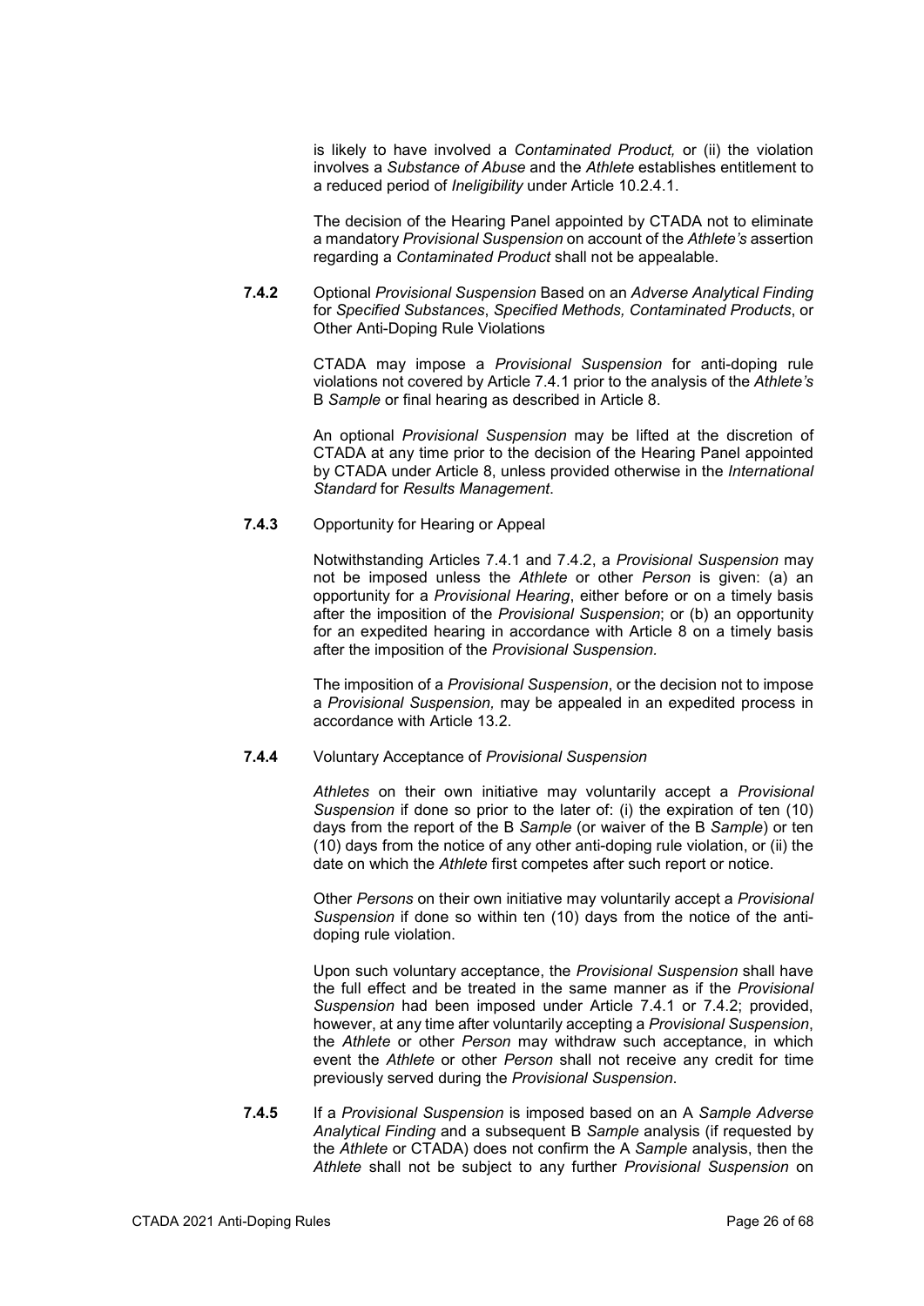is likely to have involved a *Contaminated Product,* or (ii) the violation involves a *Substance of Abuse* and the *Athlete* establishes entitlement to a reduced period of *Ineligibility* under Article 10.2.4.1.

The decision of the Hearing Panel appointed by CTADA not to eliminate a mandatory *Provisional Suspension* on account of the *Athlete's* assertion regarding a *Contaminated Product* shall not be appealable.

**7.4.2** Optional *Provisional Suspension* Based on an *Adverse Analytical Finding* for *Specified Substances*, *Specified Methods, Contaminated Products*, or Other Anti-Doping Rule Violations

CTADA may impose a *Provisional Suspension* for anti-doping rule violations not covered by Article 7.4.1 prior to the analysis of the *Athlete's* B *Sample* or final hearing as described in Article 8.

An optional *Provisional Suspension* may be lifted at the discretion of CTADA at any time prior to the decision of the Hearing Panel appointed by CTADA under Article 8, unless provided otherwise in the *International Standard* for *Results Management*.

**7.4.3** Opportunity for Hearing or Appeal

Notwithstanding Articles 7.4.1 and 7.4.2, a *Provisional Suspension* may not be imposed unless the *Athlete* or other *Person* is given: (a) an opportunity for a *Provisional Hearing*, either before or on a timely basis after the imposition of the *Provisional Suspension*; or (b) an opportunity for an expedited hearing in accordance with Article 8 on a timely basis after the imposition of the *Provisional Suspension.*

The imposition of a *Provisional Suspension*, or the decision not to impose a *Provisional Suspension,* may be appealed in an expedited process in accordance with Article 13.2.

**7.4.4** Voluntary Acceptance of *Provisional Suspension*

*Athletes* on their own initiative may voluntarily accept a *Provisional Suspension* if done so prior to the later of: (i) the expiration of ten (10) days from the report of the B *Sample* (or waiver of the B *Sample*) or ten (10) days from the notice of any other anti-doping rule violation, or (ii) the date on which the *Athlete* first competes after such report or notice.

Other *Persons* on their own initiative may voluntarily accept a *Provisional Suspension* if done so within ten (10) days from the notice of the anti-doping rule violation.

Upon such voluntary acceptance, the *Provisional Suspension* shall have the full effect and be treated in the same manner as if the *Provisional Suspension* had been imposed under Article 7.4.1 or 7.4.2; provided, however, at any time after voluntarily accepting a *Provisional Suspension*, the *Athlete* or other *Person* may withdraw such acceptance, in which event the *Athlete* or other *Person* shall not receive any credit for time previously served during the *Provisional Suspension*.

**7.4.5** If a *Provisional Suspension* is imposed based on an A *Sample Adverse Analytical Finding* and a subsequent B *Sample* analysis (if requested by the *Athlete* or CTADA) does not confirm the A *Sample* analysis, then the *Athlete* shall not be subject to any further *Provisional Suspension* on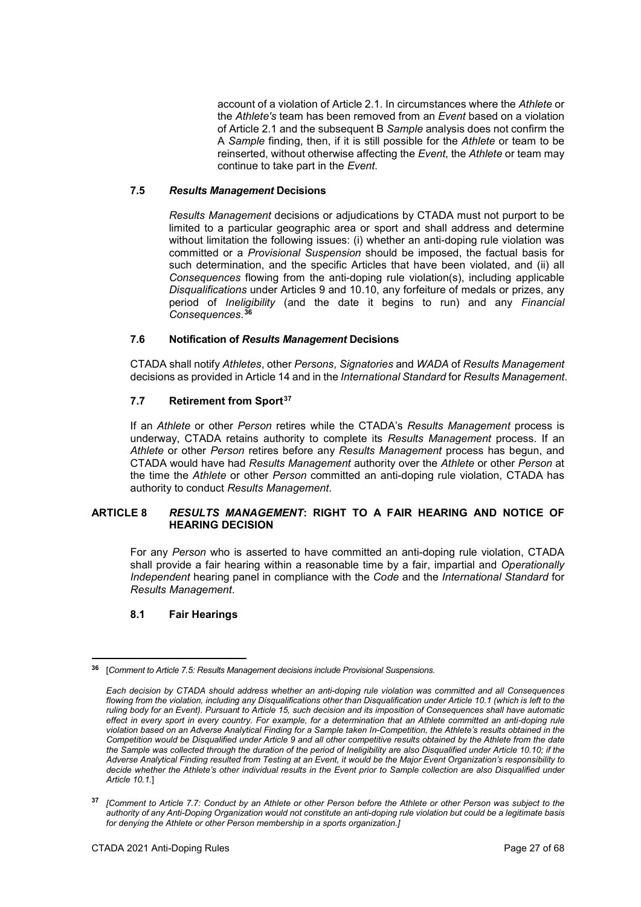account of a violation of Article 2.1. In circumstances where the *Athlete* or the *Athlete's* team has been removed from an *Event* based on a violation of Article 2.1 and the subsequent B *Sample* analysis does not confirm the A *Sample* finding, then, if it is still possible for the *Athlete* or team to be reinserted, without otherwise affecting the *Event*, the *Athlete* or team may continue to take part in the *Event*.

### 7.5 *Results Management* Decisions

*Results Management* decisions or adjudications by CTADA must not purport to be limited to a particular geographic area or sport and shall address and determine without limitation the following issues: (i) whether an anti-doping rule violation was committed or a *Provisional Suspension* should be imposed, the factual basis for such determination, and the specific Articles that have been violated, and (ii) all *Consequences* flowing from the anti-doping rule violation(s), including applicable *Disqualifications* under Articles 9 and 10.10, any forfeiture of medals or prizes, any period of *Ineligibility* (and the date it begins to run) and any *Financial Consequences*.[36]

### 7.6 Notification of *Results Management* Decisions

CTADA shall notify *Athletes*, other *Persons*, *Signatories* and *WADA* of *Results Management* decisions as provided in Article 14 and in the *International Standard* for *Results Management*.

### 7.7 Retirement from Sport[37]

If an *Athlete* or other *Person* retires while the CTADA's *Results Management* process is underway, CTADA retains authority to complete its *Results Management* process. If an *Athlete* or other *Person* retires before any *Results Management* process has begun, and CTADA would have had *Results Management* authority over the *Athlete* or other *Person* at the time the *Athlete* or other *Person* committed an anti-doping rule violation, CTADA has authority to conduct *Results Management*.

## ARTICLE 8 *RESULTS MANAGEMENT*: RIGHT TO A FAIR HEARING AND NOTICE OF HEARING DECISION

For any *Person* who is asserted to have committed an anti-doping rule violation, CTADA shall provide a fair hearing within a reasonable time by a fair, impartial and *Operationally Independent* hearing panel in compliance with the *Code* and the *International Standard* for *Results Management*.

### 8.1 Fair Hearings

---

[36] [*Comment to Article 7.5: Results Management decisions include Provisional Suspensions.*

*Each decision by CTADA should address whether an anti-doping rule violation was committed and all Consequences flowing from the violation, including any Disqualifications other than Disqualification under Article 10.1 (which is left to the ruling body for an Event). Pursuant to Article 15, such decision and its imposition of Consequences shall have automatic effect in every sport in every country. For example, for a determination that an Athlete committed an anti-doping rule violation based on an Adverse Analytical Finding for a Sample taken In-Competition, the Athlete's results obtained in the Competition would be Disqualified under Article 9 and all other competitive results obtained by the Athlete from the date the Sample was collected through the duration of the period of Ineligibility are also Disqualified under Article 10.10; if the Adverse Analytical Finding resulted from Testing at an Event, it would be the Major Event Organization's responsibility to decide whether the Athlete's other individual results in the Event prior to Sample collection are also Disqualified under Article 10.1.*]

[37] *[Comment to Article 7.7: Conduct by an Athlete or other Person before the Athlete or other Person was subject to the authority of any Anti-Doping Organization would not constitute an anti-doping rule violation but could be a legitimate basis for denying the Athlete or other Person membership in a sports organization.]*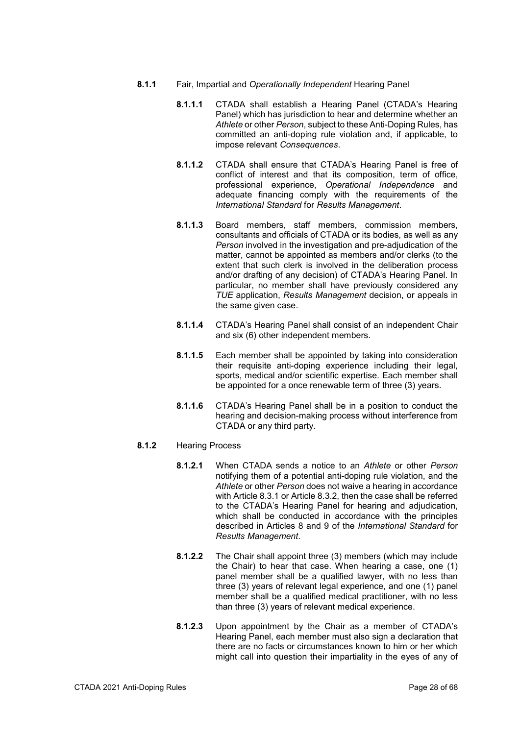**8.1.1** Fair, Impartial and *Operationally Independent* Hearing Panel

**8.1.1.1** CTADA shall establish a Hearing Panel (CTADA's Hearing Panel) which has jurisdiction to hear and determine whether an *Athlete* or other *Person*, subject to these Anti-Doping Rules, has committed an anti-doping rule violation and, if applicable, to impose relevant *Consequences*.

**8.1.1.2** CTADA shall ensure that CTADA's Hearing Panel is free of conflict of interest and that its composition, term of office, professional experience, *Operational Independence* and adequate financing comply with the requirements of the *International Standard* for *Results Management*.

**8.1.1.3** Board members, staff members, commission members, consultants and officials of CTADA or its bodies, as well as any *Person* involved in the investigation and pre-adjudication of the matter, cannot be appointed as members and/or clerks (to the extent that such clerk is involved in the deliberation process and/or drafting of any decision) of CTADA's Hearing Panel. In particular, no member shall have previously considered any *TUE* application, *Results Management* decision, or appeals in the same given case.

**8.1.1.4** CTADA's Hearing Panel shall consist of an independent Chair and six (6) other independent members.

**8.1.1.5** Each member shall be appointed by taking into consideration their requisite anti-doping experience including their legal, sports, medical and/or scientific expertise. Each member shall be appointed for a once renewable term of three (3) years.

**8.1.1.6** CTADA's Hearing Panel shall be in a position to conduct the hearing and decision-making process without interference from CTADA or any third party.

**8.1.2** Hearing Process

**8.1.2.1** When CTADA sends a notice to an *Athlete* or other *Person* notifying them of a potential anti-doping rule violation, and the *Athlete* or other *Person* does not waive a hearing in accordance with Article 8.3.1 or Article 8.3.2, then the case shall be referred to the CTADA's Hearing Panel for hearing and adjudication, which shall be conducted in accordance with the principles described in Articles 8 and 9 of the *International Standard* for *Results Management*.

**8.1.2.2** The Chair shall appoint three (3) members (which may include the Chair) to hear that case. When hearing a case, one (1) panel member shall be a qualified lawyer, with no less than three (3) years of relevant legal experience, and one (1) panel member shall be a qualified medical practitioner, with no less than three (3) years of relevant medical experience.

**8.1.2.3** Upon appointment by the Chair as a member of CTADA's Hearing Panel, each member must also sign a declaration that there are no facts or circumstances known to him or her which might call into question their impartiality in the eyes of any of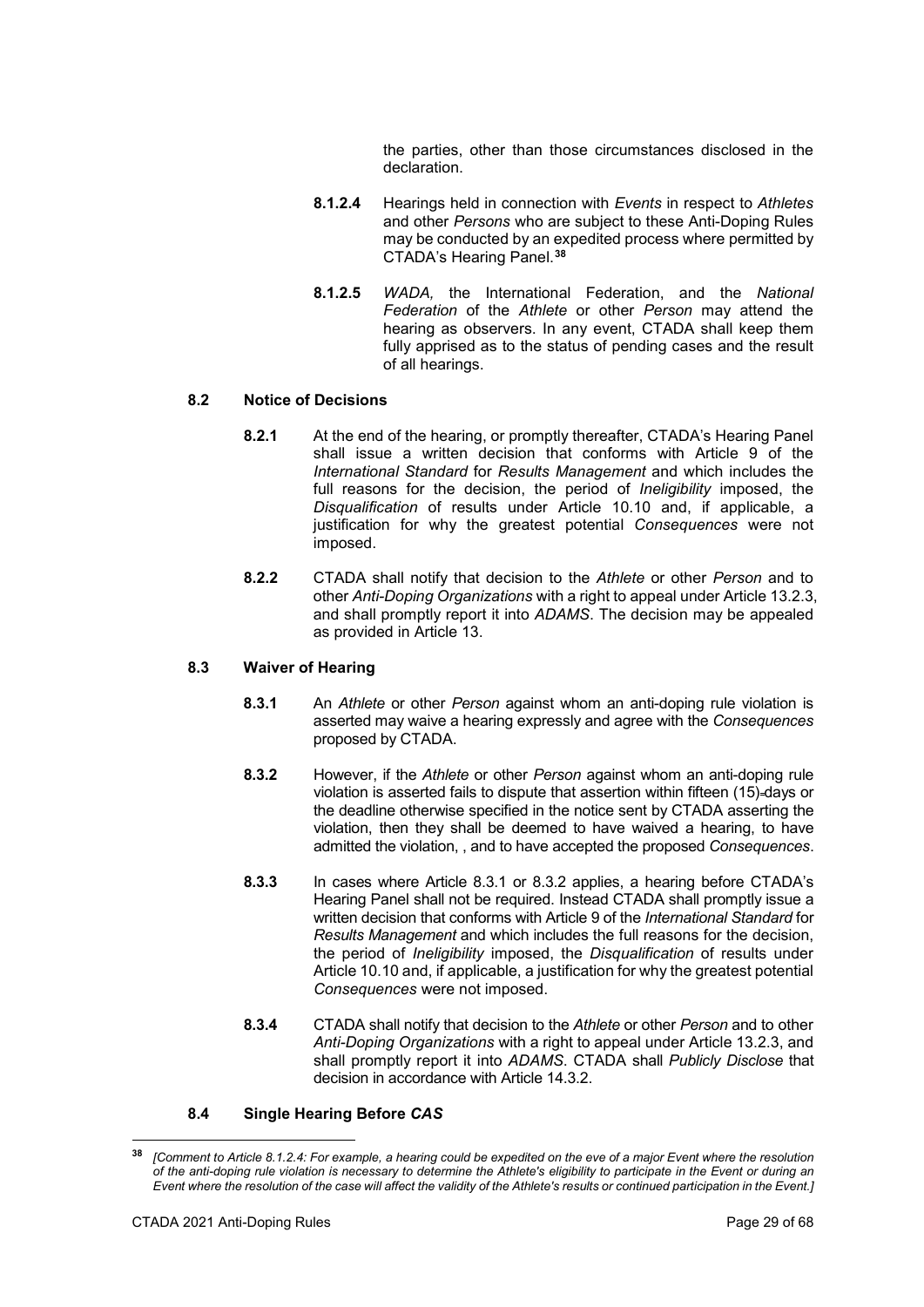the parties, other than those circumstances disclosed in the declaration.

**8.1.2.4** Hearings held in connection with *Events* in respect to *Athletes* and other *Persons* who are subject to these Anti-Doping Rules may be conducted by an expedited process where permitted by CTADA's Hearing Panel.[38]

**8.1.2.5** *WADA,* the International Federation, and the *National Federation* of the *Athlete* or other *Person* may attend the hearing as observers. In any event, CTADA shall keep them fully apprised as to the status of pending cases and the result of all hearings.

### 8.2 Notice of Decisions

**8.2.1** At the end of the hearing, or promptly thereafter, CTADA's Hearing Panel shall issue a written decision that conforms with Article 9 of the *International Standard* for *Results Management* and which includes the full reasons for the decision, the period of *Ineligibility* imposed, the *Disqualification* of results under Article 10.10 and, if applicable, a justification for why the greatest potential *Consequences* were not imposed.

**8.2.2** CTADA shall notify that decision to the *Athlete* or other *Person* and to other *Anti-Doping Organizations* with a right to appeal under Article 13.2.3, and shall promptly report it into *ADAMS*. The decision may be appealed as provided in Article 13.

### 8.3 Waiver of Hearing

**8.3.1** An *Athlete* or other *Person* against whom an anti-doping rule violation is asserted may waive a hearing expressly and agree with the *Consequences* proposed by CTADA.

**8.3.2** However, if the *Athlete* or other *Person* against whom an anti-doping rule violation is asserted fails to dispute that assertion within fifteen (15) days or the deadline otherwise specified in the notice sent by CTADA asserting the violation, then they shall be deemed to have waived a hearing, to have admitted the violation, , and to have accepted the proposed *Consequences*.

**8.3.3** In cases where Article 8.3.1 or 8.3.2 applies, a hearing before CTADA's Hearing Panel shall not be required. Instead CTADA shall promptly issue a written decision that conforms with Article 9 of the *International Standard* for *Results Management* and which includes the full reasons for the decision, the period of *Ineligibility* imposed, the *Disqualification* of results under Article 10.10 and, if applicable, a justification for why the greatest potential *Consequences* were not imposed.

**8.3.4** CTADA shall notify that decision to the *Athlete* or other *Person* and to other *Anti-Doping Organizations* with a right to appeal under Article 13.2.3, and shall promptly report it into *ADAMS*. CTADA shall *Publicly Disclose* that decision in accordance with Article 14.3.2.

### 8.4 Single Hearing Before *CAS*

---

[38] *[Comment to Article 8.1.2.4: For example, a hearing could be expedited on the eve of a major Event where the resolution of the anti-doping rule violation is necessary to determine the Athlete's eligibility to participate in the Event or during an Event where the resolution of the case will affect the validity of the Athlete's results or continued participation in the Event.]*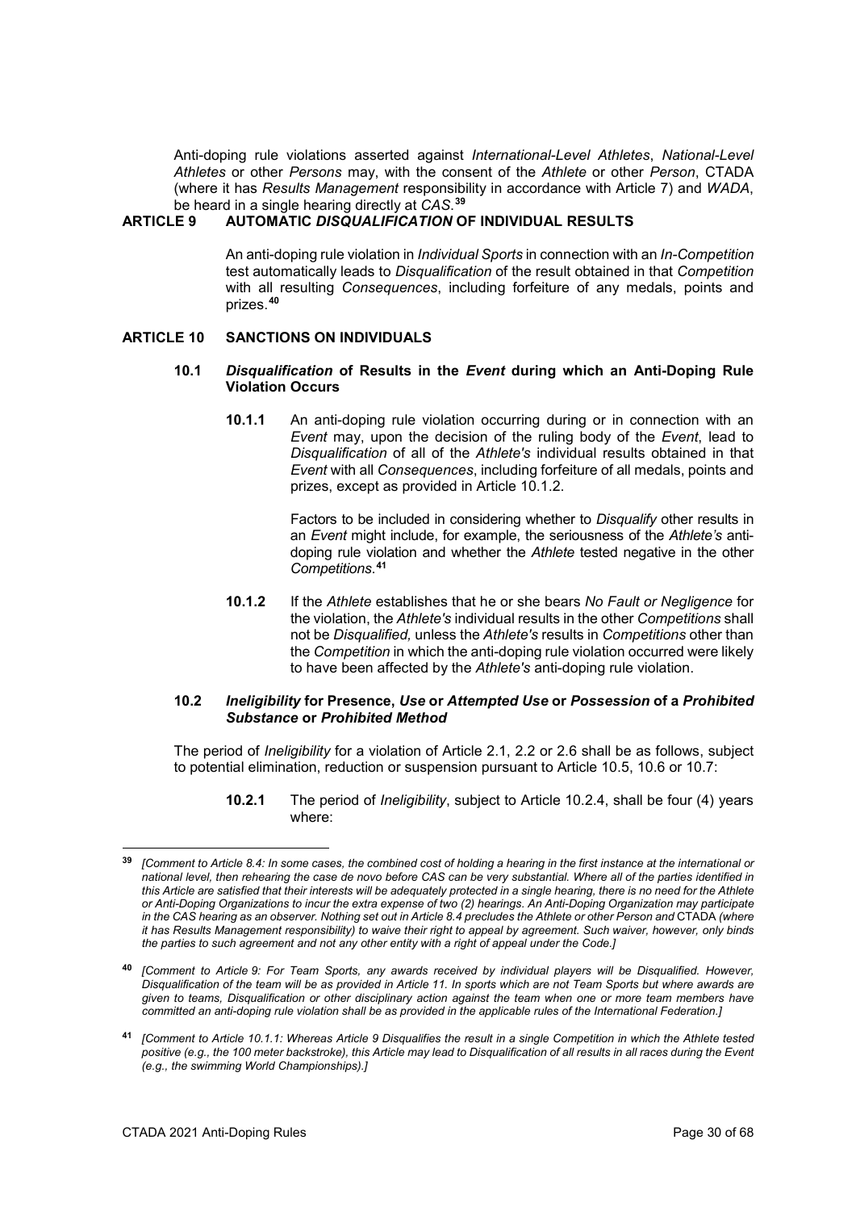Anti-doping rule violations asserted against *International-Level Athletes*, *National-Level Athletes* or other *Persons* may, with the consent of the *Athlete* or other *Person*, CTADA (where it has *Results Management* responsibility in accordance with Article 7) and *WADA*, be heard in a single hearing directly at *CAS*.[39]

## ARTICLE 9 AUTOMATIC *DISQUALIFICATION* OF INDIVIDUAL RESULTS

An anti-doping rule violation in *Individual Sports* in connection with an *In-Competition* test automatically leads to *Disqualification* of the result obtained in that *Competition* with all resulting *Consequences*, including forfeiture of any medals, points and prizes.[40]

## ARTICLE 10 SANCTIONS ON INDIVIDUALS

### 10.1 *Disqualification* of Results in the *Event* during which an Anti-Doping Rule Violation Occurs

**10.1.1** An anti-doping rule violation occurring during or in connection with an *Event* may, upon the decision of the ruling body of the *Event*, lead to *Disqualification* of all of the *Athlete's* individual results obtained in that *Event* with all *Consequences*, including forfeiture of all medals, points and prizes, except as provided in Article 10.1.2.

Factors to be included in considering whether to *Disqualify* other results in an *Event* might include, for example, the seriousness of the *Athlete's* anti-doping rule violation and whether the *Athlete* tested negative in the other *Competitions*.[41]

**10.1.2** If the *Athlete* establishes that he or she bears *No Fault or Negligence* for the violation, the *Athlete's* individual results in the other *Competitions* shall not be *Disqualified,* unless the *Athlete's* results in *Competitions* other than the *Competition* in which the anti-doping rule violation occurred were likely to have been affected by the *Athlete's* anti-doping rule violation.

### 10.2 *Ineligibility* for Presence, *Use* or *Attempted Use* or *Possession* of a *Prohibited Substance* or *Prohibited Method*

The period of *Ineligibility* for a violation of Article 2.1, 2.2 or 2.6 shall be as follows, subject to potential elimination, reduction or suspension pursuant to Article 10.5, 10.6 or 10.7:

**10.2.1** The period of *Ineligibility*, subject to Article 10.2.4, shall be four (4) years where:

---

[39] *[Comment to Article 8.4: In some cases, the combined cost of holding a hearing in the first instance at the international or national level, then rehearing the case de novo before CAS can be very substantial. Where all of the parties identified in this Article are satisfied that their interests will be adequately protected in a single hearing, there is no need for the Athlete or Anti-Doping Organizations to incur the extra expense of two (2) hearings. An Anti-Doping Organization may participate in the CAS hearing as an observer. Nothing set out in Article 8.4 precludes the Athlete or other Person and* CTADA *(where it has Results Management responsibility) to waive their right to appeal by agreement. Such waiver, however, only binds the parties to such agreement and not any other entity with a right of appeal under the Code.]*

[40] *[Comment to Article 9: For Team Sports, any awards received by individual players will be Disqualified. However, Disqualification of the team will be as provided in Article 11. In sports which are not Team Sports but where awards are given to teams, Disqualification or other disciplinary action against the team when one or more team members have committed an anti-doping rule violation shall be as provided in the applicable rules of the International Federation.]*

[41] *[Comment to Article 10.1.1: Whereas Article 9 Disqualifies the result in a single Competition in which the Athlete tested positive (e.g., the 100 meter backstroke), this Article may lead to Disqualification of all results in all races during the Event (e.g., the swimming World Championships).]*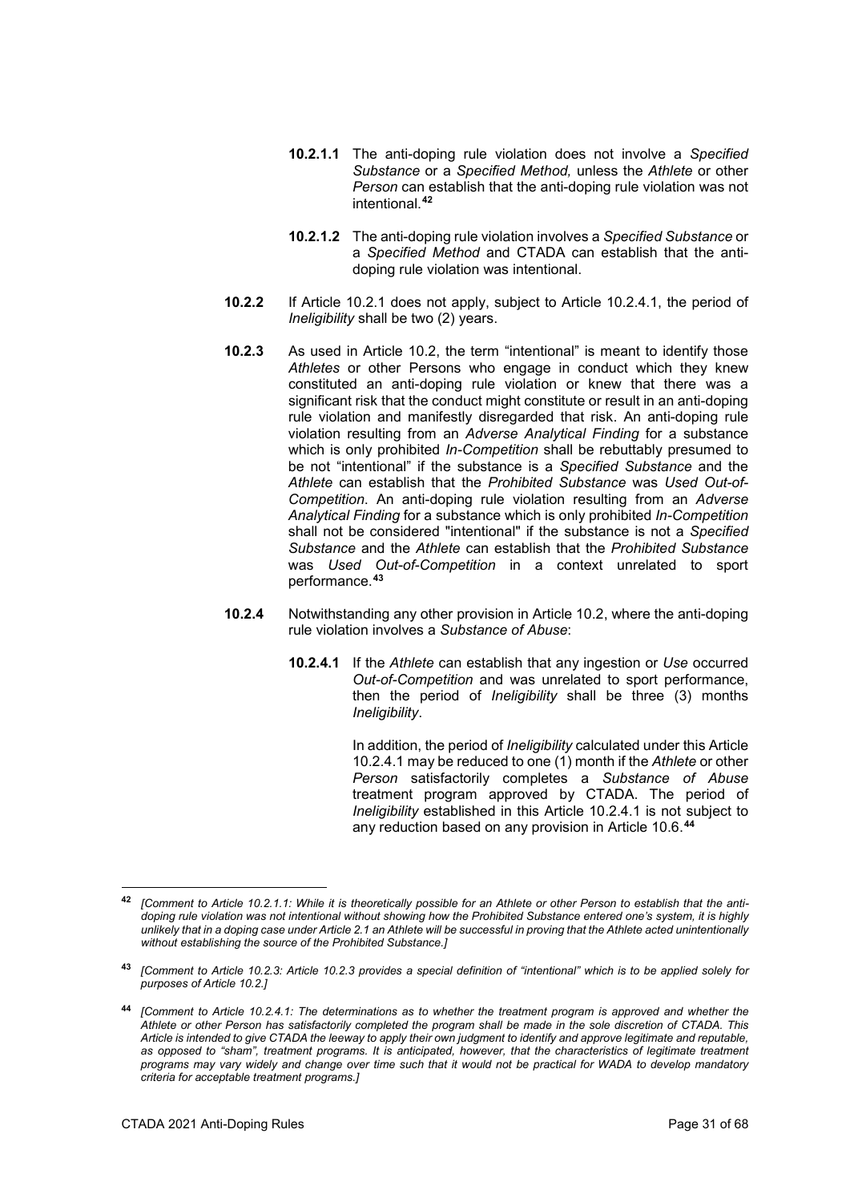**10.2.1.1** The anti-doping rule violation does not involve a *Specified Substance* or a *Specified Method,* unless the *Athlete* or other *Person* can establish that the anti-doping rule violation was not intentional.[42]

**10.2.1.2** The anti-doping rule violation involves a *Specified Substance* or a *Specified Method* and CTADA can establish that the anti-doping rule violation was intentional.

**10.2.2** If Article 10.2.1 does not apply, subject to Article 10.2.4.1, the period of *Ineligibility* shall be two (2) years.

**10.2.3** As used in Article 10.2, the term "intentional" is meant to identify those *Athletes* or other Persons who engage in conduct which they knew constituted an anti-doping rule violation or knew that there was a significant risk that the conduct might constitute or result in an anti-doping rule violation and manifestly disregarded that risk. An anti-doping rule violation resulting from an *Adverse Analytical Finding* for a substance which is only prohibited *In-Competition* shall be rebuttably presumed to be not "intentional" if the substance is a *Specified Substance* and the *Athlete* can establish that the *Prohibited Substance* was *Used Out-of-Competition*. An anti-doping rule violation resulting from an *Adverse Analytical Finding* for a substance which is only prohibited *In-Competition* shall not be considered "intentional" if the substance is not a *Specified Substance* and the *Athlete* can establish that the *Prohibited Substance* was *Used Out-of-Competition* in a context unrelated to sport performance.[43]

**10.2.4** Notwithstanding any other provision in Article 10.2, where the anti-doping rule violation involves a *Substance of Abuse*:

**10.2.4.1** If the *Athlete* can establish that any ingestion or *Use* occurred *Out-of-Competition* and was unrelated to sport performance, then the period of *Ineligibility* shall be three (3) months *Ineligibility*.

In addition, the period of *Ineligibility* calculated under this Article 10.2.4.1 may be reduced to one (1) month if the *Athlete* or other *Person* satisfactorily completes a *Substance of Abuse* treatment program approved by CTADA. The period of *Ineligibility* established in this Article 10.2.4.1 is not subject to any reduction based on any provision in Article 10.6.[44]

---

[42] *[Comment to Article 10.2.1.1: While it is theoretically possible for an Athlete or other Person to establish that the anti-doping rule violation was not intentional without showing how the Prohibited Substance entered one's system, it is highly unlikely that in a doping case under Article 2.1 an Athlete will be successful in proving that the Athlete acted unintentionally without establishing the source of the Prohibited Substance.]*

[43] *[Comment to Article 10.2.3: Article 10.2.3 provides a special definition of "intentional" which is to be applied solely for purposes of Article 10.2.]*

[44] *[Comment to Article 10.2.4.1: The determinations as to whether the treatment program is approved and whether the Athlete or other Person has satisfactorily completed the program shall be made in the sole discretion of CTADA. This Article is intended to give CTADA the leeway to apply their own judgment to identify and approve legitimate and reputable, as opposed to "sham", treatment programs. It is anticipated, however, that the characteristics of legitimate treatment programs may vary widely and change over time such that it would not be practical for WADA to develop mandatory criteria for acceptable treatment programs.]*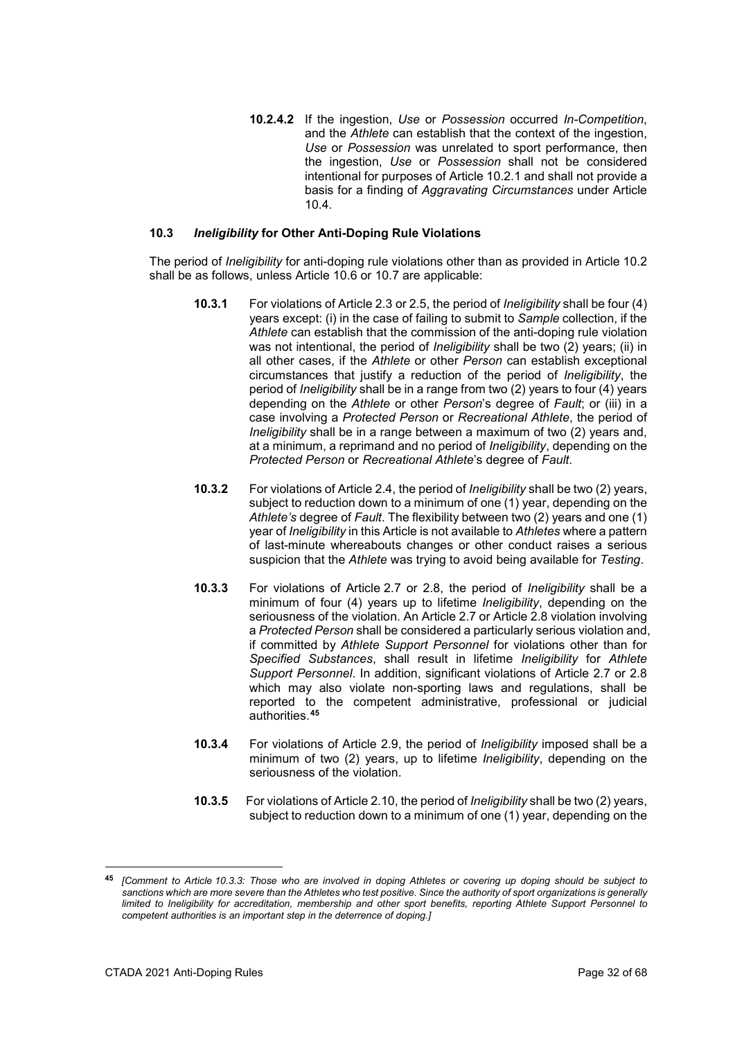**10.2.4.2** If the ingestion, *Use* or *Possession* occurred *In-Competition*, and the *Athlete* can establish that the context of the ingestion, *Use* or *Possession* was unrelated to sport performance, then the ingestion, *Use* or *Possession* shall not be considered intentional for purposes of Article 10.2.1 and shall not provide a basis for a finding of *Aggravating Circumstances* under Article 10.4.

### 10.3 *Ineligibility* for Other Anti-Doping Rule Violations

The period of *Ineligibility* for anti-doping rule violations other than as provided in Article 10.2 shall be as follows, unless Article 10.6 or 10.7 are applicable:

**10.3.1** For violations of Article 2.3 or 2.5, the period of *Ineligibility* shall be four (4) years except: (i) in the case of failing to submit to *Sample* collection, if the *Athlete* can establish that the commission of the anti-doping rule violation was not intentional, the period of *Ineligibility* shall be two (2) years; (ii) in all other cases, if the *Athlete* or other *Person* can establish exceptional circumstances that justify a reduction of the period of *Ineligibility*, the period of *Ineligibility* shall be in a range from two (2) years to four (4) years depending on the *Athlete* or other *Person*'s degree of *Fault*; or (iii) in a case involving a *Protected Person* or *Recreational Athlete*, the period of *Ineligibility* shall be in a range between a maximum of two (2) years and, at a minimum, a reprimand and no period of *Ineligibility*, depending on the *Protected Person* or *Recreational Athlete*'s degree of *Fault*.

**10.3.2** For violations of Article 2.4, the period of *Ineligibility* shall be two (2) years, subject to reduction down to a minimum of one (1) year, depending on the *Athlete's* degree of *Fault*. The flexibility between two (2) years and one (1) year of *Ineligibility* in this Article is not available to *Athletes* where a pattern of last-minute whereabouts changes or other conduct raises a serious suspicion that the *Athlete* was trying to avoid being available for *Testing*.

**10.3.3** For violations of Article 2.7 or 2.8, the period of *Ineligibility* shall be a minimum of four (4) years up to lifetime *Ineligibility*, depending on the seriousness of the violation. An Article 2.7 or Article 2.8 violation involving a *Protected Person* shall be considered a particularly serious violation and, if committed by *Athlete Support Personnel* for violations other than for *Specified Substances*, shall result in lifetime *Ineligibility* for *Athlete Support Personnel*. In addition, significant violations of Article 2.7 or 2.8 which may also violate non-sporting laws and regulations, shall be reported to the competent administrative, professional or judicial authorities.[45]

**10.3.4** For violations of Article 2.9, the period of *Ineligibility* imposed shall be a minimum of two (2) years, up to lifetime *Ineligibility*, depending on the seriousness of the violation.

**10.3.5** For violations of Article 2.10, the period of *Ineligibility* shall be two (2) years, subject to reduction down to a minimum of one (1) year, depending on the

---

[45] *[Comment to Article 10.3.3: Those who are involved in doping Athletes or covering up doping should be subject to sanctions which are more severe than the Athletes who test positive. Since the authority of sport organizations is generally limited to Ineligibility for accreditation, membership and other sport benefits, reporting Athlete Support Personnel to competent authorities is an important step in the deterrence of doping.]*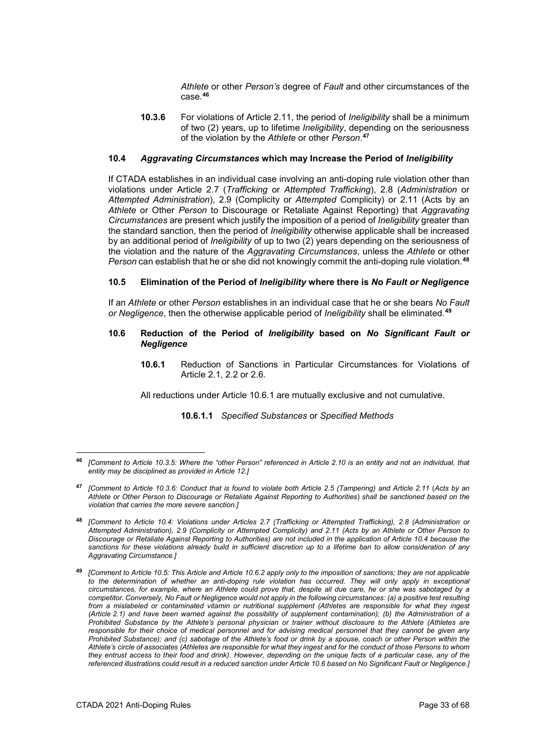*Athlete* or other *Person's* degree of *Fault* and other circumstances of the case.[46]

**10.3.6** For violations of Article 2.11, the period of *Ineligibility* shall be a minimum of two (2) years, up to lifetime *Ineligibility*, depending on the seriousness of the violation by the *Athlete* or other *Person*.[47]

### 10.4 *Aggravating Circumstances* which may Increase the Period of *Ineligibility*

If CTADA establishes in an individual case involving an anti-doping rule violation other than violations under Article 2.7 (*Trafficking* or *Attempted Trafficking*), 2.8 (*Administration* or *Attempted Administration*), 2.9 (Complicity or *Attempted* Complicity) or 2.11 (Acts by an *Athlete* or Other *Person* to Discourage or Retaliate Against Reporting) that *Aggravating Circumstances* are present which justify the imposition of a period of *Ineligibility* greater than the standard sanction, then the period of *Ineligibility* otherwise applicable shall be increased by an additional period of *Ineligibility* of up to two (2) years depending on the seriousness of the violation and the nature of the *Aggravating Circumstances*, unless the *Athlete* or other *Person* can establish that he or she did not knowingly commit the anti-doping rule violation.[48]

### 10.5 Elimination of the Period of *Ineligibility* where there is *No Fault or Negligence*

If an *Athlete* or other *Person* establishes in an individual case that he or she bears *No Fault or Negligence*, then the otherwise applicable period of *Ineligibility* shall be eliminated.[49]

### 10.6 Reduction of the Period of *Ineligibility* based on *No Significant Fault or Negligence*

**10.6.1** Reduction of Sanctions in Particular Circumstances for Violations of Article 2.1, 2.2 or 2.6.

All reductions under Article 10.6.1 are mutually exclusive and not cumulative.

**10.6.1.1** *Specified Substances* or *Specified Methods*

---

[46] *[Comment to Article 10.3.5: Where the "other Person" referenced in Article 2.10 is an entity and not an individual, that entity may be disciplined as provided in Article 12.]*

[47] *[Comment to Article 10.3.6: Conduct that is found to violate both Article 2.5 (Tampering) and Article 2.11 (Acts by an Athlete or Other Person to Discourage or Retaliate Against Reporting to Authorities) shall be sanctioned based on the violation that carries the more severe sanction.]*

[48] *[Comment to Article 10.4: Violations under Articles 2.7 (Trafficking or Attempted Trafficking), 2.8 (Administration or Attempted Administration), 2.9 (Complicity or Attempted Complicity) and 2.11 (Acts by an Athlete or Other Person to Discourage or Retaliate Against Reporting to Authorities) are not included in the application of Article 10.4 because the sanctions for these violations already build in sufficient discretion up to a lifetime ban to allow consideration of any Aggravating Circumstance.]*

[49] *[Comment to Article 10.5: This Article and Article 10.6.2 apply only to the imposition of sanctions; they are not applicable to the determination of whether an anti-doping rule violation has occurred. They will only apply in exceptional circumstances, for example, where an Athlete could prove that, despite all due care, he or she was sabotaged by a competitor. Conversely, No Fault or Negligence would not apply in the following circumstances: (a) a positive test resulting from a mislabeled or contaminated vitamin or nutritional supplement (Athletes are responsible for what they ingest (Article 2.1) and have been warned against the possibility of supplement contamination); (b) the Administration of a Prohibited Substance by the Athlete's personal physician or trainer without disclosure to the Athlete (Athletes are responsible for their choice of medical personnel and for advising medical personnel that they cannot be given any Prohibited Substance); and (c) sabotage of the Athlete's food or drink by a spouse, coach or other Person within the Athlete's circle of associates (Athletes are responsible for what they ingest and for the conduct of those Persons to whom they entrust access to their food and drink). However, depending on the unique facts of a particular case, any of the referenced illustrations could result in a reduced sanction under Article 10.6 based on No Significant Fault or Negligence.]*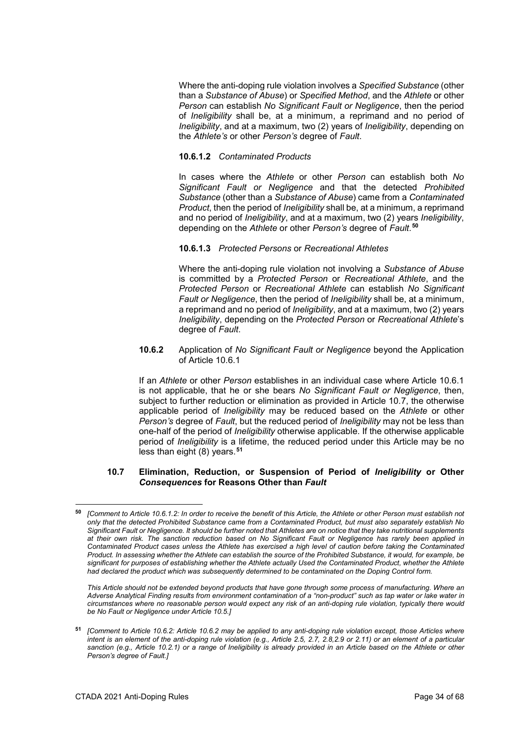Where the anti-doping rule violation involves a *Specified Substance* (other than a *Substance of Abuse*) or *Specified Method*, and the *Athlete* or other *Person* can establish *No Significant Fault or Negligence*, then the period of *Ineligibility* shall be, at a minimum, a reprimand and no period of *Ineligibility*, and at a maximum, two (2) years of *Ineligibility*, depending on the *Athlete's* or other *Person's* degree of *Fault*.

**10.6.1.2** *Contaminated Products*

In cases where the *Athlete* or other *Person* can establish both *No Significant Fault or Negligence* and that the detected *Prohibited Substance* (other than a *Substance of Abuse*) came from a *Contaminated Product*, then the period of *Ineligibility* shall be, at a minimum, a reprimand and no period of *Ineligibility*, and at a maximum, two (2) years *Ineligibility*, depending on the *Athlete* or other *Person's* degree of *Fault*.[50]

**10.6.1.3** *Protected Persons* or *Recreational Athletes*

Where the anti-doping rule violation not involving a *Substance of Abuse* is committed by a *Protected Person* or *Recreational Athlete*, and the *Protected Person* or *Recreational Athlete* can establish *No Significant Fault or Negligence*, then the period of *Ineligibility* shall be, at a minimum, a reprimand and no period of *Ineligibility*, and at a maximum, two (2) years *Ineligibility*, depending on the *Protected Person* or *Recreational Athlete*'s degree of *Fault*.

**10.6.2** Application of *No Significant Fault or Negligence* beyond the Application of Article 10.6.1

If an *Athlete* or other *Person* establishes in an individual case where Article 10.6.1 is not applicable, that he or she bears *No Significant Fault or Negligence*, then, subject to further reduction or elimination as provided in Article 10.7, the otherwise applicable period of *Ineligibility* may be reduced based on the *Athlete* or other *Person's* degree of *Fault*, but the reduced period of *Ineligibility* may not be less than one-half of the period of *Ineligibility* otherwise applicable. If the otherwise applicable period of *Ineligibility* is a lifetime, the reduced period under this Article may be no less than eight (8) years.[51]

**10.7 Elimination, Reduction, or Suspension of Period of *Ineligibility* or Other *Consequences* for Reasons Other than *Fault***

---

[50] *[Comment to Article 10.6.1.2: In order to receive the benefit of this Article, the Athlete or other Person must establish not only that the detected Prohibited Substance came from a Contaminated Product, but must also separately establish No Significant Fault or Negligence. It should be further noted that Athletes are on notice that they take nutritional supplements at their own risk. The sanction reduction based on No Significant Fault or Negligence has rarely been applied in Contaminated Product cases unless the Athlete has exercised a high level of caution before taking the Contaminated Product. In assessing whether the Athlete can establish the source of the Prohibited Substance, it would, for example, be significant for purposes of establishing whether the Athlete actually Used the Contaminated Product, whether the Athlete had declared the product which was subsequently determined to be contaminated on the Doping Control form.*

*This Article should not be extended beyond products that have gone through some process of manufacturing. Where an Adverse Analytical Finding results from environment contamination of a "non-product" such as tap water or lake water in circumstances where no reasonable person would expect any risk of an anti-doping rule violation, typically there would be No Fault or Negligence under Article 10.5.]*

[51] *[Comment to Article 10.6.2: Article 10.6.2 may be applied to any anti-doping rule violation except, those Articles where intent is an element of the anti-doping rule violation (e.g., Article 2.5, 2.7, 2.8,2.9 or 2.11) or an element of a particular sanction (e.g., Article 10.2.1) or a range of Ineligibility is already provided in an Article based on the Athlete or other Person's degree of Fault.]*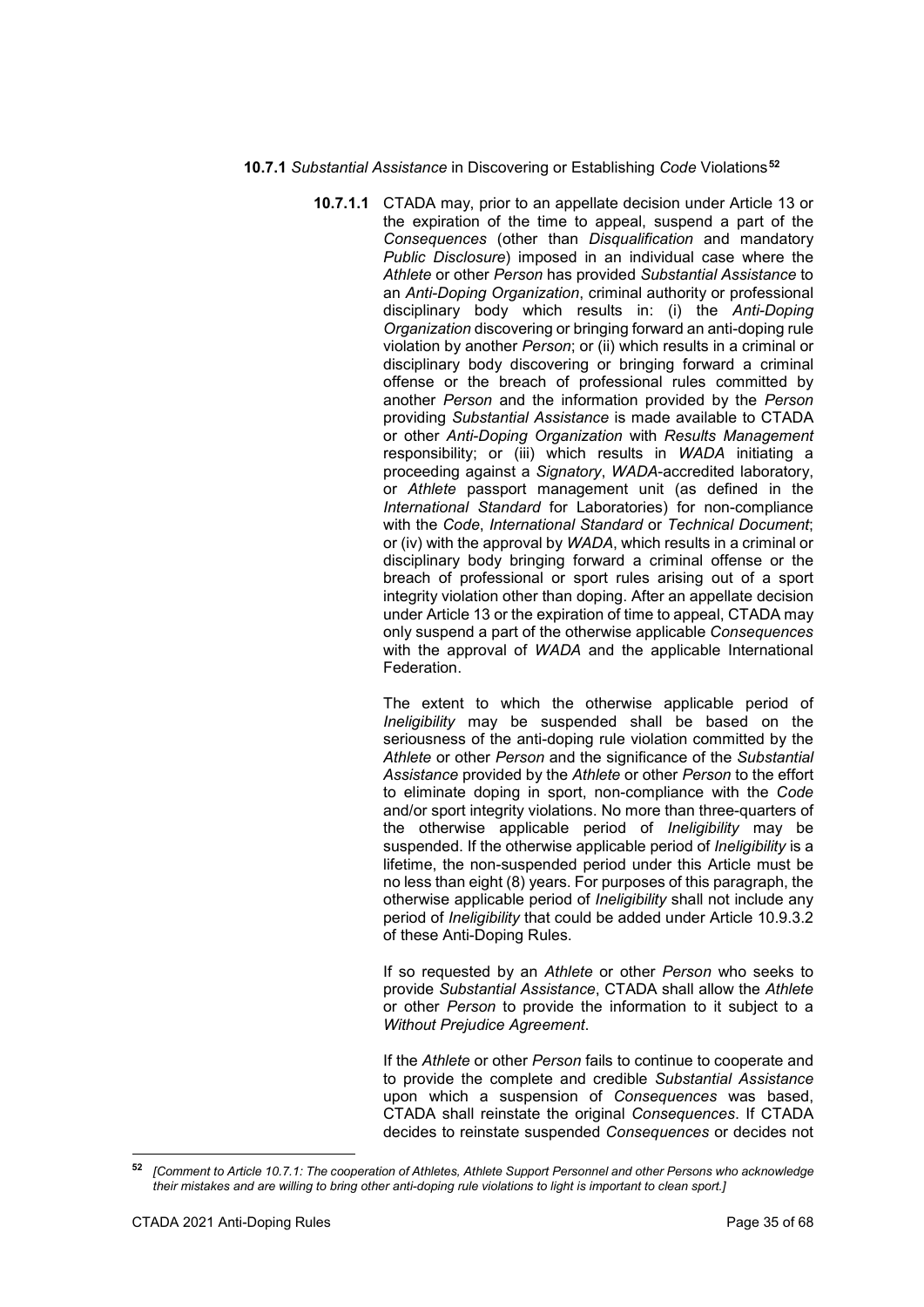**10.7.1** *Substantial Assistance* in Discovering or Establishing *Code* Violations[52]

**10.7.1.1** CTADA may, prior to an appellate decision under Article 13 or the expiration of the time to appeal, suspend a part of the *Consequences* (other than *Disqualification* and mandatory *Public Disclosure*) imposed in an individual case where the *Athlete* or other *Person* has provided *Substantial Assistance* to an *Anti-Doping Organization*, criminal authority or professional disciplinary body which results in: (i) the *Anti-Doping Organization* discovering or bringing forward an anti-doping rule violation by another *Person*; or (ii) which results in a criminal or disciplinary body discovering or bringing forward a criminal offense or the breach of professional rules committed by another *Person* and the information provided by the *Person* providing *Substantial Assistance* is made available to CTADA or other *Anti-Doping Organization* with *Results Management* responsibility; or (iii) which results in *WADA* initiating a proceeding against a *Signatory*, *WADA*-accredited laboratory, or *Athlete* passport management unit (as defined in the *International Standard* for Laboratories) for non-compliance with the *Code*, *International Standard* or *Technical Document*; or (iv) with the approval by *WADA*, which results in a criminal or disciplinary body bringing forward a criminal offense or the breach of professional or sport rules arising out of a sport integrity violation other than doping. After an appellate decision under Article 13 or the expiration of time to appeal, CTADA may only suspend a part of the otherwise applicable *Consequences* with the approval of *WADA* and the applicable International Federation.

The extent to which the otherwise applicable period of *Ineligibility* may be suspended shall be based on the seriousness of the anti-doping rule violation committed by the *Athlete* or other *Person* and the significance of the *Substantial Assistance* provided by the *Athlete* or other *Person* to the effort to eliminate doping in sport, non-compliance with the *Code* and/or sport integrity violations. No more than three-quarters of the otherwise applicable period of *Ineligibility* may be suspended. If the otherwise applicable period of *Ineligibility* is a lifetime, the non-suspended period under this Article must be no less than eight (8) years. For purposes of this paragraph, the otherwise applicable period of *Ineligibility* shall not include any period of *Ineligibility* that could be added under Article 10.9.3.2 of these Anti-Doping Rules.

If so requested by an *Athlete* or other *Person* who seeks to provide *Substantial Assistance*, CTADA shall allow the *Athlete* or other *Person* to provide the information to it subject to a *Without Prejudice Agreement*.

If the *Athlete* or other *Person* fails to continue to cooperate and to provide the complete and credible *Substantial Assistance* upon which a suspension of *Consequences* was based, CTADA shall reinstate the original *Consequences*. If CTADA decides to reinstate suspended *Consequences* or decides not

---

[52] *[Comment to Article 10.7.1: The cooperation of Athletes, Athlete Support Personnel and other Persons who acknowledge their mistakes and are willing to bring other anti-doping rule violations to light is important to clean sport.]*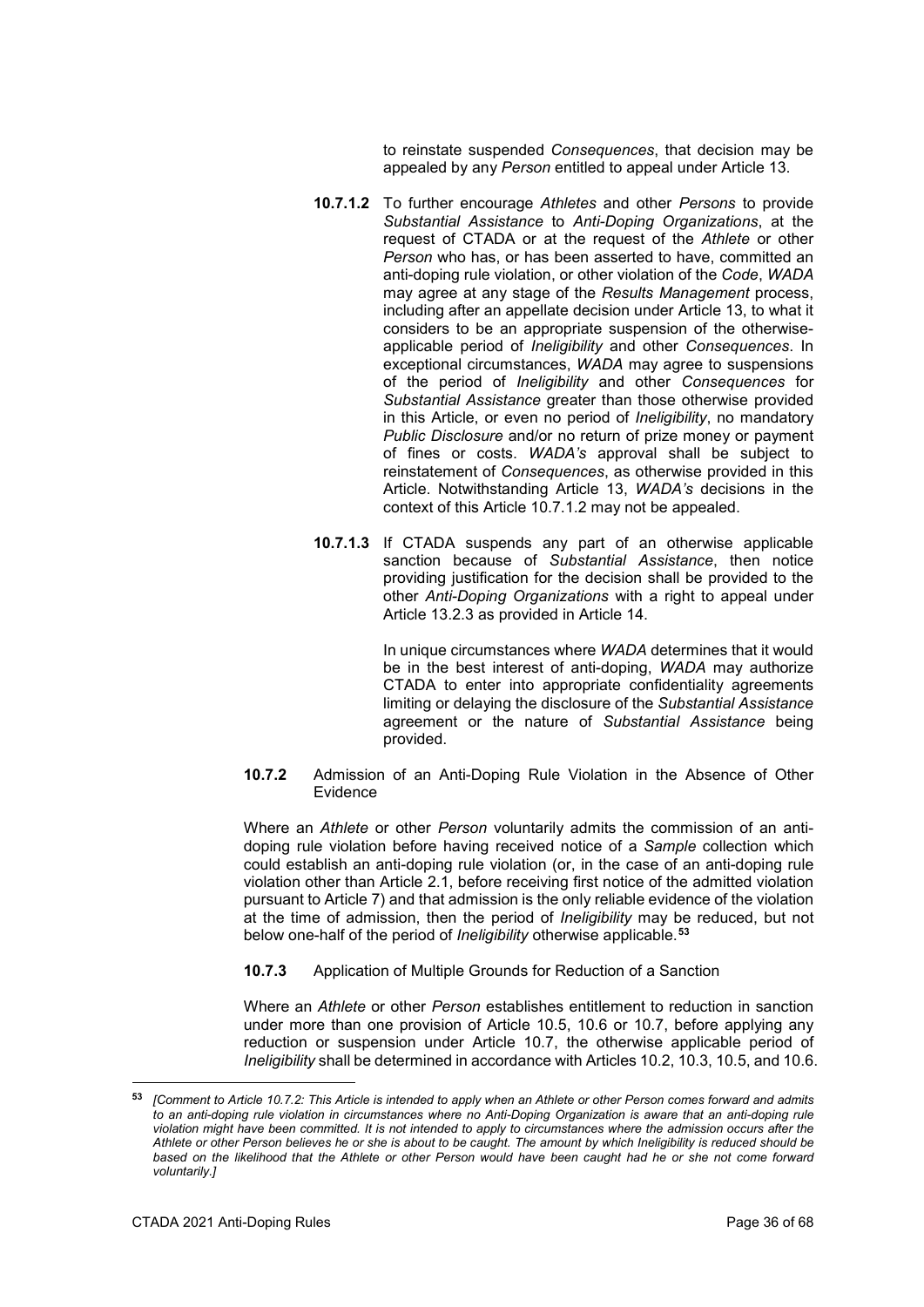to reinstate suspended *Consequences*, that decision may be appealed by any *Person* entitled to appeal under Article 13.

**10.7.1.2** To further encourage *Athletes* and other *Persons* to provide *Substantial Assistance* to *Anti-Doping Organizations*, at the request of CTADA or at the request of the *Athlete* or other *Person* who has, or has been asserted to have, committed an anti-doping rule violation, or other violation of the *Code*, *WADA* may agree at any stage of the *Results Management* process, including after an appellate decision under Article 13, to what it considers to be an appropriate suspension of the otherwise-applicable period of *Ineligibility* and other *Consequences*. In exceptional circumstances, *WADA* may agree to suspensions of the period of *Ineligibility* and other *Consequences* for *Substantial Assistance* greater than those otherwise provided in this Article, or even no period of *Ineligibility*, no mandatory *Public Disclosure* and/or no return of prize money or payment of fines or costs. *WADA's* approval shall be subject to reinstatement of *Consequences*, as otherwise provided in this Article. Notwithstanding Article 13, *WADA's* decisions in the context of this Article 10.7.1.2 may not be appealed.

**10.7.1.3** If CTADA suspends any part of an otherwise applicable sanction because of *Substantial Assistance*, then notice providing justification for the decision shall be provided to the other *Anti-Doping Organizations* with a right to appeal under Article 13.2.3 as provided in Article 14.

In unique circumstances where *WADA* determines that it would be in the best interest of anti-doping, *WADA* may authorize CTADA to enter into appropriate confidentiality agreements limiting or delaying the disclosure of the *Substantial Assistance* agreement or the nature of *Substantial Assistance* being provided.

**10.7.2** Admission of an Anti-Doping Rule Violation in the Absence of Other Evidence

Where an *Athlete* or other *Person* voluntarily admits the commission of an anti-doping rule violation before having received notice of a *Sample* collection which could establish an anti-doping rule violation (or, in the case of an anti-doping rule violation other than Article 2.1, before receiving first notice of the admitted violation pursuant to Article 7) and that admission is the only reliable evidence of the violation at the time of admission, then the period of *Ineligibility* may be reduced, but not below one-half of the period of *Ineligibility* otherwise applicable.[53]

**10.7.3** Application of Multiple Grounds for Reduction of a Sanction

Where an *Athlete* or other *Person* establishes entitlement to reduction in sanction under more than one provision of Article 10.5, 10.6 or 10.7, before applying any reduction or suspension under Article 10.7, the otherwise applicable period of *Ineligibility* shall be determined in accordance with Articles 10.2, 10.3, 10.5, and 10.6.

---

[53] *[Comment to Article 10.7.2: This Article is intended to apply when an Athlete or other Person comes forward and admits to an anti-doping rule violation in circumstances where no Anti-Doping Organization is aware that an anti-doping rule violation might have been committed. It is not intended to apply to circumstances where the admission occurs after the Athlete or other Person believes he or she is about to be caught. The amount by which Ineligibility is reduced should be based on the likelihood that the Athlete or other Person would have been caught had he or she not come forward voluntarily.]*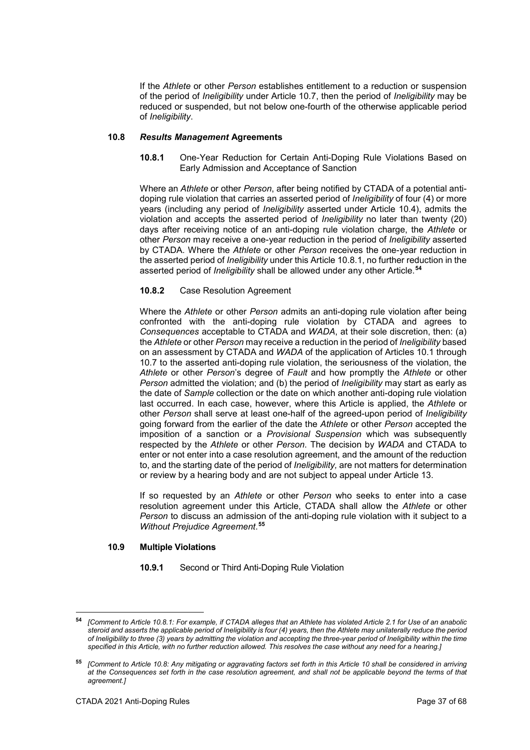If the *Athlete* or other *Person* establishes entitlement to a reduction or suspension of the period of *Ineligibility* under Article 10.7, then the period of *Ineligibility* may be reduced or suspended, but not below one-fourth of the otherwise applicable period of *Ineligibility*.

### 10.8 *Results Management* Agreements

**10.8.1** One-Year Reduction for Certain Anti-Doping Rule Violations Based on Early Admission and Acceptance of Sanction

Where an *Athlete* or other *Person*, after being notified by CTADA of a potential anti-doping rule violation that carries an asserted period of *Ineligibility* of four (4) or more years (including any period of *Ineligibility* asserted under Article 10.4), admits the violation and accepts the asserted period of *Ineligibility* no later than twenty (20) days after receiving notice of an anti-doping rule violation charge, the *Athlete* or other *Person* may receive a one-year reduction in the period of *Ineligibility* asserted by CTADA. Where the *Athlete* or other *Person* receives the one-year reduction in the asserted period of *Ineligibility* under this Article 10.8.1, no further reduction in the asserted period of *Ineligibility* shall be allowed under any other Article.[54]

**10.8.2** Case Resolution Agreement

Where the *Athlete* or other *Person* admits an anti-doping rule violation after being confronted with the anti-doping rule violation by CTADA and agrees to *Consequences* acceptable to CTADA and *WADA*, at their sole discretion, then: (a) the *Athlete* or other *Person* may receive a reduction in the period of *Ineligibility* based on an assessment by CTADA and *WADA* of the application of Articles 10.1 through 10.7 to the asserted anti-doping rule violation, the seriousness of the violation, the *Athlete* or other *Person*'s degree of *Fault* and how promptly the *Athlete* or other *Person* admitted the violation; and (b) the period of *Ineligibility* may start as early as the date of *Sample* collection or the date on which another anti-doping rule violation last occurred. In each case, however, where this Article is applied, the *Athlete* or other *Person* shall serve at least one-half of the agreed-upon period of *Ineligibility* going forward from the earlier of the date the *Athlete* or other *Person* accepted the imposition of a sanction or a *Provisional Suspension* which was subsequently respected by the *Athlete* or other *Person*. The decision by *WADA* and CTADA to enter or not enter into a case resolution agreement, and the amount of the reduction to, and the starting date of the period of *Ineligibility,* are not matters for determination or review by a hearing body and are not subject to appeal under Article 13.

If so requested by an *Athlete* or other *Person* who seeks to enter into a case resolution agreement under this Article, CTADA shall allow the *Athlete* or other *Person* to discuss an admission of the anti-doping rule violation with it subject to a *Without Prejudice Agreement*.[55]

### 10.9 Multiple Violations

**10.9.1** Second or Third Anti-Doping Rule Violation

---

[54] *[Comment to Article 10.8.1: For example, if CTADA alleges that an Athlete has violated Article 2.1 for Use of an anabolic steroid and asserts the applicable period of Ineligibility is four (4) years, then the Athlete may unilaterally reduce the period of Ineligibility to three (3) years by admitting the violation and accepting the three-year period of Ineligibility within the time specified in this Article, with no further reduction allowed. This resolves the case without any need for a hearing.]*

[55] *[Comment to Article 10.8: Any mitigating or aggravating factors set forth in this Article 10 shall be considered in arriving at the Consequences set forth in the case resolution agreement, and shall not be applicable beyond the terms of that agreement.]*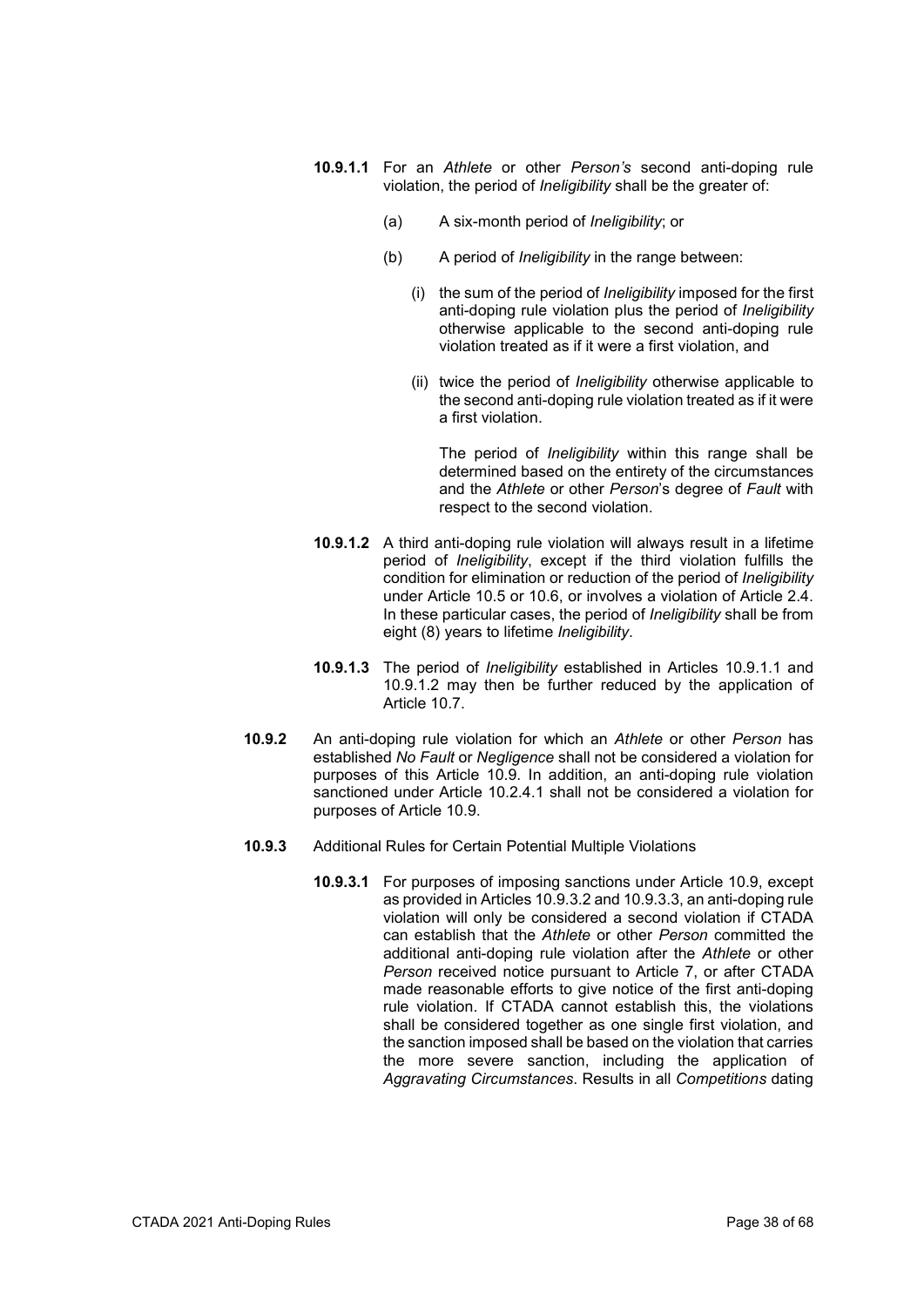**10.9.1.1** For an *Athlete* or other *Person's* second anti-doping rule violation, the period of *Ineligibility* shall be the greater of:

(a) A six-month period of *Ineligibility*; or

(b) A period of *Ineligibility* in the range between:

(i) the sum of the period of *Ineligibility* imposed for the first anti-doping rule violation plus the period of *Ineligibility* otherwise applicable to the second anti-doping rule violation treated as if it were a first violation, and

(ii) twice the period of *Ineligibility* otherwise applicable to the second anti-doping rule violation treated as if it were a first violation.

The period of *Ineligibility* within this range shall be determined based on the entirety of the circumstances and the *Athlete* or other *Person*'s degree of *Fault* with respect to the second violation.

**10.9.1.2** A third anti-doping rule violation will always result in a lifetime period of *Ineligibility*, except if the third violation fulfills the condition for elimination or reduction of the period of *Ineligibility* under Article 10.5 or 10.6, or involves a violation of Article 2.4. In these particular cases, the period of *Ineligibility* shall be from eight (8) years to lifetime *Ineligibility*.

**10.9.1.3** The period of *Ineligibility* established in Articles 10.9.1.1 and 10.9.1.2 may then be further reduced by the application of Article 10.7.

**10.9.2** An anti-doping rule violation for which an *Athlete* or other *Person* has established *No Fault* or *Negligence* shall not be considered a violation for purposes of this Article 10.9. In addition, an anti-doping rule violation sanctioned under Article 10.2.4.1 shall not be considered a violation for purposes of Article 10.9.

**10.9.3** Additional Rules for Certain Potential Multiple Violations

**10.9.3.1** For purposes of imposing sanctions under Article 10.9, except as provided in Articles 10.9.3.2 and 10.9.3.3, an anti-doping rule violation will only be considered a second violation if CTADA can establish that the *Athlete* or other *Person* committed the additional anti-doping rule violation after the *Athlete* or other *Person* received notice pursuant to Article 7, or after CTADA made reasonable efforts to give notice of the first anti-doping rule violation. If CTADA cannot establish this, the violations shall be considered together as one single first violation, and the sanction imposed shall be based on the violation that carries the more severe sanction, including the application of *Aggravating Circumstances*. Results in all *Competitions* dating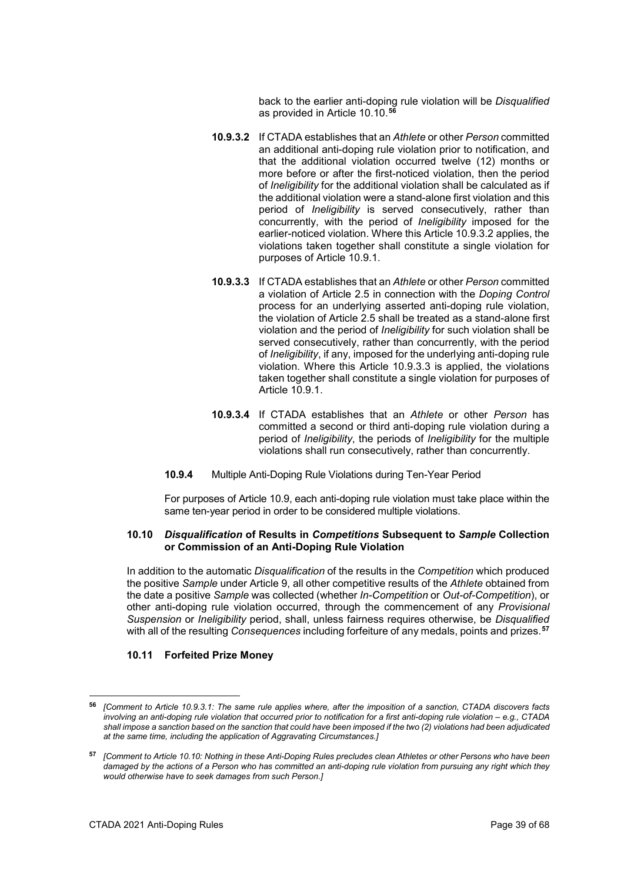back to the earlier anti-doping rule violation will be *Disqualified* as provided in Article 10.10.[56]

**10.9.3.2** If CTADA establishes that an *Athlete* or other *Person* committed an additional anti-doping rule violation prior to notification, and that the additional violation occurred twelve (12) months or more before or after the first-noticed violation, then the period of *Ineligibility* for the additional violation shall be calculated as if the additional violation were a stand-alone first violation and this period of *Ineligibility* is served consecutively, rather than concurrently, with the period of *Ineligibility* imposed for the earlier-noticed violation. Where this Article 10.9.3.2 applies, the violations taken together shall constitute a single violation for purposes of Article 10.9.1.

**10.9.3.3** If CTADA establishes that an *Athlete* or other *Person* committed a violation of Article 2.5 in connection with the *Doping Control* process for an underlying asserted anti-doping rule violation, the violation of Article 2.5 shall be treated as a stand-alone first violation and the period of *Ineligibility* for such violation shall be served consecutively, rather than concurrently, with the period of *Ineligibility*, if any, imposed for the underlying anti-doping rule violation. Where this Article 10.9.3.3 is applied, the violations taken together shall constitute a single violation for purposes of Article 10.9.1.

**10.9.3.4** If CTADA establishes that an *Athlete* or other *Person* has committed a second or third anti-doping rule violation during a period of *Ineligibility*, the periods of *Ineligibility* for the multiple violations shall run consecutively, rather than concurrently.

**10.9.4** Multiple Anti-Doping Rule Violations during Ten-Year Period

For purposes of Article 10.9, each anti-doping rule violation must take place within the same ten-year period in order to be considered multiple violations.

### 10.10 *Disqualification* of Results in *Competitions* Subsequent to *Sample* Collection or Commission of an Anti-Doping Rule Violation

In addition to the automatic *Disqualification* of the results in the *Competition* which produced the positive *Sample* under Article 9, all other competitive results of the *Athlete* obtained from the date a positive *Sample* was collected (whether *In-Competition* or *Out-of-Competition*), or other anti-doping rule violation occurred, through the commencement of any *Provisional Suspension* or *Ineligibility* period, shall, unless fairness requires otherwise, be *Disqualified* with all of the resulting *Consequences* including forfeiture of any medals, points and prizes.[57]

### 10.11 Forfeited Prize Money

---

[56] *[Comment to Article 10.9.3.1: The same rule applies where, after the imposition of a sanction, CTADA discovers facts involving an anti-doping rule violation that occurred prior to notification for a first anti-doping rule violation – e.g., CTADA shall impose a sanction based on the sanction that could have been imposed if the two (2) violations had been adjudicated at the same time, including the application of Aggravating Circumstances.]*

[57] *[Comment to Article 10.10: Nothing in these Anti-Doping Rules precludes clean Athletes or other Persons who have been damaged by the actions of a Person who has committed an anti-doping rule violation from pursuing any right which they would otherwise have to seek damages from such Person.]*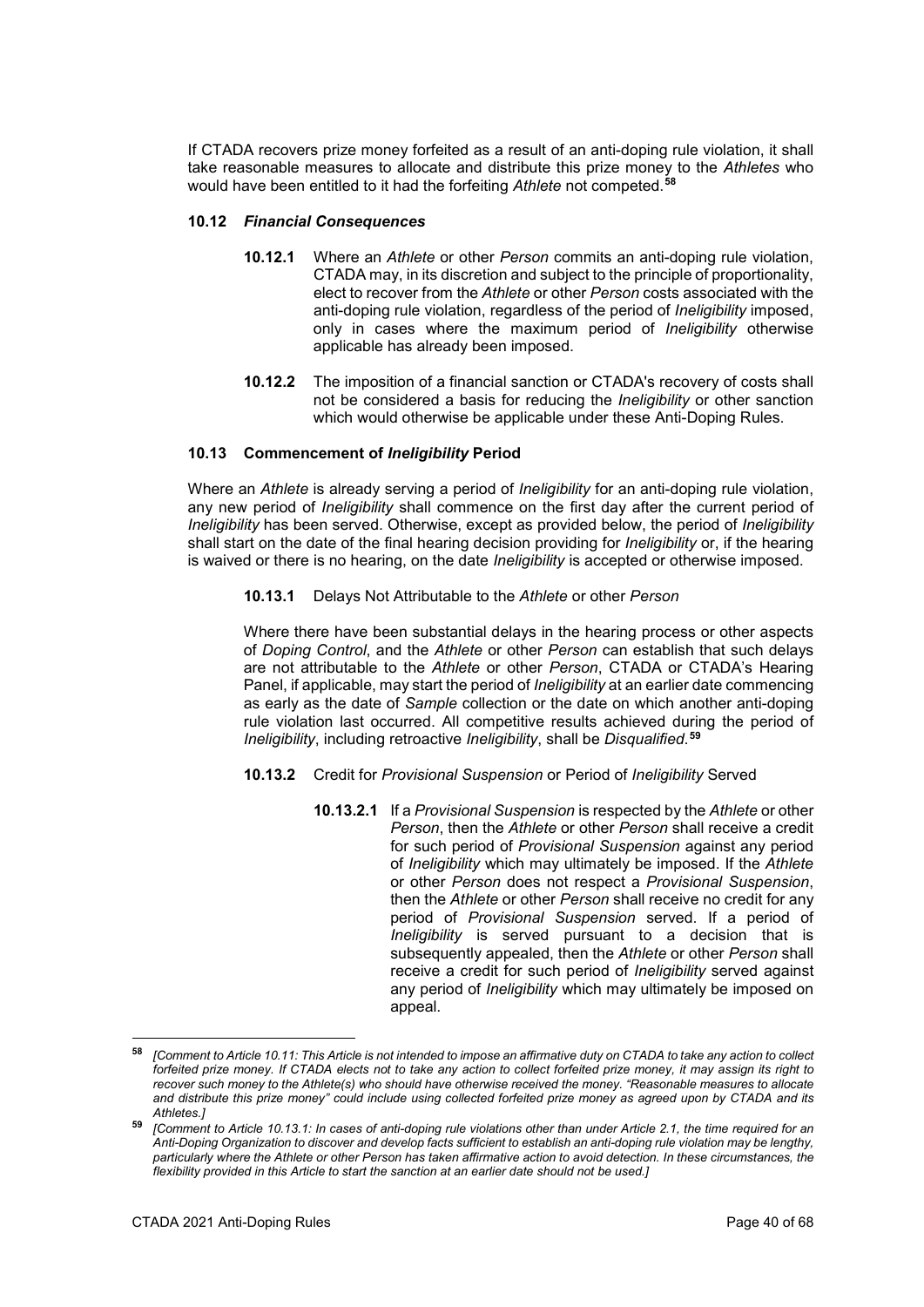If CTADA recovers prize money forfeited as a result of an anti-doping rule violation, it shall take reasonable measures to allocate and distribute this prize money to the *Athletes* who would have been entitled to it had the forfeiting *Athlete* not competed.[58]

### 10.12 *Financial Consequences*

**10.12.1** Where an *Athlete* or other *Person* commits an anti-doping rule violation, CTADA may, in its discretion and subject to the principle of proportionality, elect to recover from the *Athlete* or other *Person* costs associated with the anti-doping rule violation, regardless of the period of *Ineligibility* imposed, only in cases where the maximum period of *Ineligibility* otherwise applicable has already been imposed.

**10.12.2** The imposition of a financial sanction or CTADA's recovery of costs shall not be considered a basis for reducing the *Ineligibility* or other sanction which would otherwise be applicable under these Anti-Doping Rules.

### 10.13 Commencement of *Ineligibility* Period

Where an *Athlete* is already serving a period of *Ineligibility* for an anti-doping rule violation, any new period of *Ineligibility* shall commence on the first day after the current period of *Ineligibility* has been served. Otherwise, except as provided below, the period of *Ineligibility* shall start on the date of the final hearing decision providing for *Ineligibility* or, if the hearing is waived or there is no hearing, on the date *Ineligibility* is accepted or otherwise imposed.

**10.13.1** Delays Not Attributable to the *Athlete* or other *Person*

Where there have been substantial delays in the hearing process or other aspects of *Doping Control*, and the *Athlete* or other *Person* can establish that such delays are not attributable to the *Athlete* or other *Person*, CTADA or CTADA's Hearing Panel, if applicable, may start the period of *Ineligibility* at an earlier date commencing as early as the date of *Sample* collection or the date on which another anti-doping rule violation last occurred. All competitive results achieved during the period of *Ineligibility*, including retroactive *Ineligibility*, shall be *Disqualified*.[59]

**10.13.2** Credit for *Provisional Suspension* or Period of *Ineligibility* Served

**10.13.2.1** If a *Provisional Suspension* is respected by the *Athlete* or other *Person*, then the *Athlete* or other *Person* shall receive a credit for such period of *Provisional Suspension* against any period of *Ineligibility* which may ultimately be imposed. If the *Athlete* or other *Person* does not respect a *Provisional Suspension*, then the *Athlete* or other *Person* shall receive no credit for any period of *Provisional Suspension* served. If a period of *Ineligibility* is served pursuant to a decision that is subsequently appealed, then the *Athlete* or other *Person* shall receive a credit for such period of *Ineligibility* served against any period of *Ineligibility* which may ultimately be imposed on appeal.

---

[58] *[Comment to Article 10.11: This Article is not intended to impose an affirmative duty on CTADA to take any action to collect forfeited prize money. If CTADA elects not to take any action to collect forfeited prize money, it may assign its right to recover such money to the Athlete(s) who should have otherwise received the money. "Reasonable measures to allocate and distribute this prize money" could include using collected forfeited prize money as agreed upon by CTADA and its Athletes.]*

[59] *[Comment to Article 10.13.1: In cases of anti-doping rule violations other than under Article 2.1, the time required for an Anti-Doping Organization to discover and develop facts sufficient to establish an anti-doping rule violation may be lengthy, particularly where the Athlete or other Person has taken affirmative action to avoid detection. In these circumstances, the flexibility provided in this Article to start the sanction at an earlier date should not be used.]*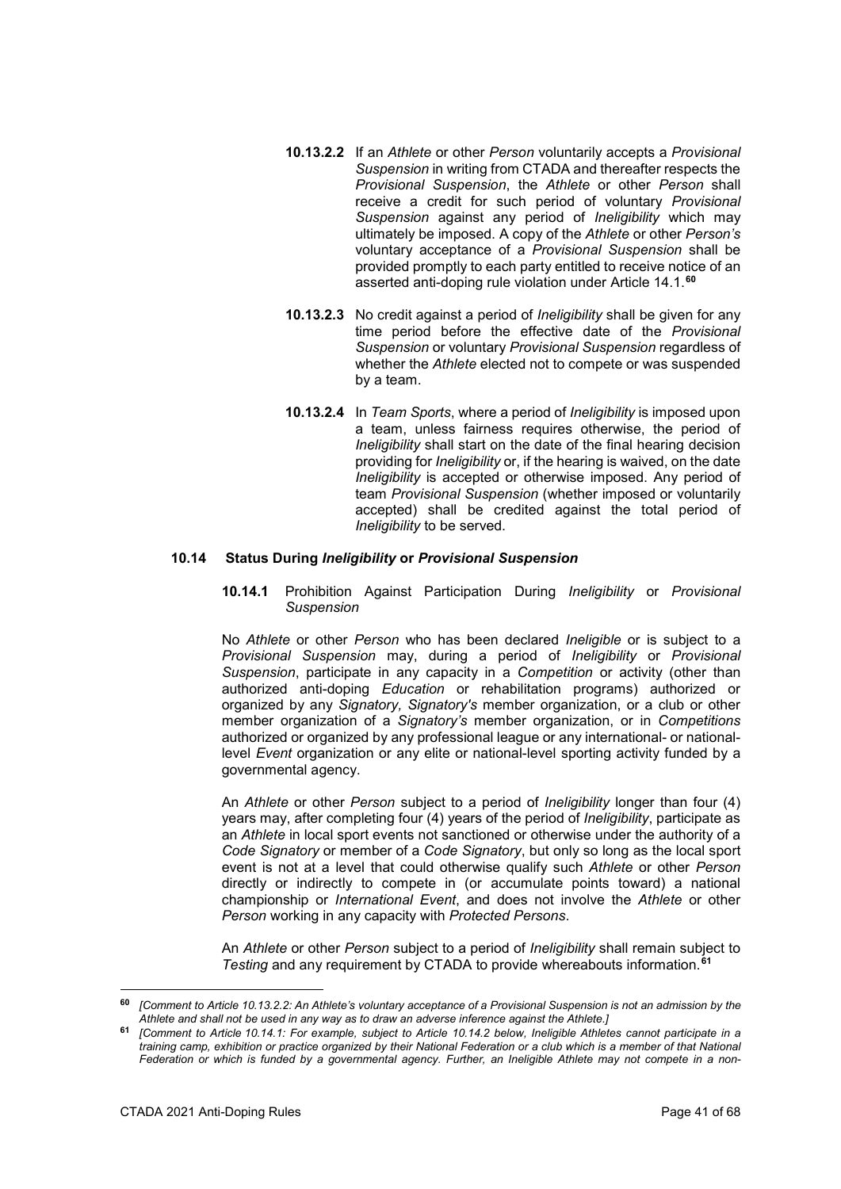**10.13.2.2** If an *Athlete* or other *Person* voluntarily accepts a *Provisional Suspension* in writing from CTADA and thereafter respects the *Provisional Suspension*, the *Athlete* or other *Person* shall receive a credit for such period of voluntary *Provisional Suspension* against any period of *Ineligibility* which may ultimately be imposed. A copy of the *Athlete* or other *Person's* voluntary acceptance of a *Provisional Suspension* shall be provided promptly to each party entitled to receive notice of an asserted anti-doping rule violation under Article 14.1.[60]

**10.13.2.3** No credit against a period of *Ineligibility* shall be given for any time period before the effective date of the *Provisional Suspension* or voluntary *Provisional Suspension* regardless of whether the *Athlete* elected not to compete or was suspended by a team.

**10.13.2.4** In *Team Sports*, where a period of *Ineligibility* is imposed upon a team, unless fairness requires otherwise, the period of *Ineligibility* shall start on the date of the final hearing decision providing for *Ineligibility* or, if the hearing is waived, on the date *Ineligibility* is accepted or otherwise imposed. Any period of team *Provisional Suspension* (whether imposed or voluntarily accepted) shall be credited against the total period of *Ineligibility* to be served.

### 10.14 Status During *Ineligibility* or *Provisional Suspension*

**10.14.1** Prohibition Against Participation During *Ineligibility* or *Provisional Suspension*

No *Athlete* or other *Person* who has been declared *Ineligible* or is subject to a *Provisional Suspension* may, during a period of *Ineligibility* or *Provisional Suspension*, participate in any capacity in a *Competition* or activity (other than authorized anti-doping *Education* or rehabilitation programs) authorized or organized by any *Signatory, Signatory's* member organization, or a club or other member organization of a *Signatory's* member organization, or in *Competitions* authorized or organized by any professional league or any international- or national-level *Event* organization or any elite or national-level sporting activity funded by a governmental agency.

An *Athlete* or other *Person* subject to a period of *Ineligibility* longer than four (4) years may, after completing four (4) years of the period of *Ineligibility*, participate as an *Athlete* in local sport events not sanctioned or otherwise under the authority of a *Code Signatory* or member of a *Code Signatory*, but only so long as the local sport event is not at a level that could otherwise qualify such *Athlete* or other *Person* directly or indirectly to compete in (or accumulate points toward) a national championship or *International Event*, and does not involve the *Athlete* or other *Person* working in any capacity with *Protected Persons*.

An *Athlete* or other *Person* subject to a period of *Ineligibility* shall remain subject to *Testing* and any requirement by CTADA to provide whereabouts information.[61]

---

[60] *[Comment to Article 10.13.2.2: An Athlete's voluntary acceptance of a Provisional Suspension is not an admission by the Athlete and shall not be used in any way as to draw an adverse inference against the Athlete.]*

[61] *[Comment to Article 10.14.1: For example, subject to Article 10.14.2 below, Ineligible Athletes cannot participate in a training camp, exhibition or practice organized by their National Federation or a club which is a member of that National Federation or which is funded by a governmental agency. Further, an Ineligible Athlete may not compete in a non-*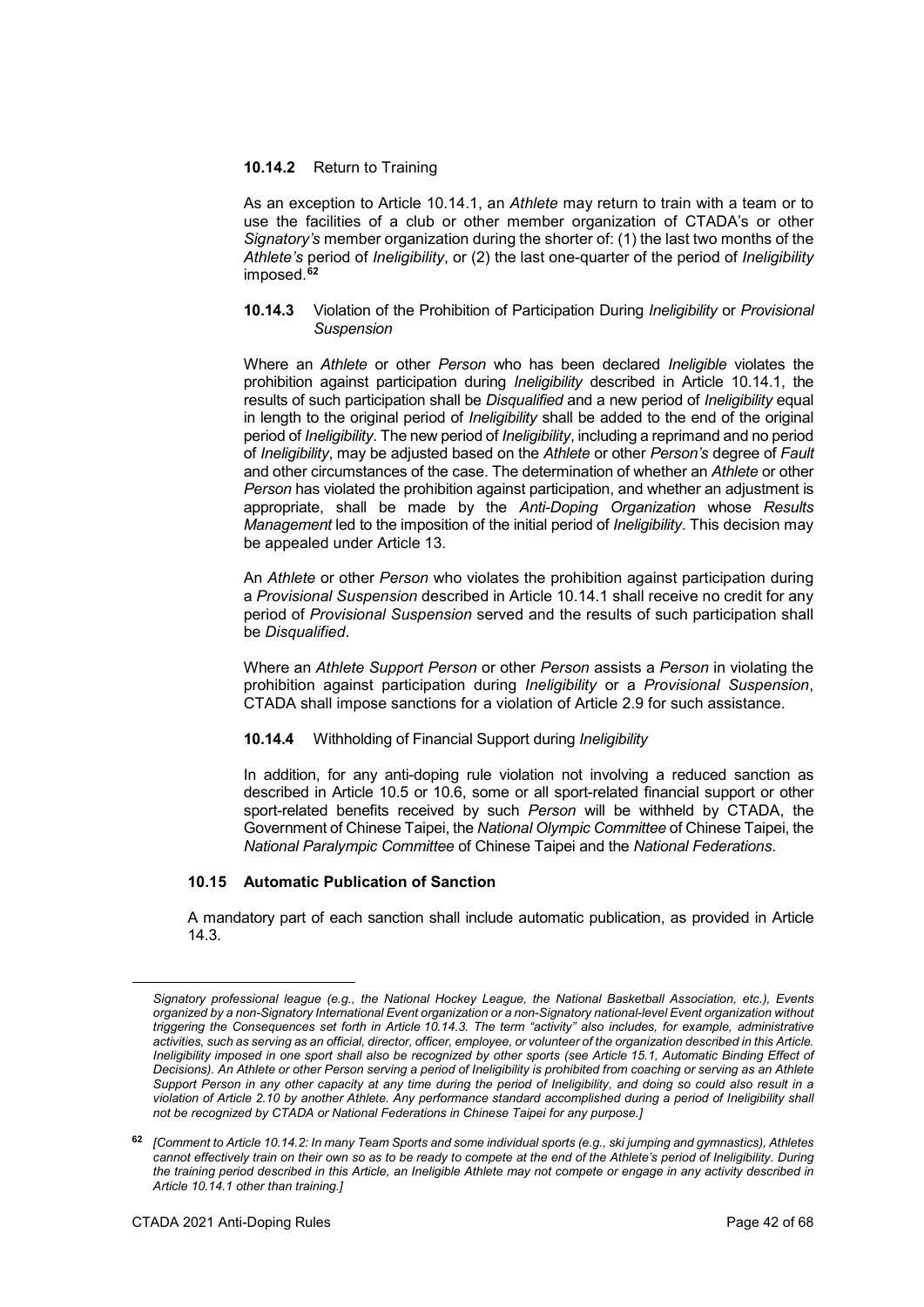**10.14.2** Return to Training

As an exception to Article 10.14.1, an *Athlete* may return to train with a team or to use the facilities of a club or other member organization of CTADA's or other *Signatory's* member organization during the shorter of: (1) the last two months of the *Athlete's* period of *Ineligibility*, or (2) the last one-quarter of the period of *Ineligibility* imposed.[62]

**10.14.3** Violation of the Prohibition of Participation During *Ineligibility* or *Provisional Suspension*

Where an *Athlete* or other *Person* who has been declared *Ineligible* violates the prohibition against participation during *Ineligibility* described in Article 10.14.1, the results of such participation shall be *Disqualified* and a new period of *Ineligibility* equal in length to the original period of *Ineligibility* shall be added to the end of the original period of *Ineligibility*. The new period of *Ineligibility*, including a reprimand and no period of *Ineligibility*, may be adjusted based on the *Athlete* or other *Person's* degree of *Fault* and other circumstances of the case. The determination of whether an *Athlete* or other *Person* has violated the prohibition against participation, and whether an adjustment is appropriate, shall be made by the *Anti-Doping Organization* whose *Results Management* led to the imposition of the initial period of *Ineligibility*. This decision may be appealed under Article 13.

An *Athlete* or other *Person* who violates the prohibition against participation during a *Provisional Suspension* described in Article 10.14.1 shall receive no credit for any period of *Provisional Suspension* served and the results of such participation shall be *Disqualified*.

Where an *Athlete Support Person* or other *Person* assists a *Person* in violating the prohibition against participation during *Ineligibility* or a *Provisional Suspension*, CTADA shall impose sanctions for a violation of Article 2.9 for such assistance.

**10.14.4** Withholding of Financial Support during *Ineligibility*

In addition, for any anti-doping rule violation not involving a reduced sanction as described in Article 10.5 or 10.6, some or all sport-related financial support or other sport-related benefits received by such *Person* will be withheld by CTADA, the Government of Chinese Taipei, the *National Olympic Committee* of Chinese Taipei, the *National Paralympic Committee* of Chinese Taipei and the *National Federations*.

### 10.15 Automatic Publication of Sanction

A mandatory part of each sanction shall include automatic publication, as provided in Article 14.3.

---

*Signatory professional league (e.g., the National Hockey League, the National Basketball Association, etc.), Events organized by a non-Signatory International Event organization or a non-Signatory national-level Event organization without triggering the Consequences set forth in Article 10.14.3. The term "activity" also includes, for example, administrative activities, such as serving as an official, director, officer, employee, or volunteer of the organization described in this Article. Ineligibility imposed in one sport shall also be recognized by other sports (see Article 15.1, Automatic Binding Effect of Decisions). An Athlete or other Person serving a period of Ineligibility is prohibited from coaching or serving as an Athlete Support Person in any other capacity at any time during the period of Ineligibility, and doing so could also result in a violation of Article 2.10 by another Athlete. Any performance standard accomplished during a period of Ineligibility shall not be recognized by CTADA or National Federations in Chinese Taipei for any purpose.]*

[62] *[Comment to Article 10.14.2: In many Team Sports and some individual sports (e.g., ski jumping and gymnastics), Athletes cannot effectively train on their own so as to be ready to compete at the end of the Athlete's period of Ineligibility. During the training period described in this Article, an Ineligible Athlete may not compete or engage in any activity described in Article 10.14.1 other than training.]*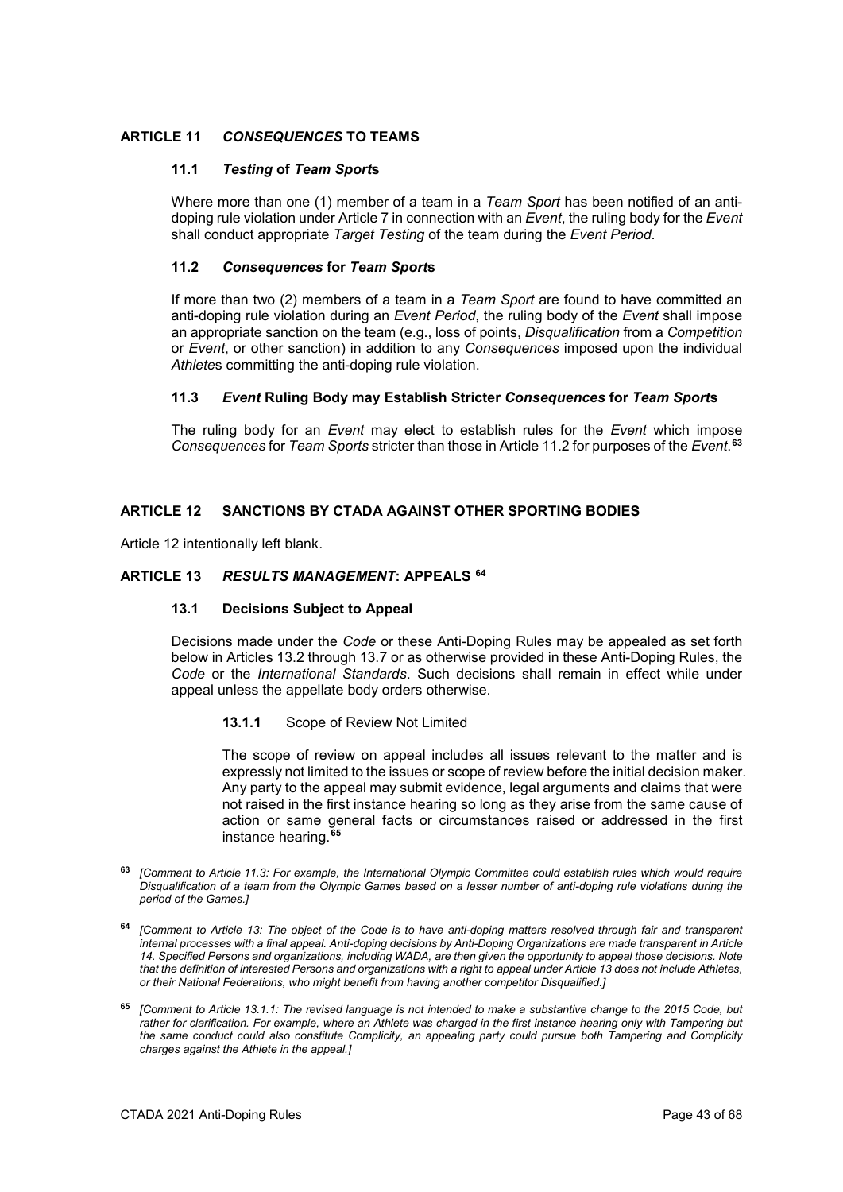## ARTICLE 11 *CONSEQUENCES* TO TEAMS

### 11.1 *Testing* of *Team Sport*s

Where more than one (1) member of a team in a *Team Sport* has been notified of an anti-doping rule violation under Article 7 in connection with an *Event*, the ruling body for the *Event* shall conduct appropriate *Target Testing* of the team during the *Event Period*.

### 11.2 *Consequences* for *Team Sport*s

If more than two (2) members of a team in a *Team Sport* are found to have committed an anti-doping rule violation during an *Event Period*, the ruling body of the *Event* shall impose an appropriate sanction on the team (e.g., loss of points, *Disqualification* from a *Competition* or *Event*, or other sanction) in addition to any *Consequences* imposed upon the individual *Athlete*s committing the anti-doping rule violation.

### 11.3 *Event* Ruling Body may Establish Stricter *Consequences* for *Team Sport*s

The ruling body for an *Event* may elect to establish rules for the *Event* which impose *Consequences* for *Team Sports* stricter than those in Article 11.2 for purposes of the *Event*.[63]

## ARTICLE 12 SANCTIONS BY CTADA AGAINST OTHER SPORTING BODIES

Article 12 intentionally left blank.

## ARTICLE 13 *RESULTS MANAGEMENT*: APPEALS [64]

### 13.1 Decisions Subject to Appeal

Decisions made under the *Code* or these Anti-Doping Rules may be appealed as set forth below in Articles 13.2 through 13.7 or as otherwise provided in these Anti-Doping Rules, the *Code* or the *International Standards*. Such decisions shall remain in effect while under appeal unless the appellate body orders otherwise.

**13.1.1** Scope of Review Not Limited

The scope of review on appeal includes all issues relevant to the matter and is expressly not limited to the issues or scope of review before the initial decision maker. Any party to the appeal may submit evidence, legal arguments and claims that were not raised in the first instance hearing so long as they arise from the same cause of action or same general facts or circumstances raised or addressed in the first instance hearing.[65]

---

[63] *[Comment to Article 11.3: For example, the International Olympic Committee could establish rules which would require Disqualification of a team from the Olympic Games based on a lesser number of anti-doping rule violations during the period of the Games.]*

[64] *[Comment to Article 13: The object of the Code is to have anti-doping matters resolved through fair and transparent internal processes with a final appeal. Anti-doping decisions by Anti-Doping Organizations are made transparent in Article 14. Specified Persons and organizations, including WADA, are then given the opportunity to appeal those decisions. Note that the definition of interested Persons and organizations with a right to appeal under Article 13 does not include Athletes, or their National Federations, who might benefit from having another competitor Disqualified.]*

[65] *[Comment to Article 13.1.1: The revised language is not intended to make a substantive change to the 2015 Code, but rather for clarification. For example, where an Athlete was charged in the first instance hearing only with Tampering but the same conduct could also constitute Complicity, an appealing party could pursue both Tampering and Complicity charges against the Athlete in the appeal.]*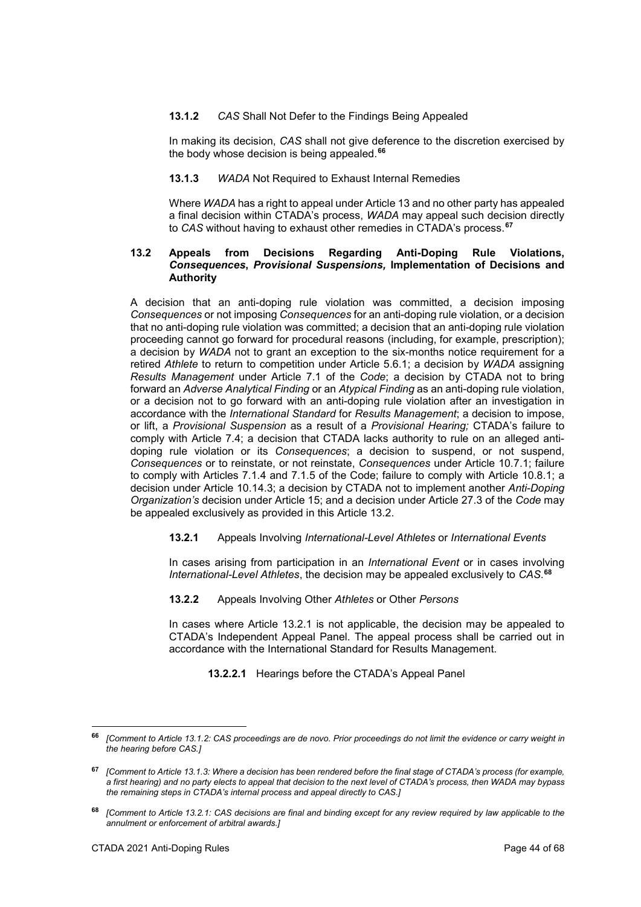**13.1.2** *CAS* Shall Not Defer to the Findings Being Appealed

In making its decision, *CAS* shall not give deference to the discretion exercised by the body whose decision is being appealed.[66]

**13.1.3** *WADA* Not Required to Exhaust Internal Remedies

Where *WADA* has a right to appeal under Article 13 and no other party has appealed a final decision within CTADA's process, *WADA* may appeal such decision directly to *CAS* without having to exhaust other remedies in CTADA's process.[67]

### 13.2 Appeals from Decisions Regarding Anti-Doping Rule Violations, *Consequences*, *Provisional Suspensions,* Implementation of Decisions and Authority

A decision that an anti-doping rule violation was committed, a decision imposing *Consequences* or not imposing *Consequences* for an anti-doping rule violation, or a decision that no anti-doping rule violation was committed; a decision that an anti-doping rule violation proceeding cannot go forward for procedural reasons (including, for example, prescription); a decision by *WADA* not to grant an exception to the six-months notice requirement for a retired *Athlete* to return to competition under Article 5.6.1; a decision by *WADA* assigning *Results Management* under Article 7.1 of the *Code*; a decision by CTADA not to bring forward an *Adverse Analytical Finding* or an *Atypical Finding* as an anti-doping rule violation, or a decision not to go forward with an anti-doping rule violation after an investigation in accordance with the *International Standard* for *Results Management*; a decision to impose, or lift, a *Provisional Suspension* as a result of a *Provisional Hearing;* CTADA's failure to comply with Article 7.4; a decision that CTADA lacks authority to rule on an alleged anti-doping rule violation or its *Consequences*; a decision to suspend, or not suspend, *Consequences* or to reinstate, or not reinstate, *Consequences* under Article 10.7.1; failure to comply with Articles 7.1.4 and 7.1.5 of the Code; failure to comply with Article 10.8.1; a decision under Article 10.14.3; a decision by CTADA not to implement another *Anti-Doping Organization's* decision under Article 15; and a decision under Article 27.3 of the *Code* may be appealed exclusively as provided in this Article 13.2.

**13.2.1** Appeals Involving *International-Level Athletes* or *International Events*

In cases arising from participation in an *International Event* or in cases involving *International-Level Athletes*, the decision may be appealed exclusively to *CAS*.[68]

**13.2.2** Appeals Involving Other *Athletes* or Other *Persons*

In cases where Article 13.2.1 is not applicable, the decision may be appealed to CTADA's Independent Appeal Panel. The appeal process shall be carried out in accordance with the International Standard for Results Management.

**13.2.2.1** Hearings before the CTADA's Appeal Panel

---

[66] *[Comment to Article 13.1.2: CAS proceedings are de novo. Prior proceedings do not limit the evidence or carry weight in the hearing before CAS.]*

[67] *[Comment to Article 13.1.3: Where a decision has been rendered before the final stage of CTADA's process (for example, a first hearing) and no party elects to appeal that decision to the next level of CTADA's process, then WADA may bypass the remaining steps in CTADA's internal process and appeal directly to CAS.]*

[68] *[Comment to Article 13.2.1: CAS decisions are final and binding except for any review required by law applicable to the annulment or enforcement of arbitral awards.]*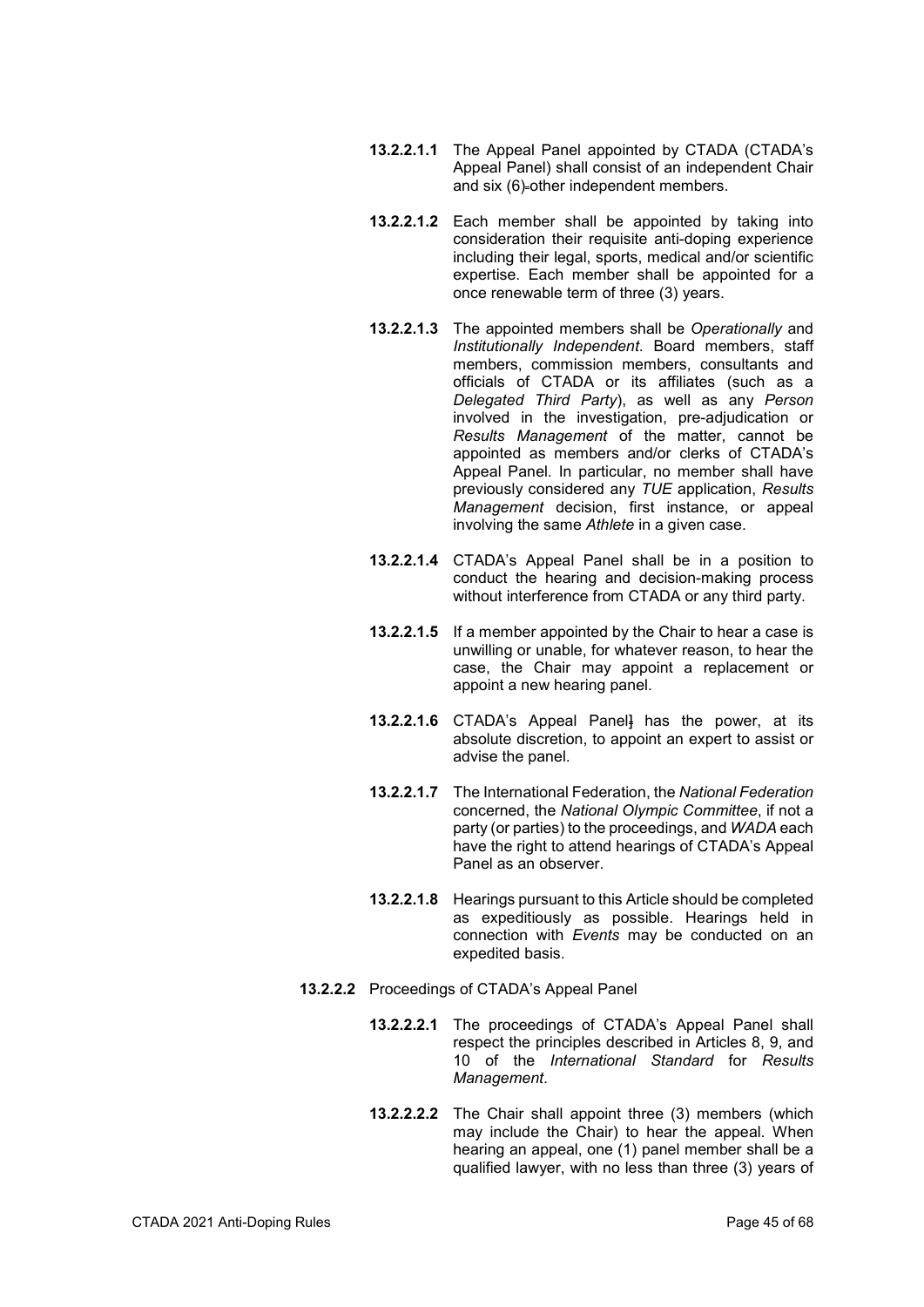**13.2.2.1.1** The Appeal Panel appointed by CTADA (CTADA's Appeal Panel) shall consist of an independent Chair and six (6) other independent members.

**13.2.2.1.2** Each member shall be appointed by taking into consideration their requisite anti-doping experience including their legal, sports, medical and/or scientific expertise. Each member shall be appointed for a once renewable term of three (3) years.

**13.2.2.1.3** The appointed members shall be *Operationally* and *Institutionally Independent*. Board members, staff members, commission members, consultants and officials of CTADA or its affiliates (such as a *Delegated Third Party*), as well as any *Person* involved in the investigation, pre-adjudication or *Results Management* of the matter, cannot be appointed as members and/or clerks of CTADA's Appeal Panel. In particular, no member shall have previously considered any *TUE* application, *Results Management* decision, first instance, or appeal involving the same *Athlete* in a given case.

**13.2.2.1.4** CTADA's Appeal Panel shall be in a position to conduct the hearing and decision-making process without interference from CTADA or any third party.

**13.2.2.1.5** If a member appointed by the Chair to hear a case is unwilling or unable, for whatever reason, to hear the case, the Chair may appoint a replacement or appoint a new hearing panel.

**13.2.2.1.6** CTADA's Appeal Panel has the power, at its absolute discretion, to appoint an expert to assist or advise the panel.

**13.2.2.1.7** The International Federation, the *National Federation* concerned, the *National Olympic Committee*, if not a party (or parties) to the proceedings, and *WADA* each have the right to attend hearings of CTADA's Appeal Panel as an observer.

**13.2.2.1.8** Hearings pursuant to this Article should be completed as expeditiously as possible. Hearings held in connection with *Events* may be conducted on an expedited basis.

**13.2.2.2** Proceedings of CTADA's Appeal Panel

**13.2.2.2.1** The proceedings of CTADA's Appeal Panel shall respect the principles described in Articles 8, 9, and 10 of the *International Standard* for *Results Management*.

**13.2.2.2.2** The Chair shall appoint three (3) members (which may include the Chair) to hear the appeal. When hearing an appeal, one (1) panel member shall be a qualified lawyer, with no less than three (3) years of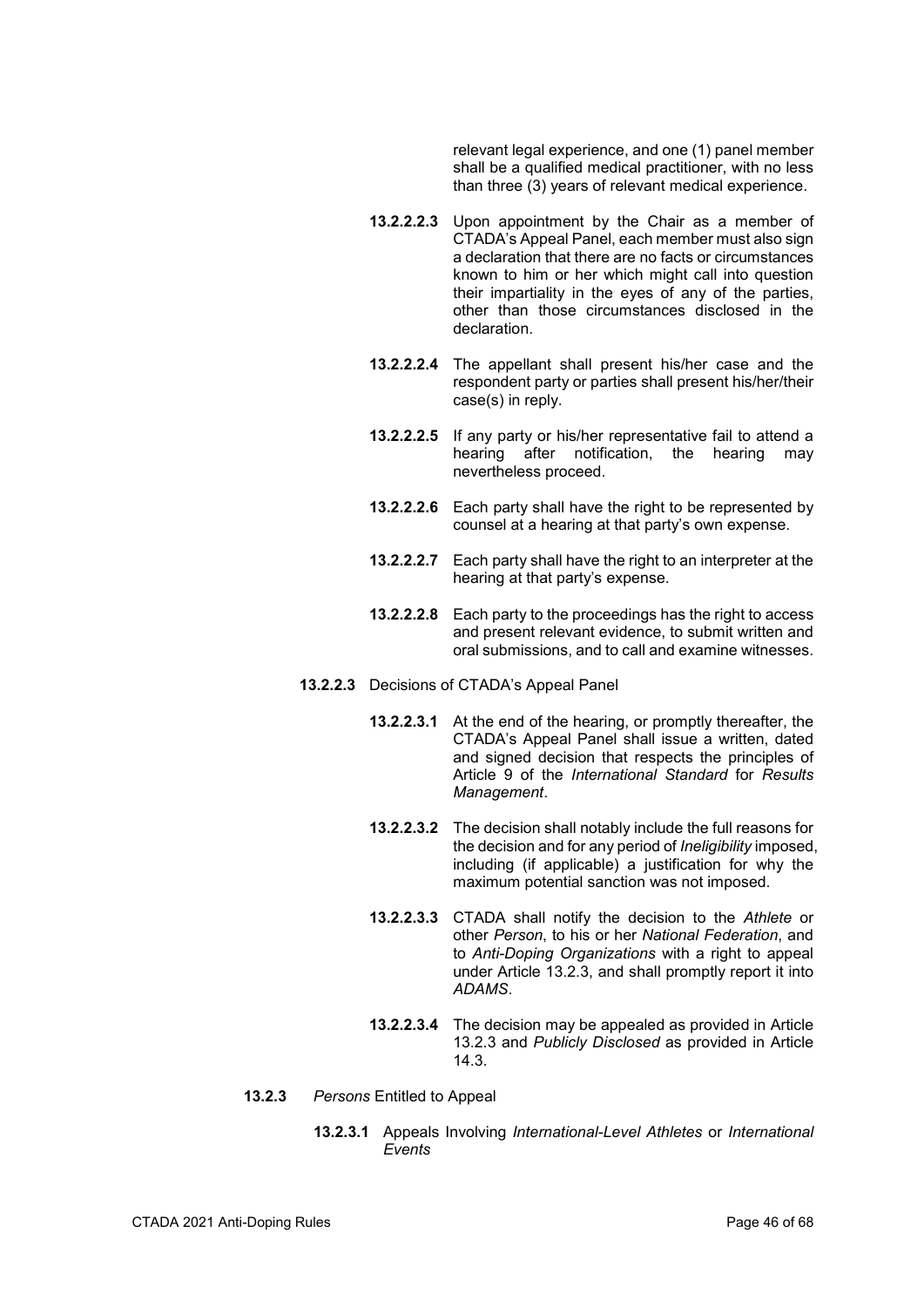relevant legal experience, and one (1) panel member shall be a qualified medical practitioner, with no less than three (3) years of relevant medical experience.

**13.2.2.2.3** Upon appointment by the Chair as a member of CTADA's Appeal Panel, each member must also sign a declaration that there are no facts or circumstances known to him or her which might call into question their impartiality in the eyes of any of the parties, other than those circumstances disclosed in the declaration.

**13.2.2.2.4** The appellant shall present his/her case and the respondent party or parties shall present his/her/their case(s) in reply.

**13.2.2.2.5** If any party or his/her representative fail to attend a hearing after notification, the hearing may nevertheless proceed.

**13.2.2.2.6** Each party shall have the right to be represented by counsel at a hearing at that party's own expense.

**13.2.2.2.7** Each party shall have the right to an interpreter at the hearing at that party's expense.

**13.2.2.2.8** Each party to the proceedings has the right to access and present relevant evidence, to submit written and oral submissions, and to call and examine witnesses.

**13.2.2.3** Decisions of CTADA's Appeal Panel

**13.2.2.3.1** At the end of the hearing, or promptly thereafter, the CTADA's Appeal Panel shall issue a written, dated and signed decision that respects the principles of Article 9 of the *International Standard* for *Results Management*.

**13.2.2.3.2** The decision shall notably include the full reasons for the decision and for any period of *Ineligibility* imposed, including (if applicable) a justification for why the maximum potential sanction was not imposed.

**13.2.2.3.3** CTADA shall notify the decision to the *Athlete* or other *Person*, to his or her *National Federation*, and to *Anti-Doping Organizations* with a right to appeal under Article 13.2.3, and shall promptly report it into *ADAMS*.

**13.2.2.3.4** The decision may be appealed as provided in Article 13.2.3 and *Publicly Disclosed* as provided in Article 14.3.

**13.2.3** *Persons* Entitled to Appeal

**13.2.3.1** Appeals Involving *International-Level Athletes* or *International Events*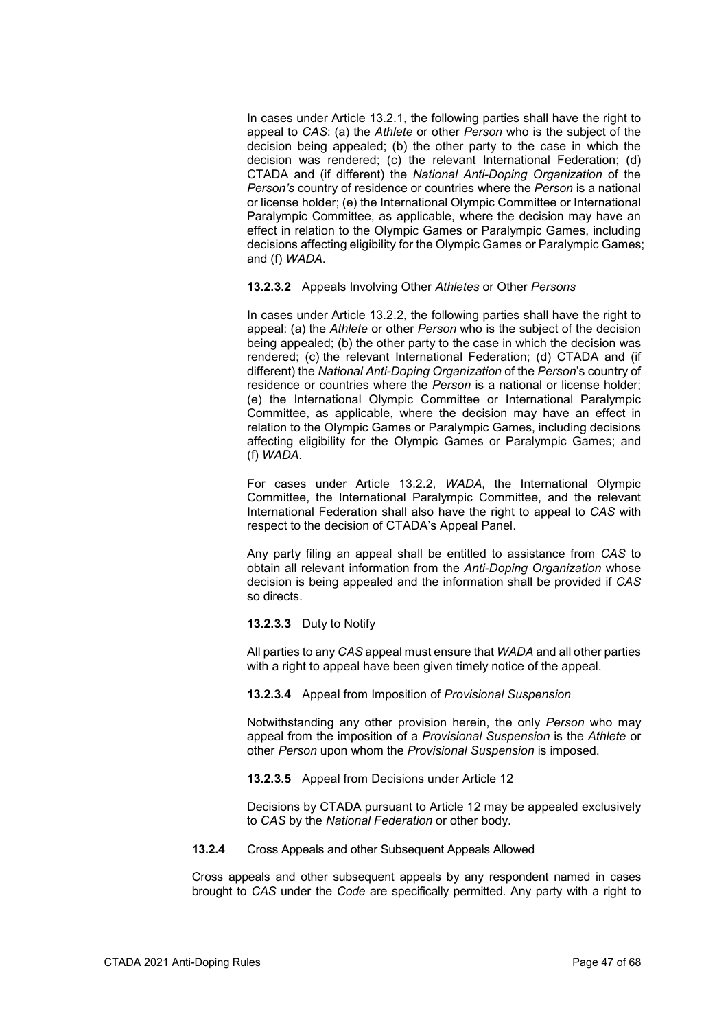In cases under Article 13.2.1, the following parties shall have the right to appeal to *CAS*: (a) the *Athlete* or other *Person* who is the subject of the decision being appealed; (b) the other party to the case in which the decision was rendered; (c) the relevant International Federation; (d) CTADA and (if different) the *National Anti-Doping Organization* of the *Person's* country of residence or countries where the *Person* is a national or license holder; (e) the International Olympic Committee or International Paralympic Committee, as applicable, where the decision may have an effect in relation to the Olympic Games or Paralympic Games, including decisions affecting eligibility for the Olympic Games or Paralympic Games; and (f) *WADA*.

**13.2.3.2** Appeals Involving Other *Athletes* or Other *Persons*

In cases under Article 13.2.2, the following parties shall have the right to appeal: (a) the *Athlete* or other *Person* who is the subject of the decision being appealed; (b) the other party to the case in which the decision was rendered; (c) the relevant International Federation; (d) CTADA and (if different) the *National Anti-Doping Organization* of the *Person*'s country of residence or countries where the *Person* is a national or license holder; (e) the International Olympic Committee or International Paralympic Committee, as applicable, where the decision may have an effect in relation to the Olympic Games or Paralympic Games, including decisions affecting eligibility for the Olympic Games or Paralympic Games; and (f) *WADA*.

For cases under Article 13.2.2, *WADA*, the International Olympic Committee, the International Paralympic Committee, and the relevant International Federation shall also have the right to appeal to *CAS* with respect to the decision of CTADA's Appeal Panel.

Any party filing an appeal shall be entitled to assistance from *CAS* to obtain all relevant information from the *Anti-Doping Organization* whose decision is being appealed and the information shall be provided if *CAS* so directs.

**13.2.3.3** Duty to Notify

All parties to any *CAS* appeal must ensure that *WADA* and all other parties with a right to appeal have been given timely notice of the appeal.

**13.2.3.4** Appeal from Imposition of *Provisional Suspension*

Notwithstanding any other provision herein, the only *Person* who may appeal from the imposition of a *Provisional Suspension* is the *Athlete* or other *Person* upon whom the *Provisional Suspension* is imposed.

**13.2.3.5** Appeal from Decisions under Article 12

Decisions by CTADA pursuant to Article 12 may be appealed exclusively to *CAS* by the *National Federation* or other body.

**13.2.4** Cross Appeals and other Subsequent Appeals Allowed

Cross appeals and other subsequent appeals by any respondent named in cases brought to *CAS* under the *Code* are specifically permitted. Any party with a right to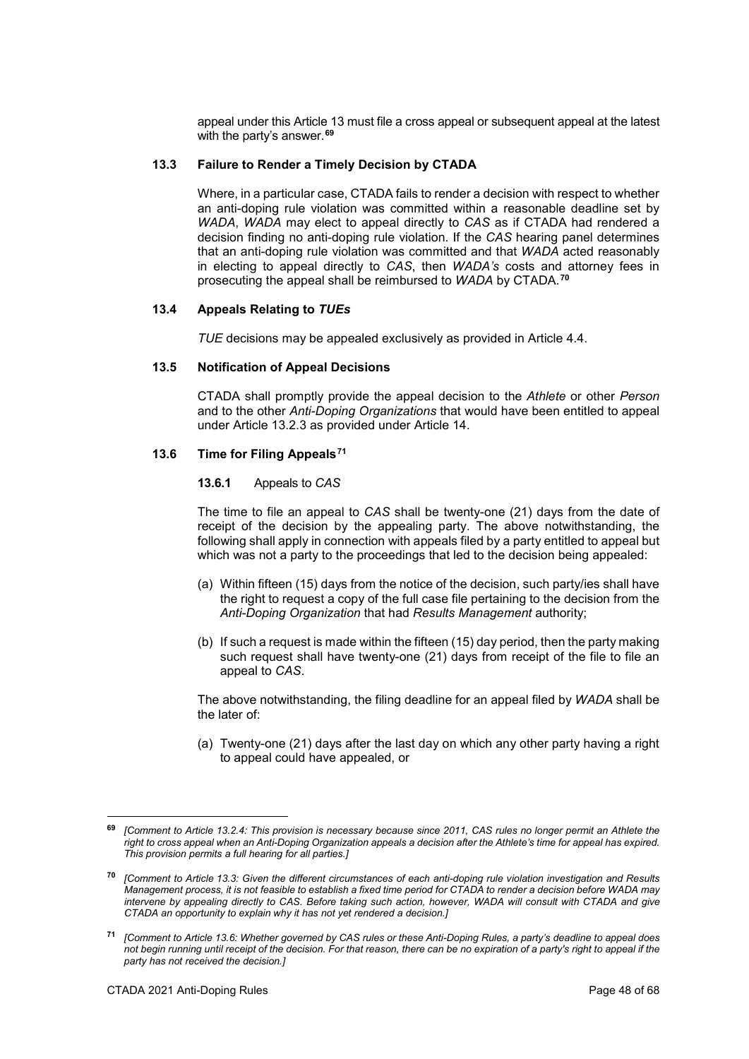appeal under this Article 13 must file a cross appeal or subsequent appeal at the latest with the party's answer.[69]

### 13.3 Failure to Render a Timely Decision by CTADA

Where, in a particular case, CTADA fails to render a decision with respect to whether an anti-doping rule violation was committed within a reasonable deadline set by *WADA*, *WADA* may elect to appeal directly to *CAS* as if CTADA had rendered a decision finding no anti-doping rule violation. If the *CAS* hearing panel determines that an anti-doping rule violation was committed and that *WADA* acted reasonably in electing to appeal directly to *CAS*, then *WADA's* costs and attorney fees in prosecuting the appeal shall be reimbursed to *WADA* by CTADA.[70]

### 13.4 Appeals Relating to *TUEs*

*TUE* decisions may be appealed exclusively as provided in Article 4.4.

### 13.5 Notification of Appeal Decisions

CTADA shall promptly provide the appeal decision to the *Athlete* or other *Person* and to the other *Anti-Doping Organizations* that would have been entitled to appeal under Article 13.2.3 as provided under Article 14.

### 13.6 Time for Filing Appeals[71]

#### 13.6.1 Appeals to *CAS*

The time to file an appeal to *CAS* shall be twenty-one (21) days from the date of receipt of the decision by the appealing party. The above notwithstanding, the following shall apply in connection with appeals filed by a party entitled to appeal but which was not a party to the proceedings that led to the decision being appealed:

(a) Within fifteen (15) days from the notice of the decision, such party/ies shall have the right to request a copy of the full case file pertaining to the decision from the *Anti-Doping Organization* that had *Results Management* authority;

(b) If such a request is made within the fifteen (15) day period, then the party making such request shall have twenty-one (21) days from receipt of the file to file an appeal to *CAS*.

The above notwithstanding, the filing deadline for an appeal filed by *WADA* shall be the later of:

(a) Twenty-one (21) days after the last day on which any other party having a right to appeal could have appealed, or

---

[69] *[Comment to Article 13.2.4: This provision is necessary because since 2011, CAS rules no longer permit an Athlete the right to cross appeal when an Anti-Doping Organization appeals a decision after the Athlete's time for appeal has expired. This provision permits a full hearing for all parties.]*

[70] *[Comment to Article 13.3: Given the different circumstances of each anti-doping rule violation investigation and Results Management process, it is not feasible to establish a fixed time period for CTADA to render a decision before WADA may intervene by appealing directly to CAS. Before taking such action, however, WADA will consult with CTADA and give CTADA an opportunity to explain why it has not yet rendered a decision.]*

[71] *[Comment to Article 13.6: Whether governed by CAS rules or these Anti-Doping Rules, a party's deadline to appeal does not begin running until receipt of the decision. For that reason, there can be no expiration of a party's right to appeal if the party has not received the decision.]*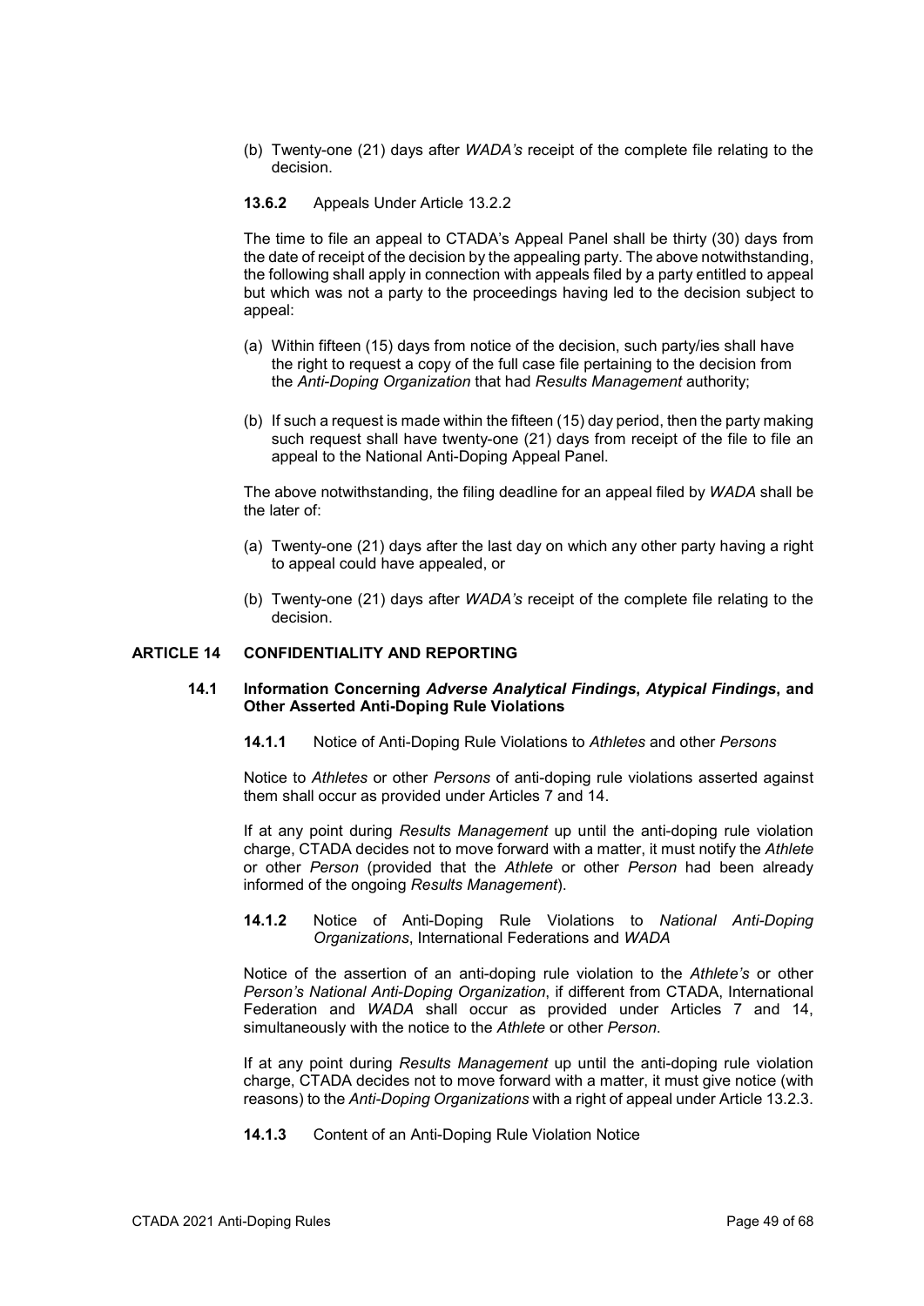(b) Twenty-one (21) days after *WADA's* receipt of the complete file relating to the decision.

**13.6.2** Appeals Under Article 13.2.2

The time to file an appeal to CTADA's Appeal Panel shall be thirty (30) days from the date of receipt of the decision by the appealing party. The above notwithstanding, the following shall apply in connection with appeals filed by a party entitled to appeal but which was not a party to the proceedings having led to the decision subject to appeal:

(a) Within fifteen (15) days from notice of the decision, such party/ies shall have the right to request a copy of the full case file pertaining to the decision from the *Anti-Doping Organization* that had *Results Management* authority;

(b) If such a request is made within the fifteen (15) day period, then the party making such request shall have twenty-one (21) days from receipt of the file to file an appeal to the National Anti-Doping Appeal Panel.

The above notwithstanding, the filing deadline for an appeal filed by *WADA* shall be the later of:

(a) Twenty-one (21) days after the last day on which any other party having a right to appeal could have appealed, or

(b) Twenty-one (21) days after *WADA's* receipt of the complete file relating to the decision.

## ARTICLE 14 CONFIDENTIALITY AND REPORTING

### 14.1 Information Concerning *Adverse Analytical Findings*, *Atypical Findings*, and Other Asserted Anti-Doping Rule Violations

**14.1.1** Notice of Anti-Doping Rule Violations to *Athletes* and other *Persons*

Notice to *Athletes* or other *Persons* of anti-doping rule violations asserted against them shall occur as provided under Articles 7 and 14.

If at any point during *Results Management* up until the anti-doping rule violation charge, CTADA decides not to move forward with a matter, it must notify the *Athlete* or other *Person* (provided that the *Athlete* or other *Person* had been already informed of the ongoing *Results Management*).

**14.1.2** Notice of Anti-Doping Rule Violations to *National Anti-Doping Organizations*, International Federations and *WADA*

Notice of the assertion of an anti-doping rule violation to the *Athlete's* or other *Person's National Anti-Doping Organization*, if different from CTADA, International Federation and *WADA* shall occur as provided under Articles 7 and 14, simultaneously with the notice to the *Athlete* or other *Person*.

If at any point during *Results Management* up until the anti-doping rule violation charge, CTADA decides not to move forward with a matter, it must give notice (with reasons) to the *Anti-Doping Organizations* with a right of appeal under Article 13.2.3.

**14.1.3** Content of an Anti-Doping Rule Violation Notice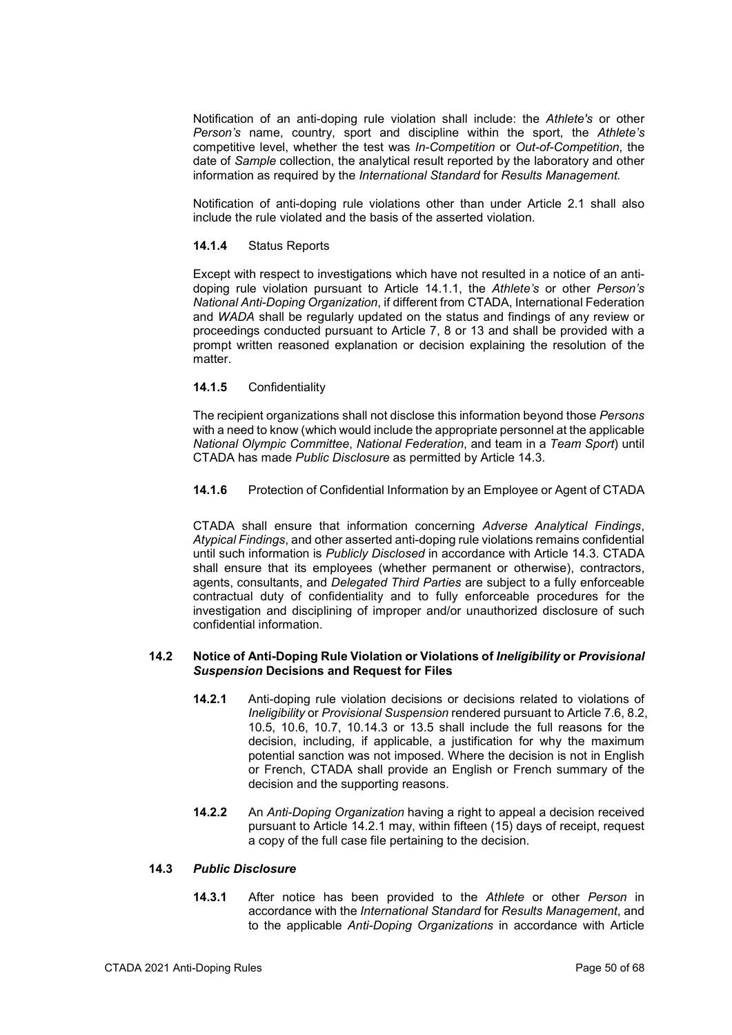Notification of an anti-doping rule violation shall include: the *Athlete's* or other *Person's* name, country, sport and discipline within the sport, the *Athlete's* competitive level, whether the test was *In-Competition* or *Out-of-Competition*, the date of *Sample* collection, the analytical result reported by the laboratory and other information as required by the *International Standard* for *Results Management.*

Notification of anti-doping rule violations other than under Article 2.1 shall also include the rule violated and the basis of the asserted violation.

**14.1.4** Status Reports

Except with respect to investigations which have not resulted in a notice of an anti-doping rule violation pursuant to Article 14.1.1, the *Athlete's* or other *Person's National Anti-Doping Organization*, if different from CTADA, International Federation and *WADA* shall be regularly updated on the status and findings of any review or proceedings conducted pursuant to Article 7, 8 or 13 and shall be provided with a prompt written reasoned explanation or decision explaining the resolution of the matter.

**14.1.5** Confidentiality

The recipient organizations shall not disclose this information beyond those *Persons* with a need to know (which would include the appropriate personnel at the applicable *National Olympic Committee*, *National Federation*, and team in a *Team Sport*) until CTADA has made *Public Disclosure* as permitted by Article 14.3.

**14.1.6** Protection of Confidential Information by an Employee or Agent of CTADA

CTADA shall ensure that information concerning *Adverse Analytical Findings*, *Atypical Findings*, and other asserted anti-doping rule violations remains confidential until such information is *Publicly Disclosed* in accordance with Article 14.3. CTADA shall ensure that its employees (whether permanent or otherwise), contractors, agents, consultants, and *Delegated Third Parties* are subject to a fully enforceable contractual duty of confidentiality and to fully enforceable procedures for the investigation and disciplining of improper and/or unauthorized disclosure of such confidential information.

**14.2 Notice of Anti-Doping Rule Violation or Violations of *Ineligibility* or *Provisional Suspension* Decisions and Request for Files**

**14.2.1** Anti-doping rule violation decisions or decisions related to violations of *Ineligibility* or *Provisional Suspension* rendered pursuant to Article 7.6, 8.2, 10.5, 10.6, 10.7, 10.14.3 or 13.5 shall include the full reasons for the decision, including, if applicable, a justification for why the maximum potential sanction was not imposed. Where the decision is not in English or French, CTADA shall provide an English or French summary of the decision and the supporting reasons.

**14.2.2** An *Anti-Doping Organization* having a right to appeal a decision received pursuant to Article 14.2.1 may, within fifteen (15) days of receipt, request a copy of the full case file pertaining to the decision.

**14.3 *Public Disclosure***

**14.3.1** After notice has been provided to the *Athlete* or other *Person* in accordance with the *International Standard* for *Results Management*, and to the applicable *Anti-Doping Organizations* in accordance with Article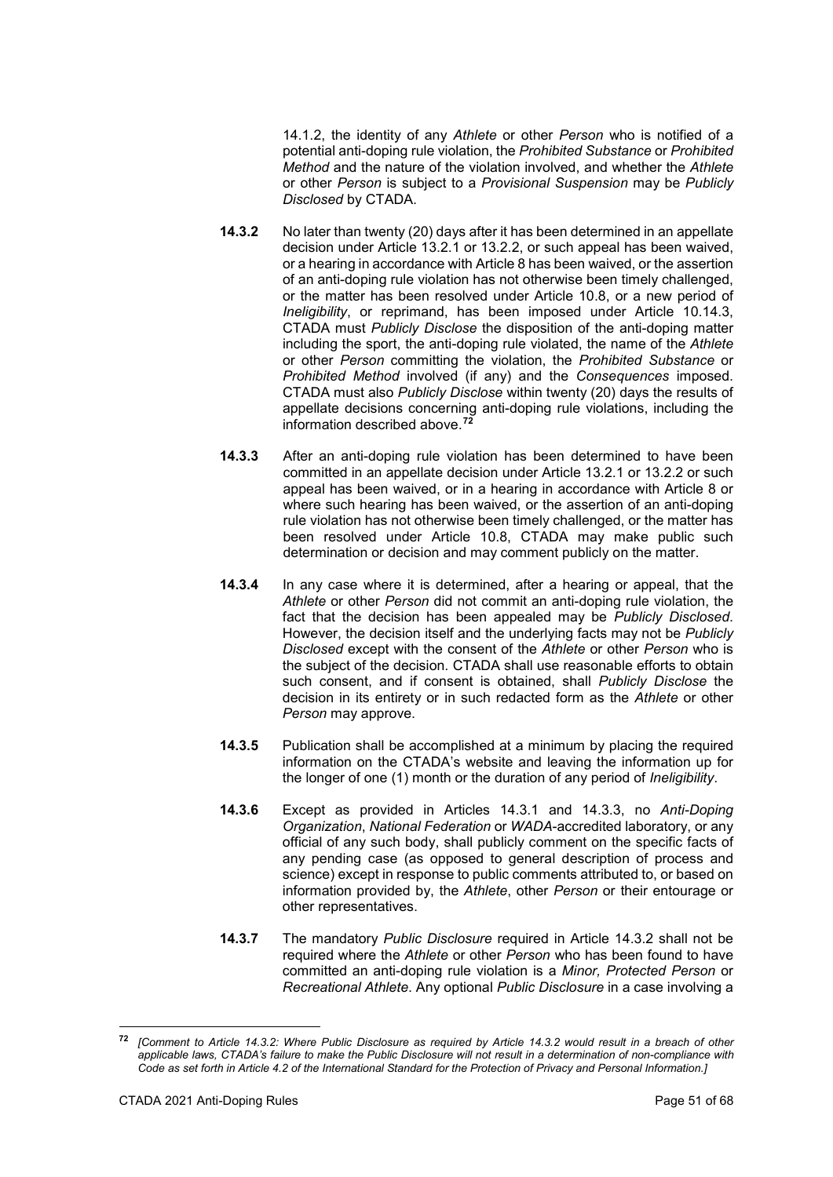14.1.2, the identity of any *Athlete* or other *Person* who is notified of a potential anti-doping rule violation, the *Prohibited Substance* or *Prohibited Method* and the nature of the violation involved, and whether the *Athlete* or other *Person* is subject to a *Provisional Suspension* may be *Publicly Disclosed* by CTADA.

**14.3.2** No later than twenty (20) days after it has been determined in an appellate decision under Article 13.2.1 or 13.2.2, or such appeal has been waived, or a hearing in accordance with Article 8 has been waived, or the assertion of an anti-doping rule violation has not otherwise been timely challenged, or the matter has been resolved under Article 10.8, or a new period of *Ineligibility*, or reprimand, has been imposed under Article 10.14.3, CTADA must *Publicly Disclose* the disposition of the anti-doping matter including the sport, the anti-doping rule violated, the name of the *Athlete* or other *Person* committing the violation, the *Prohibited Substance* or *Prohibited Method* involved (if any) and the *Consequences* imposed. CTADA must also *Publicly Disclose* within twenty (20) days the results of appellate decisions concerning anti-doping rule violations, including the information described above.[72]

**14.3.3** After an anti-doping rule violation has been determined to have been committed in an appellate decision under Article 13.2.1 or 13.2.2 or such appeal has been waived, or in a hearing in accordance with Article 8 or where such hearing has been waived, or the assertion of an anti-doping rule violation has not otherwise been timely challenged, or the matter has been resolved under Article 10.8, CTADA may make public such determination or decision and may comment publicly on the matter.

**14.3.4** In any case where it is determined, after a hearing or appeal, that the *Athlete* or other *Person* did not commit an anti-doping rule violation, the fact that the decision has been appealed may be *Publicly Disclosed*. However, the decision itself and the underlying facts may not be *Publicly Disclosed* except with the consent of the *Athlete* or other *Person* who is the subject of the decision. CTADA shall use reasonable efforts to obtain such consent, and if consent is obtained, shall *Publicly Disclose* the decision in its entirety or in such redacted form as the *Athlete* or other *Person* may approve.

**14.3.5** Publication shall be accomplished at a minimum by placing the required information on the CTADA's website and leaving the information up for the longer of one (1) month or the duration of any period of *Ineligibility*.

**14.3.6** Except as provided in Articles 14.3.1 and 14.3.3, no *Anti-Doping Organization*, *National Federation* or *WADA*-accredited laboratory, or any official of any such body, shall publicly comment on the specific facts of any pending case (as opposed to general description of process and science) except in response to public comments attributed to, or based on information provided by, the *Athlete*, other *Person* or their entourage or other representatives.

**14.3.7** The mandatory *Public Disclosure* required in Article 14.3.2 shall not be required where the *Athlete* or other *Person* who has been found to have committed an anti-doping rule violation is a *Minor, Protected Person* or *Recreational Athlete*. Any optional *Public Disclosure* in a case involving a

---

[72] *[Comment to Article 14.3.2: Where Public Disclosure as required by Article 14.3.2 would result in a breach of other applicable laws, CTADA's failure to make the Public Disclosure will not result in a determination of non-compliance with Code as set forth in Article 4.2 of the International Standard for the Protection of Privacy and Personal Information.]*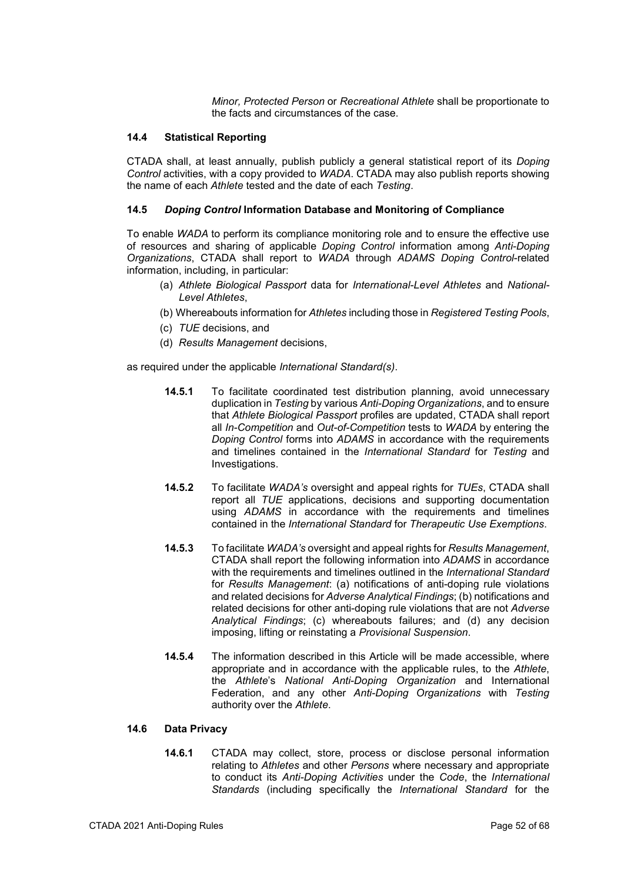*Minor, Protected Person* or *Recreational Athlete* shall be proportionate to the facts and circumstances of the case.

### 14.4 Statistical Reporting

CTADA shall, at least annually, publish publicly a general statistical report of its *Doping Control* activities, with a copy provided to *WADA*. CTADA may also publish reports showing the name of each *Athlete* tested and the date of each *Testing*.

### 14.5 *Doping Control* Information Database and Monitoring of Compliance

To enable *WADA* to perform its compliance monitoring role and to ensure the effective use of resources and sharing of applicable *Doping Control* information among *Anti-Doping Organizations*, CTADA shall report to *WADA* through *ADAMS Doping Control*-related information, including, in particular:

(a) *Athlete Biological Passport* data for *International-Level Athletes* and *National-Level Athletes*,

(b) Whereabouts information for *Athletes* including those in *Registered Testing Pools*,

(c) *TUE* decisions, and

(d) *Results Management* decisions,

as required under the applicable *International Standard(s)*.

**14.5.1** To facilitate coordinated test distribution planning, avoid unnecessary duplication in *Testing* by various *Anti-Doping Organizations*, and to ensure that *Athlete Biological Passport* profiles are updated, CTADA shall report all *In-Competition* and *Out-of-Competition* tests to *WADA* by entering the *Doping Control* forms into *ADAMS* in accordance with the requirements and timelines contained in the *International Standard* for *Testing* and Investigations.

**14.5.2** To facilitate *WADA's* oversight and appeal rights for *TUEs*, CTADA shall report all *TUE* applications, decisions and supporting documentation using *ADAMS* in accordance with the requirements and timelines contained in the *International Standard* for *Therapeutic Use Exemptions*.

**14.5.3** To facilitate *WADA's* oversight and appeal rights for *Results Management*, CTADA shall report the following information into *ADAMS* in accordance with the requirements and timelines outlined in the *International Standard* for *Results Management*: (a) notifications of anti-doping rule violations and related decisions for *Adverse Analytical Findings*; (b) notifications and related decisions for other anti-doping rule violations that are not *Adverse Analytical Findings*; (c) whereabouts failures; and (d) any decision imposing, lifting or reinstating a *Provisional Suspension*.

**14.5.4** The information described in this Article will be made accessible, where appropriate and in accordance with the applicable rules, to the *Athlete*, the *Athlete*'s *National Anti-Doping Organization* and International Federation, and any other *Anti-Doping Organizations* with *Testing* authority over the *Athlete*.

### 14.6 Data Privacy

**14.6.1** CTADA may collect, store, process or disclose personal information relating to *Athletes* and other *Persons* where necessary and appropriate to conduct its *Anti-Doping Activities* under the *Code*, the *International Standards* (including specifically the *International Standard* for the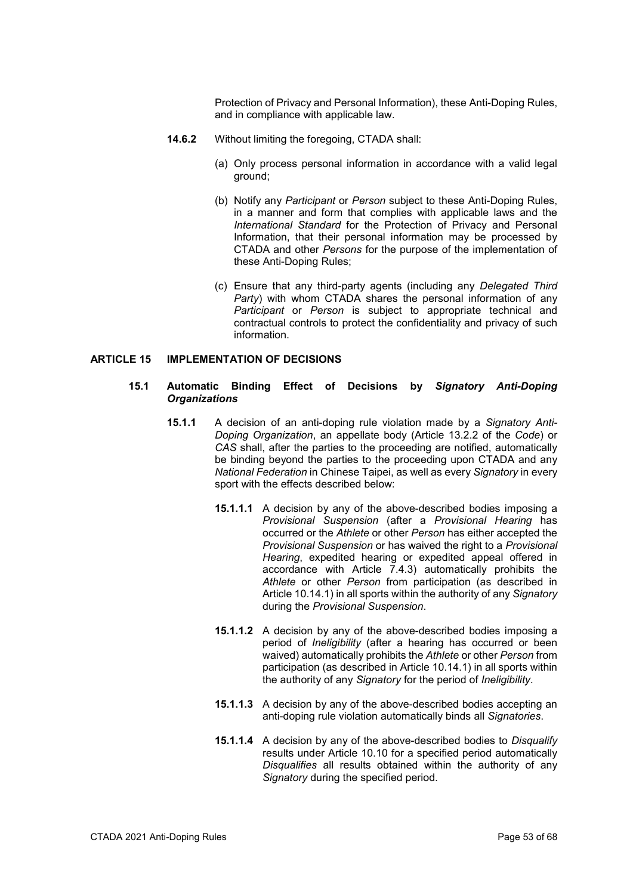Protection of Privacy and Personal Information), these Anti-Doping Rules, and in compliance with applicable law.

**14.6.2** Without limiting the foregoing, CTADA shall:

(a) Only process personal information in accordance with a valid legal ground;

(b) Notify any *Participant* or *Person* subject to these Anti-Doping Rules, in a manner and form that complies with applicable laws and the *International Standard* for the Protection of Privacy and Personal Information, that their personal information may be processed by CTADA and other *Persons* for the purpose of the implementation of these Anti-Doping Rules;

(c) Ensure that any third-party agents (including any *Delegated Third Party*) with whom CTADA shares the personal information of any *Participant* or *Person* is subject to appropriate technical and contractual controls to protect the confidentiality and privacy of such information.

## ARTICLE 15 IMPLEMENTATION OF DECISIONS

### 15.1 Automatic Binding Effect of Decisions by *Signatory Anti-Doping Organizations*

**15.1.1** A decision of an anti-doping rule violation made by a *Signatory Anti-Doping Organization*, an appellate body (Article 13.2.2 of the *Code*) or *CAS* shall, after the parties to the proceeding are notified, automatically be binding beyond the parties to the proceeding upon CTADA and any *National Federation* in Chinese Taipei, as well as every *Signatory* in every sport with the effects described below:

**15.1.1.1** A decision by any of the above-described bodies imposing a *Provisional Suspension* (after a *Provisional Hearing* has occurred or the *Athlete* or other *Person* has either accepted the *Provisional Suspension* or has waived the right to a *Provisional Hearing*, expedited hearing or expedited appeal offered in accordance with Article 7.4.3) automatically prohibits the *Athlete* or other *Person* from participation (as described in Article 10.14.1) in all sports within the authority of any *Signatory* during the *Provisional Suspension*.

**15.1.1.2** A decision by any of the above-described bodies imposing a period of *Ineligibility* (after a hearing has occurred or been waived) automatically prohibits the *Athlete* or other *Person* from participation (as described in Article 10.14.1) in all sports within the authority of any *Signatory* for the period of *Ineligibility*.

**15.1.1.3** A decision by any of the above-described bodies accepting an anti-doping rule violation automatically binds all *Signatories*.

**15.1.1.4** A decision by any of the above-described bodies to *Disqualify* results under Article 10.10 for a specified period automatically *Disqualifies* all results obtained within the authority of any *Signatory* during the specified period.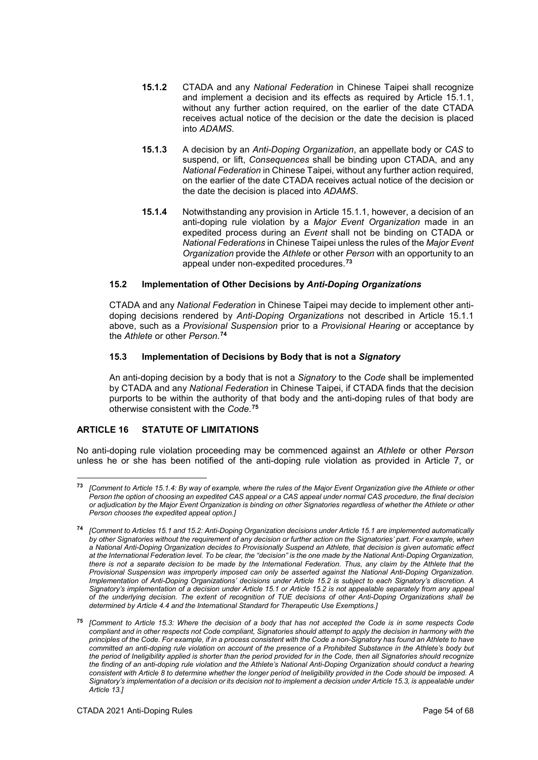**15.1.2** CTADA and any *National Federation* in Chinese Taipei shall recognize and implement a decision and its effects as required by Article 15.1.1, without any further action required, on the earlier of the date CTADA receives actual notice of the decision or the date the decision is placed into *ADAMS*.

**15.1.3** A decision by an *Anti-Doping Organization*, an appellate body or *CAS* to suspend, or lift, *Consequences* shall be binding upon CTADA, and any *National Federation* in Chinese Taipei, without any further action required, on the earlier of the date CTADA receives actual notice of the decision or the date the decision is placed into *ADAMS*.

**15.1.4** Notwithstanding any provision in Article 15.1.1, however, a decision of an anti-doping rule violation by a *Major Event Organization* made in an expedited process during an *Event* shall not be binding on CTADA or *National Federations* in Chinese Taipei unless the rules of the *Major Event Organization* provide the *Athlete* or other *Person* with an opportunity to an appeal under non-expedited procedures.[73]

### 15.2 Implementation of Other Decisions by *Anti-Doping Organizations*

CTADA and any *National Federation* in Chinese Taipei may decide to implement other anti-doping decisions rendered by *Anti-Doping Organizations* not described in Article 15.1.1 above, such as a *Provisional Suspension* prior to a *Provisional Hearing* or acceptance by the *Athlete* or other *Person*.[74]

### 15.3 Implementation of Decisions by Body that is not a *Signatory*

An anti-doping decision by a body that is not a *Signatory* to the *Code* shall be implemented by CTADA and any *National Federation* in Chinese Taipei, if CTADA finds that the decision purports to be within the authority of that body and the anti-doping rules of that body are otherwise consistent with the *Code*.[75]

## ARTICLE 16 STATUTE OF LIMITATIONS

No anti-doping rule violation proceeding may be commenced against an *Athlete* or other *Person* unless he or she has been notified of the anti-doping rule violation as provided in Article 7, or

---

[73] *[Comment to Article 15.1.4: By way of example, where the rules of the Major Event Organization give the Athlete or other Person the option of choosing an expedited CAS appeal or a CAS appeal under normal CAS procedure, the final decision or adjudication by the Major Event Organization is binding on other Signatories regardless of whether the Athlete or other Person chooses the expedited appeal option.]*

[74] *[Comment to Articles 15.1 and 15.2: Anti-Doping Organization decisions under Article 15.1 are implemented automatically by other Signatories without the requirement of any decision or further action on the Signatories' part. For example, when a National Anti-Doping Organization decides to Provisionally Suspend an Athlete, that decision is given automatic effect at the International Federation level. To be clear, the "decision" is the one made by the National Anti-Doping Organization, there is not a separate decision to be made by the International Federation. Thus, any claim by the Athlete that the Provisional Suspension was improperly imposed can only be asserted against the National Anti-Doping Organization. Implementation of Anti-Doping Organizations' decisions under Article 15.2 is subject to each Signatory's discretion. A Signatory's implementation of a decision under Article 15.1 or Article 15.2 is not appealable separately from any appeal of the underlying decision. The extent of recognition of TUE decisions of other Anti-Doping Organizations shall be determined by Article 4.4 and the International Standard for Therapeutic Use Exemptions.]*

[75] *[Comment to Article 15.3: Where the decision of a body that has not accepted the Code is in some respects Code compliant and in other respects not Code compliant, Signatories should attempt to apply the decision in harmony with the principles of the Code. For example, if in a process consistent with the Code a non-Signatory has found an Athlete to have committed an anti-doping rule violation on account of the presence of a Prohibited Substance in the Athlete's body but the period of Ineligibility applied is shorter than the period provided for in the Code, then all Signatories should recognize the finding of an anti-doping rule violation and the Athlete's National Anti-Doping Organization should conduct a hearing consistent with Article 8 to determine whether the longer period of Ineligibility provided in the Code should be imposed. A Signatory's implementation of a decision or its decision not to implement a decision under Article 15.3, is appealable under Article 13.]*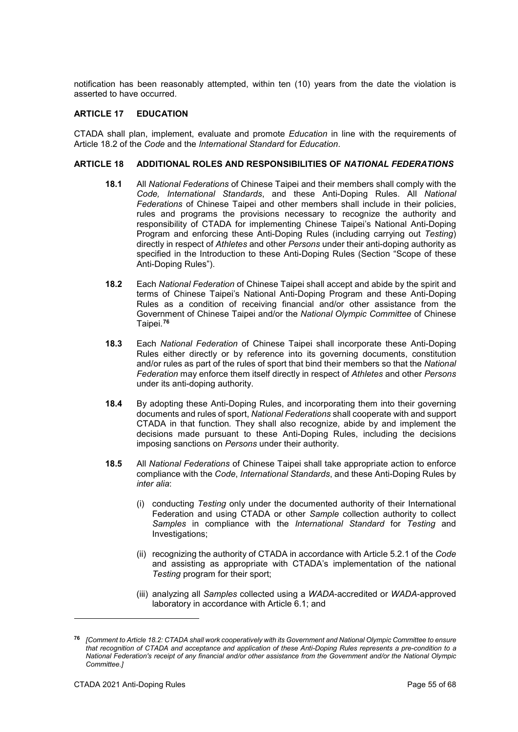notification has been reasonably attempted, within ten (10) years from the date the violation is asserted to have occurred.

## ARTICLE 17 EDUCATION

CTADA shall plan, implement, evaluate and promote *Education* in line with the requirements of Article 18.2 of the *Code* and the *International Standard* for *Education*.

## ARTICLE 18 ADDITIONAL ROLES AND RESPONSIBILITIES OF *NATIONAL FEDERATIONS*

**18.1** All *National Federations* of Chinese Taipei and their members shall comply with the *Code, International Standards*, and these Anti-Doping Rules. All *National Federations* of Chinese Taipei and other members shall include in their policies, rules and programs the provisions necessary to recognize the authority and responsibility of CTADA for implementing Chinese Taipei's National Anti-Doping Program and enforcing these Anti-Doping Rules (including carrying out *Testing*) directly in respect of *Athletes* and other *Persons* under their anti-doping authority as specified in the Introduction to these Anti-Doping Rules (Section "Scope of these Anti-Doping Rules").

**18.2** Each *National Federation* of Chinese Taipei shall accept and abide by the spirit and terms of Chinese Taipei's National Anti-Doping Program and these Anti-Doping Rules as a condition of receiving financial and/or other assistance from the Government of Chinese Taipei and/or the *National Olympic Committee* of Chinese Taipei.[76]

**18.3** Each *National Federation* of Chinese Taipei shall incorporate these Anti-Doping Rules either directly or by reference into its governing documents, constitution and/or rules as part of the rules of sport that bind their members so that the *National Federation* may enforce them itself directly in respect of *Athletes* and other *Persons* under its anti-doping authority.

**18.4** By adopting these Anti-Doping Rules, and incorporating them into their governing documents and rules of sport, *National Federations* shall cooperate with and support CTADA in that function. They shall also recognize, abide by and implement the decisions made pursuant to these Anti-Doping Rules, including the decisions imposing sanctions on *Persons* under their authority.

**18.5** All *National Federations* of Chinese Taipei shall take appropriate action to enforce compliance with the *Code*, *International Standards*, and these Anti-Doping Rules by *inter alia*:

(i) conducting *Testing* only under the documented authority of their International Federation and using CTADA or other *Sample* collection authority to collect *Samples* in compliance with the *International Standard* for *Testing* and Investigations;

(ii) recognizing the authority of CTADA in accordance with Article 5.2.1 of the *Code* and assisting as appropriate with CTADA's implementation of the national *Testing* program for their sport;

(iii) analyzing all *Samples* collected using a *WADA*-accredited or *WADA*-approved laboratory in accordance with Article 6.1; and

---

[76] *[Comment to Article 18.2: CTADA shall work cooperatively with its Government and National Olympic Committee to ensure that recognition of CTADA and acceptance and application of these Anti-Doping Rules represents a pre-condition to a National Federation's receipt of any financial and/or other assistance from the Government and/or the National Olympic Committee.]*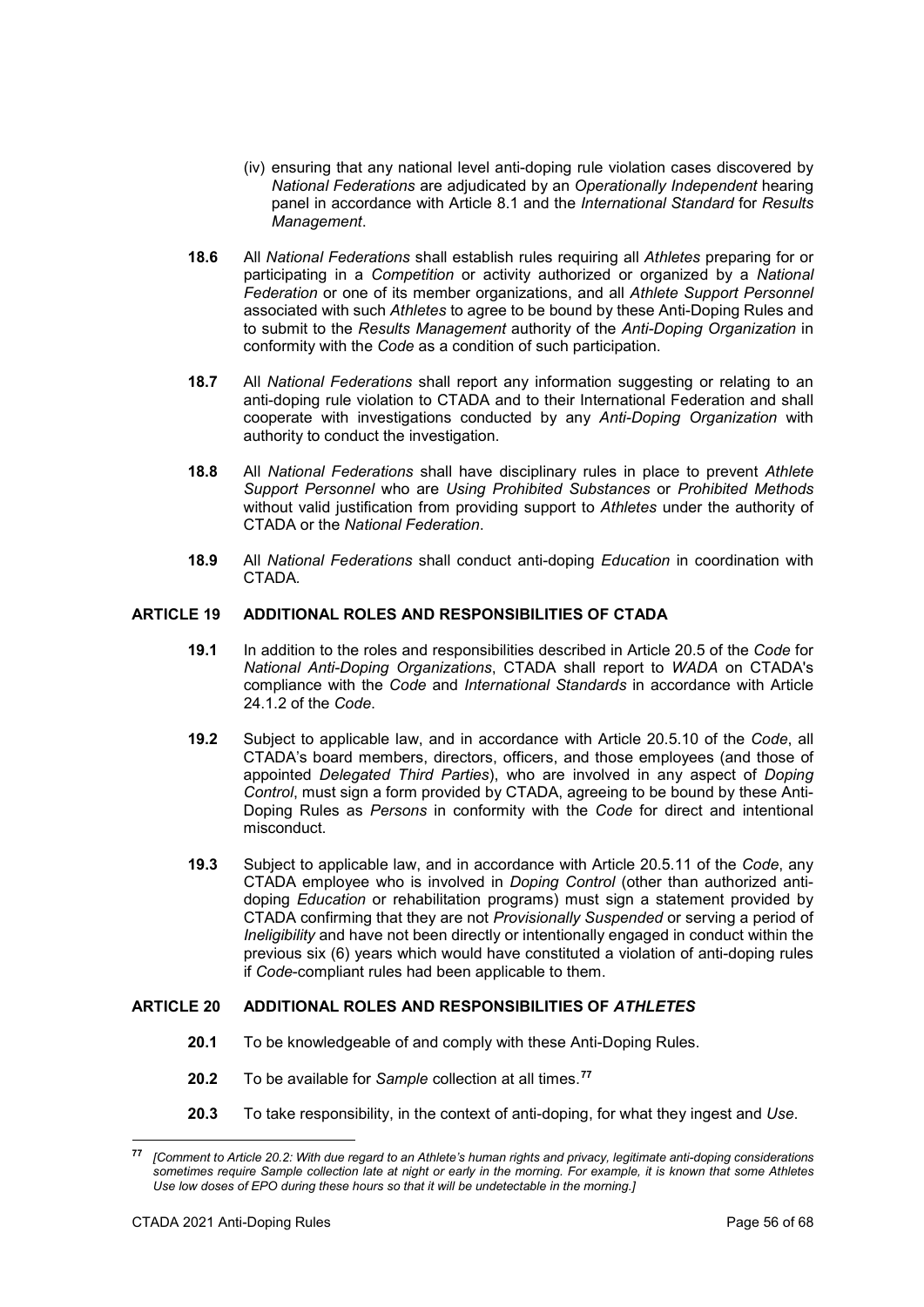(iv) ensuring that any national level anti-doping rule violation cases discovered by *National Federations* are adjudicated by an *Operationally Independent* hearing panel in accordance with Article 8.1 and the *International Standard* for *Results Management*.

**18.6** All *National Federations* shall establish rules requiring all *Athletes* preparing for or participating in a *Competition* or activity authorized or organized by a *National Federation* or one of its member organizations, and all *Athlete Support Personnel* associated with such *Athletes* to agree to be bound by these Anti-Doping Rules and to submit to the *Results Management* authority of the *Anti-Doping Organization* in conformity with the *Code* as a condition of such participation.

**18.7** All *National Federations* shall report any information suggesting or relating to an anti-doping rule violation to CTADA and to their International Federation and shall cooperate with investigations conducted by any *Anti-Doping Organization* with authority to conduct the investigation.

**18.8** All *National Federations* shall have disciplinary rules in place to prevent *Athlete Support Personnel* who are *Using Prohibited Substances* or *Prohibited Methods* without valid justification from providing support to *Athletes* under the authority of CTADA or the *National Federation*.

**18.9** All *National Federations* shall conduct anti-doping *Education* in coordination with CTADA.

## ARTICLE 19 ADDITIONAL ROLES AND RESPONSIBILITIES OF CTADA

**19.1** In addition to the roles and responsibilities described in Article 20.5 of the *Code* for *National Anti-Doping Organizations*, CTADA shall report to *WADA* on CTADA's compliance with the *Code* and *International Standards* in accordance with Article 24.1.2 of the *Code*.

**19.2** Subject to applicable law, and in accordance with Article 20.5.10 of the *Code*, all CTADA's board members, directors, officers, and those employees (and those of appointed *Delegated Third Parties*), who are involved in any aspect of *Doping Control*, must sign a form provided by CTADA, agreeing to be bound by these Anti-Doping Rules as *Persons* in conformity with the *Code* for direct and intentional misconduct.

**19.3** Subject to applicable law, and in accordance with Article 20.5.11 of the *Code*, any CTADA employee who is involved in *Doping Control* (other than authorized anti-doping *Education* or rehabilitation programs) must sign a statement provided by CTADA confirming that they are not *Provisionally Suspended* or serving a period of *Ineligibility* and have not been directly or intentionally engaged in conduct within the previous six (6) years which would have constituted a violation of anti-doping rules if *Code*-compliant rules had been applicable to them.

## ARTICLE 20 ADDITIONAL ROLES AND RESPONSIBILITIES OF *ATHLETES*

**20.1** To be knowledgeable of and comply with these Anti-Doping Rules.

**20.2** To be available for *Sample* collection at all times.[77]

**20.3** To take responsibility, in the context of anti-doping, for what they ingest and *Use*.

---

[77] *[Comment to Article 20.2: With due regard to an Athlete's human rights and privacy, legitimate anti-doping considerations sometimes require Sample collection late at night or early in the morning. For example, it is known that some Athletes Use low doses of EPO during these hours so that it will be undetectable in the morning.]*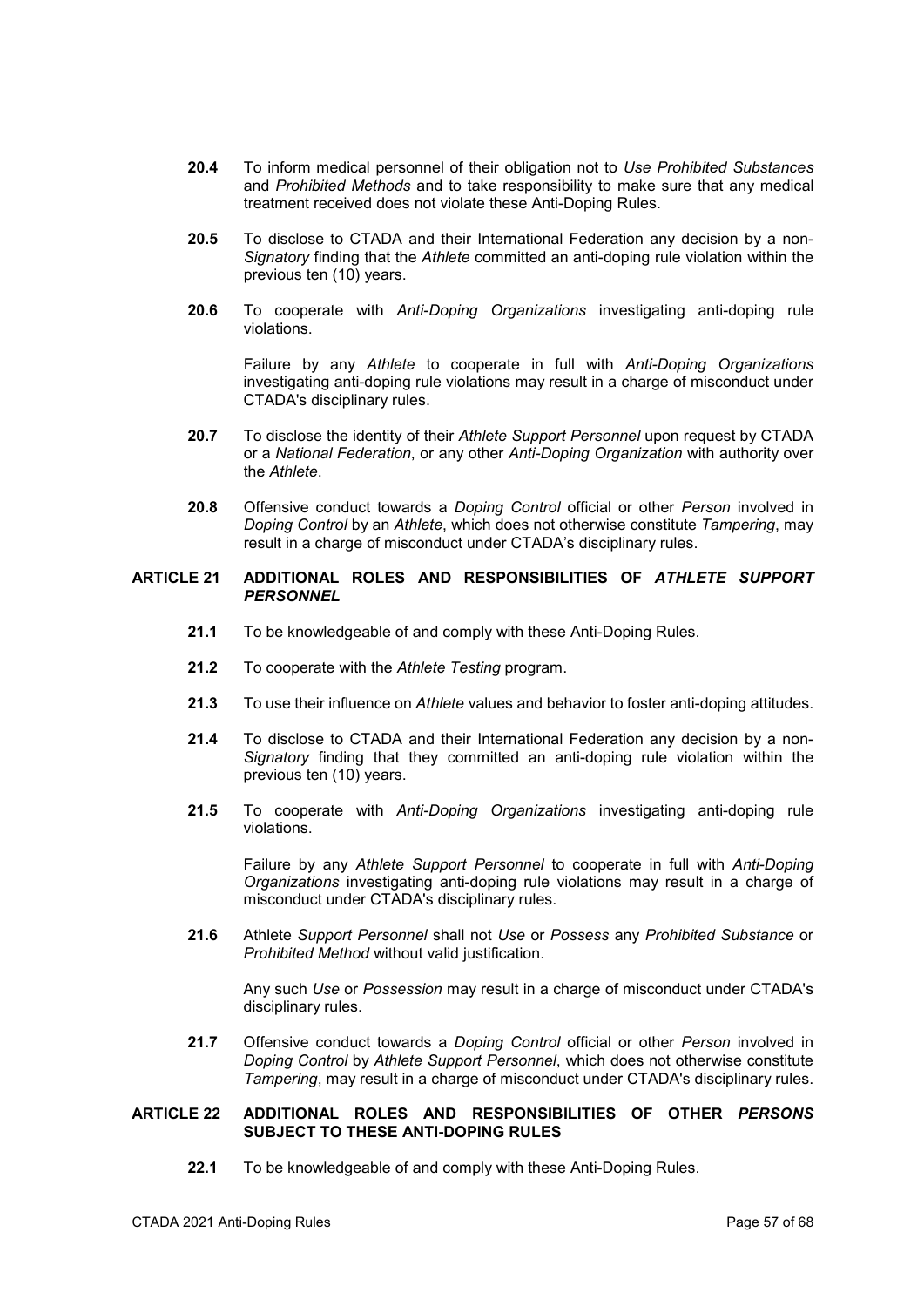**20.4** To inform medical personnel of their obligation not to *Use Prohibited Substances* and *Prohibited Methods* and to take responsibility to make sure that any medical treatment received does not violate these Anti-Doping Rules.

**20.5** To disclose to CTADA and their International Federation any decision by a non-*Signatory* finding that the *Athlete* committed an anti-doping rule violation within the previous ten (10) years.

**20.6** To cooperate with *Anti-Doping Organizations* investigating anti-doping rule violations.

Failure by any *Athlete* to cooperate in full with *Anti-Doping Organizations* investigating anti-doping rule violations may result in a charge of misconduct under CTADA's disciplinary rules.

**20.7** To disclose the identity of their *Athlete Support Personnel* upon request by CTADA or a *National Federation*, or any other *Anti-Doping Organization* with authority over the *Athlete*.

**20.8** Offensive conduct towards a *Doping Control* official or other *Person* involved in *Doping Control* by an *Athlete*, which does not otherwise constitute *Tampering*, may result in a charge of misconduct under CTADA's disciplinary rules.

## ARTICLE 21 ADDITIONAL ROLES AND RESPONSIBILITIES OF *ATHLETE SUPPORT PERSONNEL*

**21.1** To be knowledgeable of and comply with these Anti-Doping Rules.

**21.2** To cooperate with the *Athlete Testing* program.

**21.3** To use their influence on *Athlete* values and behavior to foster anti-doping attitudes.

**21.4** To disclose to CTADA and their International Federation any decision by a non-*Signatory* finding that they committed an anti-doping rule violation within the previous ten (10) years.

**21.5** To cooperate with *Anti-Doping Organizations* investigating anti-doping rule violations.

Failure by any *Athlete Support Personnel* to cooperate in full with *Anti-Doping Organizations* investigating anti-doping rule violations may result in a charge of misconduct under CTADA's disciplinary rules.

**21.6** Athlete *Support Personnel* shall not *Use* or *Possess* any *Prohibited Substance* or *Prohibited Method* without valid justification.

Any such *Use* or *Possession* may result in a charge of misconduct under CTADA's disciplinary rules.

**21.7** Offensive conduct towards a *Doping Control* official or other *Person* involved in *Doping Control* by *Athlete Support Personnel*, which does not otherwise constitute *Tampering*, may result in a charge of misconduct under CTADA's disciplinary rules.

## ARTICLE 22 ADDITIONAL ROLES AND RESPONSIBILITIES OF OTHER *PERSONS* SUBJECT TO THESE ANTI-DOPING RULES

**22.1** To be knowledgeable of and comply with these Anti-Doping Rules.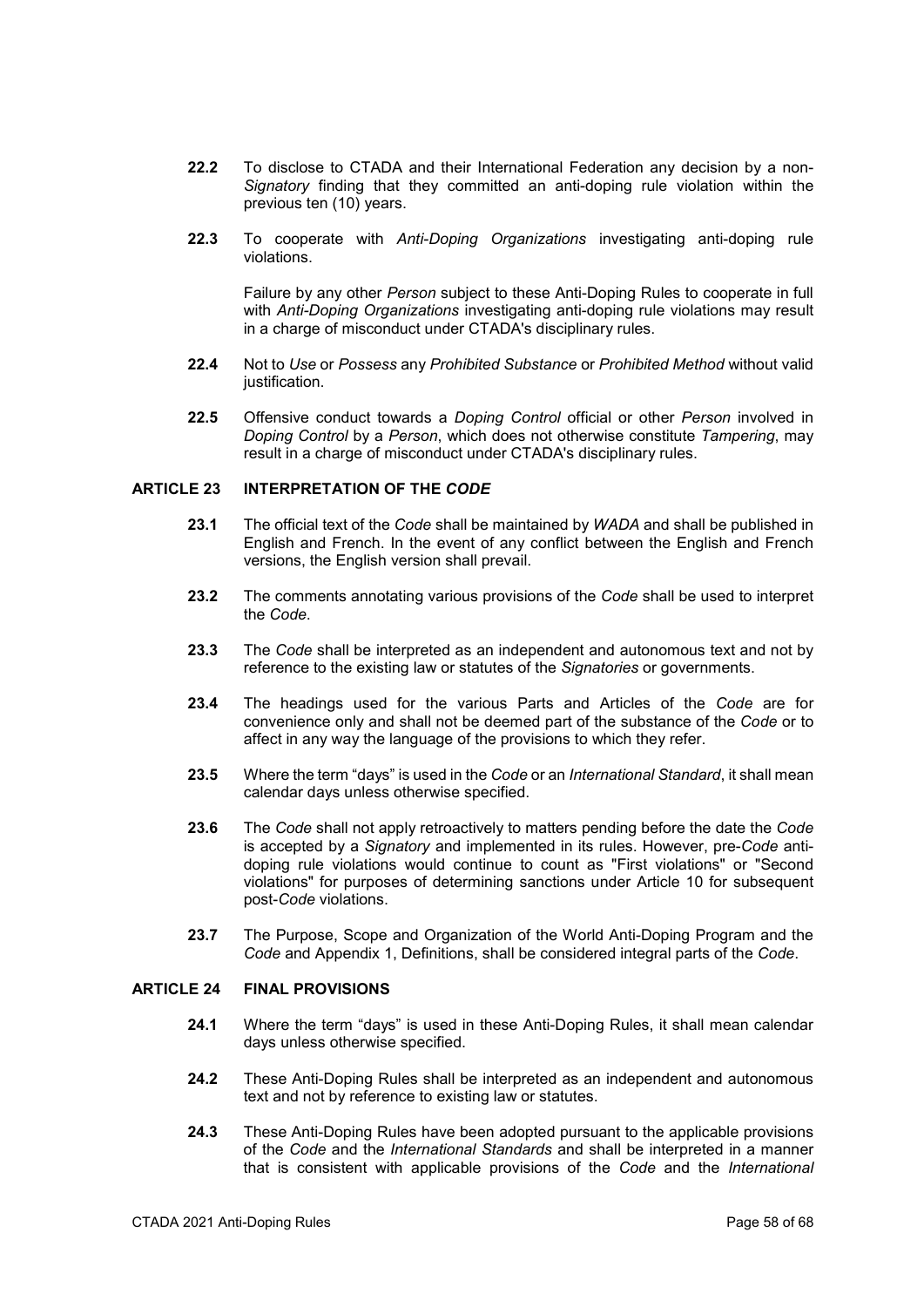**22.2** To disclose to CTADA and their International Federation any decision by a non-*Signatory* finding that they committed an anti-doping rule violation within the previous ten (10) years.

**22.3** To cooperate with *Anti-Doping Organizations* investigating anti-doping rule violations.

Failure by any other *Person* subject to these Anti-Doping Rules to cooperate in full with *Anti-Doping Organizations* investigating anti-doping rule violations may result in a charge of misconduct under CTADA's disciplinary rules.

**22.4** Not to *Use* or *Possess* any *Prohibited Substance* or *Prohibited Method* without valid justification.

**22.5** Offensive conduct towards a *Doping Control* official or other *Person* involved in *Doping Control* by a *Person*, which does not otherwise constitute *Tampering*, may result in a charge of misconduct under CTADA's disciplinary rules.

## ARTICLE 23 INTERPRETATION OF THE *CODE*

**23.1** The official text of the *Code* shall be maintained by *WADA* and shall be published in English and French. In the event of any conflict between the English and French versions, the English version shall prevail.

**23.2** The comments annotating various provisions of the *Code* shall be used to interpret the *Code*.

**23.3** The *Code* shall be interpreted as an independent and autonomous text and not by reference to the existing law or statutes of the *Signatories* or governments.

**23.4** The headings used for the various Parts and Articles of the *Code* are for convenience only and shall not be deemed part of the substance of the *Code* or to affect in any way the language of the provisions to which they refer.

**23.5** Where the term "days" is used in the *Code* or an *International Standard*, it shall mean calendar days unless otherwise specified.

**23.6** The *Code* shall not apply retroactively to matters pending before the date the *Code* is accepted by a *Signatory* and implemented in its rules. However, pre-*Code* anti-doping rule violations would continue to count as "First violations" or "Second violations" for purposes of determining sanctions under Article 10 for subsequent post-*Code* violations.

**23.7** The Purpose, Scope and Organization of the World Anti-Doping Program and the *Code* and Appendix 1, Definitions, shall be considered integral parts of the *Code*.

## ARTICLE 24 FINAL PROVISIONS

**24.1** Where the term "days" is used in these Anti-Doping Rules, it shall mean calendar days unless otherwise specified.

**24.2** These Anti-Doping Rules shall be interpreted as an independent and autonomous text and not by reference to existing law or statutes.

**24.3** These Anti-Doping Rules have been adopted pursuant to the applicable provisions of the *Code* and the *International Standards* and shall be interpreted in a manner that is consistent with applicable provisions of the *Code* and the *International*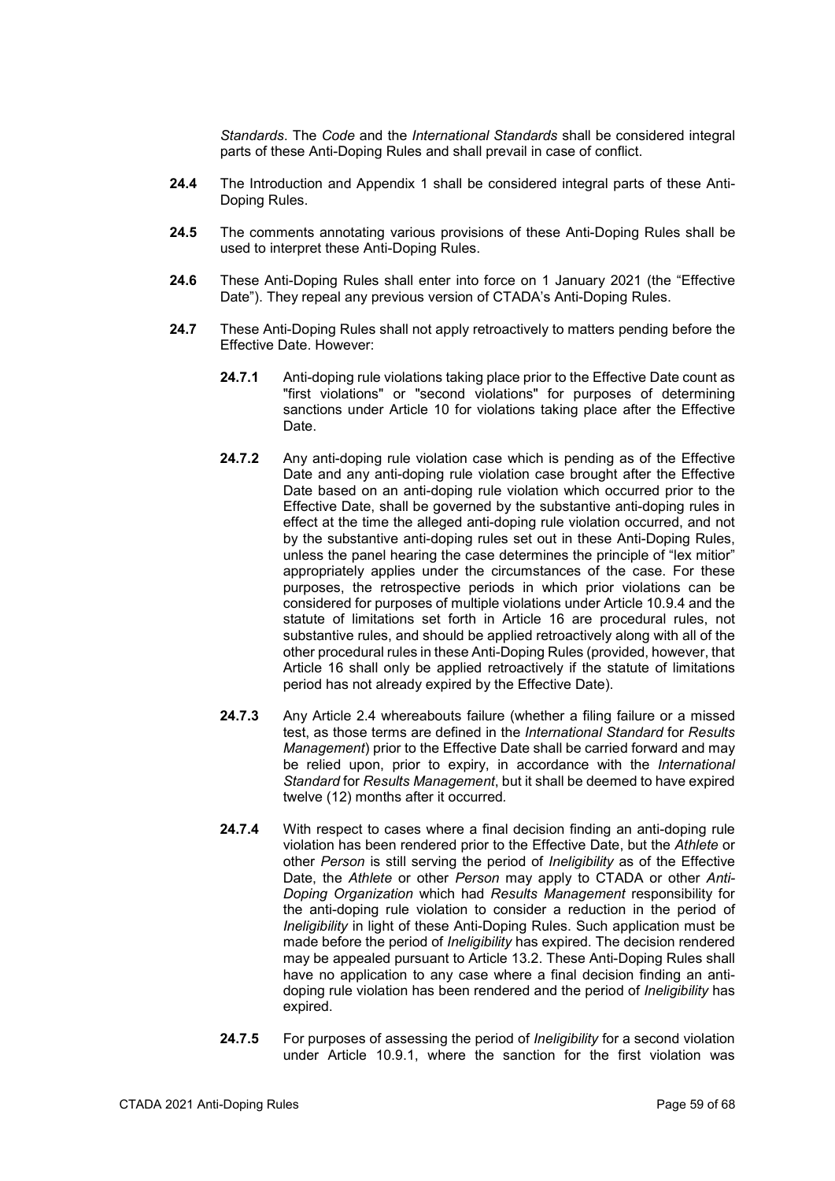*Standards*. The *Code* and the *International Standards* shall be considered integral parts of these Anti-Doping Rules and shall prevail in case of conflict.

**24.4** The Introduction and Appendix 1 shall be considered integral parts of these Anti-Doping Rules.

**24.5** The comments annotating various provisions of these Anti-Doping Rules shall be used to interpret these Anti-Doping Rules.

**24.6** These Anti-Doping Rules shall enter into force on 1 January 2021 (the "Effective Date"). They repeal any previous version of CTADA's Anti-Doping Rules.

**24.7** These Anti-Doping Rules shall not apply retroactively to matters pending before the Effective Date. However:

**24.7.1** Anti-doping rule violations taking place prior to the Effective Date count as "first violations" or "second violations" for purposes of determining sanctions under Article 10 for violations taking place after the Effective Date.

**24.7.2** Any anti-doping rule violation case which is pending as of the Effective Date and any anti-doping rule violation case brought after the Effective Date based on an anti-doping rule violation which occurred prior to the Effective Date, shall be governed by the substantive anti-doping rules in effect at the time the alleged anti-doping rule violation occurred, and not by the substantive anti-doping rules set out in these Anti-Doping Rules, unless the panel hearing the case determines the principle of "lex mitior" appropriately applies under the circumstances of the case. For these purposes, the retrospective periods in which prior violations can be considered for purposes of multiple violations under Article 10.9.4 and the statute of limitations set forth in Article 16 are procedural rules, not substantive rules, and should be applied retroactively along with all of the other procedural rules in these Anti-Doping Rules (provided, however, that Article 16 shall only be applied retroactively if the statute of limitations period has not already expired by the Effective Date).

**24.7.3** Any Article 2.4 whereabouts failure (whether a filing failure or a missed test, as those terms are defined in the *International Standard* for *Results Management*) prior to the Effective Date shall be carried forward and may be relied upon, prior to expiry, in accordance with the *International Standard* for *Results Management*, but it shall be deemed to have expired twelve (12) months after it occurred.

**24.7.4** With respect to cases where a final decision finding an anti-doping rule violation has been rendered prior to the Effective Date, but the *Athlete* or other *Person* is still serving the period of *Ineligibility* as of the Effective Date, the *Athlete* or other *Person* may apply to CTADA or other *Anti-Doping Organization* which had *Results Management* responsibility for the anti-doping rule violation to consider a reduction in the period of *Ineligibility* in light of these Anti-Doping Rules. Such application must be made before the period of *Ineligibility* has expired. The decision rendered may be appealed pursuant to Article 13.2. These Anti-Doping Rules shall have no application to any case where a final decision finding an anti-doping rule violation has been rendered and the period of *Ineligibility* has expired.

**24.7.5** For purposes of assessing the period of *Ineligibility* for a second violation under Article 10.9.1, where the sanction for the first violation was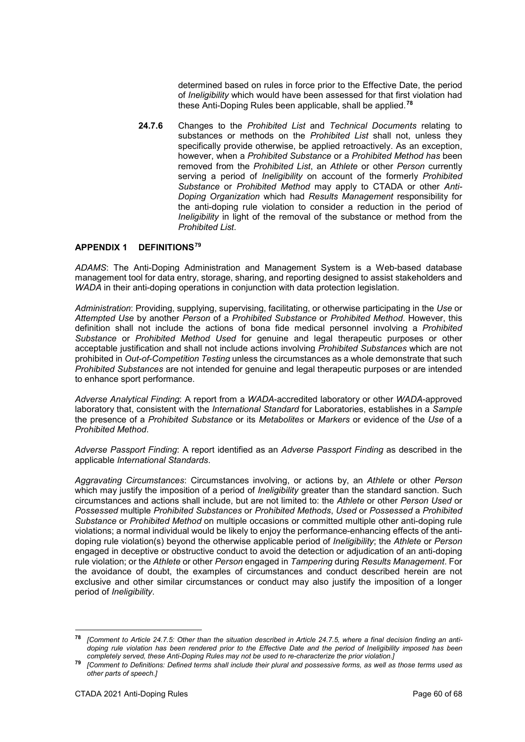determined based on rules in force prior to the Effective Date, the period of *Ineligibility* which would have been assessed for that first violation had these Anti-Doping Rules been applicable, shall be applied.[78]

**24.7.6** Changes to the *Prohibited List* and *Technical Documents* relating to substances or methods on the *Prohibited List* shall not, unless they specifically provide otherwise, be applied retroactively. As an exception, however, when a *Prohibited Substance* or a *Prohibited Method has* been removed from the *Prohibited List*, an *Athlete* or other *Person* currently serving a period of *Ineligibility* on account of the formerly *Prohibited Substance* or *Prohibited Method* may apply to CTADA or other *Anti-Doping Organization* which had *Results Management* responsibility for the anti-doping rule violation to consider a reduction in the period of *Ineligibility* in light of the removal of the substance or method from the *Prohibited List*.

## APPENDIX 1 DEFINITIONS[79]

*ADAMS*: The Anti-Doping Administration and Management System is a Web-based database management tool for data entry, storage, sharing, and reporting designed to assist stakeholders and *WADA* in their anti-doping operations in conjunction with data protection legislation.

*Administration*: Providing, supplying, supervising, facilitating, or otherwise participating in the *Use* or *Attempted Use* by another *Person* of a *Prohibited Substance* or *Prohibited Method*. However, this definition shall not include the actions of bona fide medical personnel involving a *Prohibited Substance* or *Prohibited Method Used* for genuine and legal therapeutic purposes or other acceptable justification and shall not include actions involving *Prohibited Substances* which are not prohibited in *Out-of-Competition Testing* unless the circumstances as a whole demonstrate that such *Prohibited Substances* are not intended for genuine and legal therapeutic purposes or are intended to enhance sport performance.

*Adverse Analytical Finding*: A report from a *WADA*-accredited laboratory or other *WADA*-approved laboratory that, consistent with the *International Standard* for Laboratories, establishes in a *Sample* the presence of a *Prohibited Substance* or its *Metabolites* or *Markers* or evidence of the *Use* of a *Prohibited Method*.

*Adverse Passport Finding*: A report identified as an *Adverse Passport Finding* as described in the applicable *International Standards*.

*Aggravating Circumstances*: Circumstances involving, or actions by, an *Athlete* or other *Person* which may justify the imposition of a period of *Ineligibility* greater than the standard sanction. Such circumstances and actions shall include, but are not limited to: the *Athlete* or other *Person Used* or *Possessed* multiple *Prohibited Substances* or *Prohibited Methods*, *Used* or *Possessed* a *Prohibited Substance* or *Prohibited Method* on multiple occasions or committed multiple other anti-doping rule violations; a normal individual would be likely to enjoy the performance-enhancing effects of the anti-doping rule violation(s) beyond the otherwise applicable period of *Ineligibility*; the *Athlete* or *Person* engaged in deceptive or obstructive conduct to avoid the detection or adjudication of an anti-doping rule violation; or the *Athlete* or other *Person* engaged in *Tampering* during *Results Management*. For the avoidance of doubt, the examples of circumstances and conduct described herein are not exclusive and other similar circumstances or conduct may also justify the imposition of a longer period of *Ineligibility*.

---

[78] *[Comment to Article 24.7.5: Other than the situation described in Article 24.7.5, where a final decision finding an anti-doping rule violation has been rendered prior to the Effective Date and the period of Ineligibility imposed has been completely served, these Anti-Doping Rules may not be used to re-characterize the prior violation.]*

[79] *[Comment to Definitions: Defined terms shall include their plural and possessive forms, as well as those terms used as other parts of speech.]*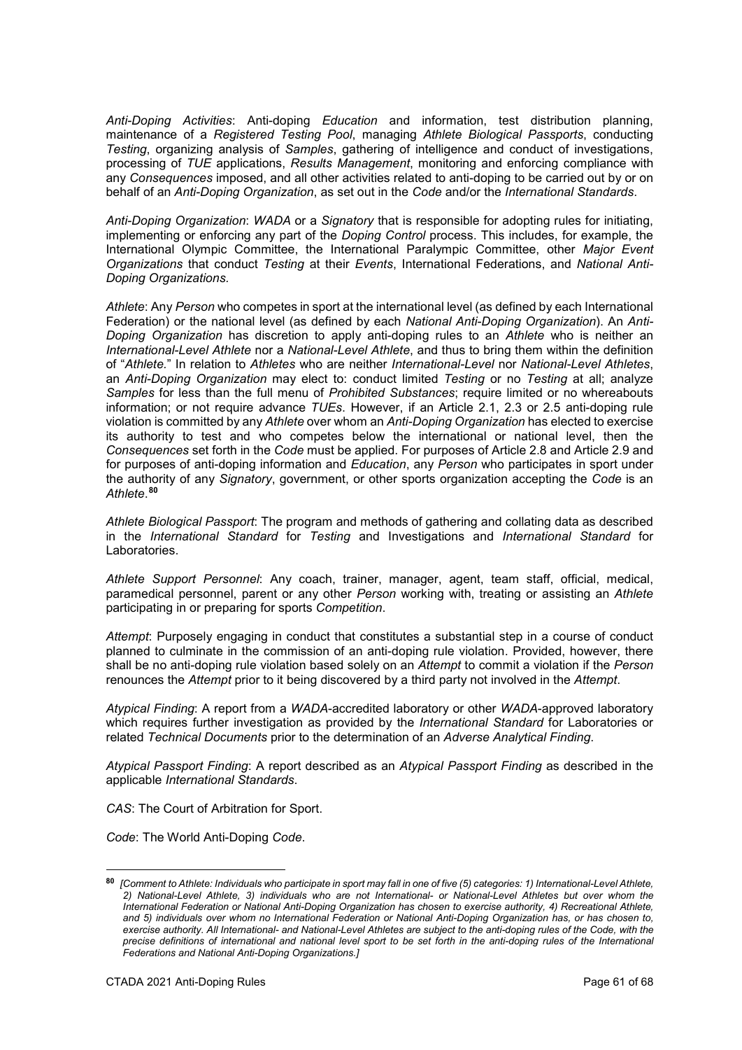*Anti-Doping Activities*: Anti-doping *Education* and information, test distribution planning, maintenance of a *Registered Testing Pool*, managing *Athlete Biological Passports*, conducting *Testing*, organizing analysis of *Samples*, gathering of intelligence and conduct of investigations, processing of *TUE* applications, *Results Management*, monitoring and enforcing compliance with any *Consequences* imposed, and all other activities related to anti-doping to be carried out by or on behalf of an *Anti-Doping Organization*, as set out in the *Code* and/or the *International Standards*.

*Anti-Doping Organization*: *WADA* or a *Signatory* that is responsible for adopting rules for initiating, implementing or enforcing any part of the *Doping Control* process. This includes, for example, the International Olympic Committee, the International Paralympic Committee, other *Major Event Organizations* that conduct *Testing* at their *Events*, International Federations, and *National Anti-Doping Organizations.*

*Athlete*: Any *Person* who competes in sport at the international level (as defined by each International Federation) or the national level (as defined by each *National Anti-Doping Organization*). An *Anti-Doping Organization* has discretion to apply anti-doping rules to an *Athlete* who is neither an *International-Level Athlete* nor a *National-Level Athlete*, and thus to bring them within the definition of "*Athlete*." In relation to *Athletes* who are neither *International-Level* nor *National-Level Athletes*, an *Anti-Doping Organization* may elect to: conduct limited *Testing* or no *Testing* at all; analyze *Samples* for less than the full menu of *Prohibited Substances*; require limited or no whereabouts information; or not require advance *TUEs*. However, if an Article 2.1, 2.3 or 2.5 anti-doping rule violation is committed by any *Athlete* over whom an *Anti-Doping Organization* has elected to exercise its authority to test and who competes below the international or national level, then the *Consequences* set forth in the *Code* must be applied. For purposes of Article 2.8 and Article 2.9 and for purposes of anti-doping information and *Education*, any *Person* who participates in sport under the authority of any *Signatory*, government, or other sports organization accepting the *Code* is an *Athlete*.[80]

*Athlete Biological Passport*: The program and methods of gathering and collating data as described in the *International Standard* for *Testing* and Investigations and *International Standard* for Laboratories.

*Athlete Support Personnel*: Any coach, trainer, manager, agent, team staff, official, medical, paramedical personnel, parent or any other *Person* working with, treating or assisting an *Athlete* participating in or preparing for sports *Competition*.

*Attempt*: Purposely engaging in conduct that constitutes a substantial step in a course of conduct planned to culminate in the commission of an anti-doping rule violation. Provided, however, there shall be no anti-doping rule violation based solely on an *Attempt* to commit a violation if the *Person* renounces the *Attempt* prior to it being discovered by a third party not involved in the *Attempt*.

*Atypical Finding*: A report from a *WADA*-accredited laboratory or other *WADA*-approved laboratory which requires further investigation as provided by the *International Standard* for Laboratories or related *Technical Documents* prior to the determination of an *Adverse Analytical Finding*.

*Atypical Passport Finding*: A report described as an *Atypical Passport Finding* as described in the applicable *International Standards*.

*CAS*: The Court of Arbitration for Sport.

*Code*: The World Anti-Doping *Code*.

---

[80] *[Comment to Athlete: Individuals who participate in sport may fall in one of five (5) categories: 1) International-Level Athlete, 2) National-Level Athlete, 3) individuals who are not International- or National-Level Athletes but over whom the International Federation or National Anti-Doping Organization has chosen to exercise authority, 4) Recreational Athlete, and 5) individuals over whom no International Federation or National Anti-Doping Organization has, or has chosen to, exercise authority. All International- and National-Level Athletes are subject to the anti-doping rules of the Code, with the precise definitions of international and national level sport to be set forth in the anti-doping rules of the International Federations and National Anti-Doping Organizations.]*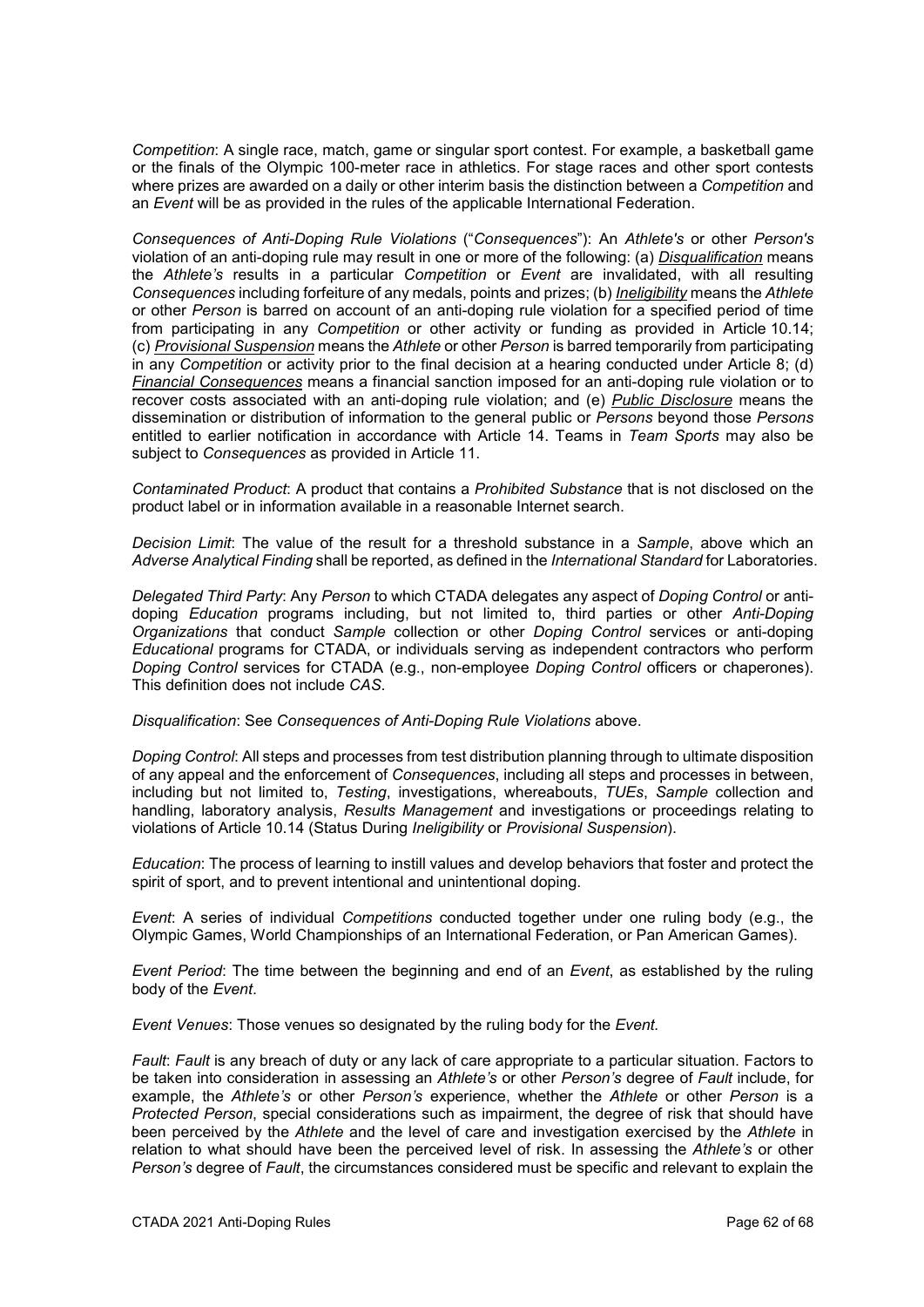*Competition*: A single race, match, game or singular sport contest. For example, a basketball game or the finals of the Olympic 100-meter race in athletics. For stage races and other sport contests where prizes are awarded on a daily or other interim basis the distinction between a *Competition* and an *Event* will be as provided in the rules of the applicable International Federation.

*Consequences of Anti-Doping Rule Violations* ("*Consequences*"): An *Athlete's* or other *Person's* violation of an anti-doping rule may result in one or more of the following: (a) ***Disqualification*** means the *Athlete's* results in a particular *Competition* or *Event* are invalidated, with all resulting *Consequences* including forfeiture of any medals, points and prizes; (b) ***Ineligibility*** means the *Athlete* or other *Person* is barred on account of an anti-doping rule violation for a specified period of time from participating in any *Competition* or other activity or funding as provided in Article 10.14; (c) ***Provisional Suspension*** means the *Athlete* or other *Person* is barred temporarily from participating in any *Competition* or activity prior to the final decision at a hearing conducted under Article 8; (d) ***Financial Consequences*** means a financial sanction imposed for an anti-doping rule violation or to recover costs associated with an anti-doping rule violation; and (e) ***Public Disclosure*** means the dissemination or distribution of information to the general public or *Persons* beyond those *Persons* entitled to earlier notification in accordance with Article 14. Teams in *Team Sports* may also be subject to *Consequences* as provided in Article 11.

*Contaminated Product*: A product that contains a *Prohibited Substance* that is not disclosed on the product label or in information available in a reasonable Internet search.

*Decision Limit*: The value of the result for a threshold substance in a *Sample*, above which an *Adverse Analytical Finding* shall be reported, as defined in the *International Standard* for Laboratories.

*Delegated Third Party*: Any *Person* to which CTADA delegates any aspect of *Doping Control* or anti-doping *Education* programs including, but not limited to, third parties or other *Anti-Doping Organizations* that conduct *Sample* collection or other *Doping Control* services or anti-doping *Educational* programs for CTADA, or individuals serving as independent contractors who perform *Doping Control* services for CTADA (e.g., non-employee *Doping Control* officers or chaperones). This definition does not include *CAS*.

*Disqualification*: See *Consequences of Anti-Doping Rule Violations* above.

*Doping Control*: All steps and processes from test distribution planning through to ultimate disposition of any appeal and the enforcement of *Consequences*, including all steps and processes in between, including but not limited to, *Testing*, investigations, whereabouts, *TUEs*, *Sample* collection and handling, laboratory analysis, *Results Management* and investigations or proceedings relating to violations of Article 10.14 (Status During *Ineligibility* or *Provisional Suspension*).

*Education*: The process of learning to instill values and develop behaviors that foster and protect the spirit of sport, and to prevent intentional and unintentional doping.

*Event*: A series of individual *Competitions* conducted together under one ruling body (e.g., the Olympic Games, World Championships of an International Federation, or Pan American Games).

*Event Period*: The time between the beginning and end of an *Event*, as established by the ruling body of the *Event*.

*Event Venues*: Those venues so designated by the ruling body for the *Event.*

*Fault*: *Fault* is any breach of duty or any lack of care appropriate to a particular situation. Factors to be taken into consideration in assessing an *Athlete's* or other *Person's* degree of *Fault* include, for example, the *Athlete's* or other *Person's* experience, whether the *Athlete* or other *Person* is a *Protected Person*, special considerations such as impairment, the degree of risk that should have been perceived by the *Athlete* and the level of care and investigation exercised by the *Athlete* in relation to what should have been the perceived level of risk. In assessing the *Athlete's* or other *Person's* degree of *Fault*, the circumstances considered must be specific and relevant to explain the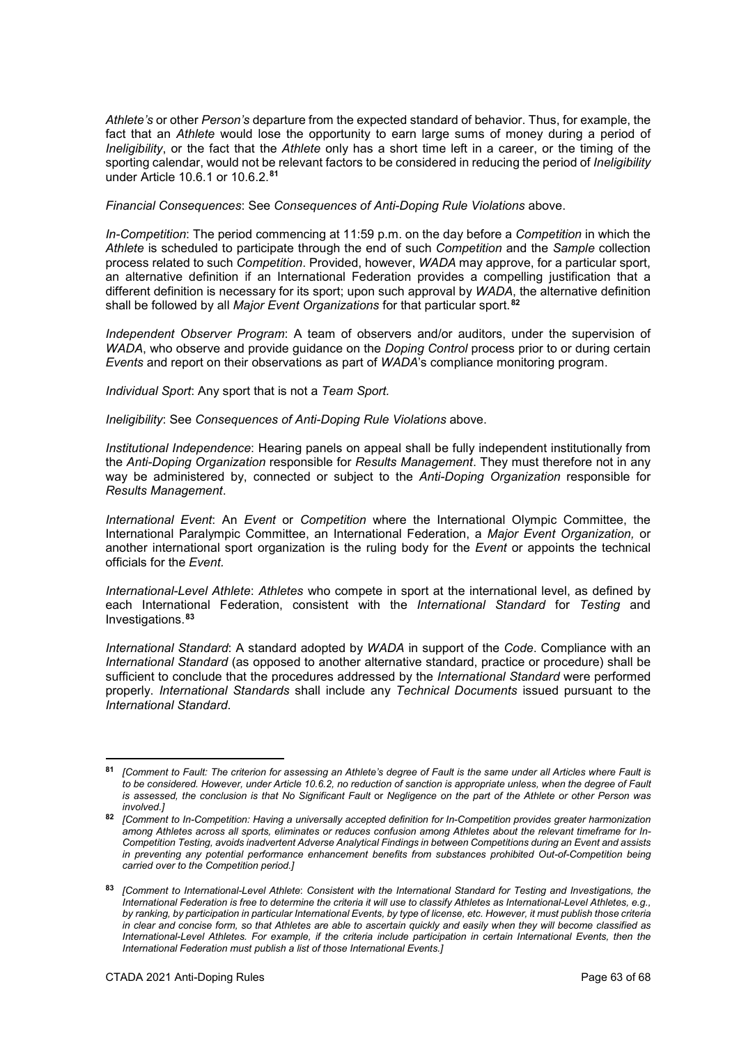*Athlete's* or other *Person's* departure from the expected standard of behavior. Thus, for example, the fact that an *Athlete* would lose the opportunity to earn large sums of money during a period of *Ineligibility*, or the fact that the *Athlete* only has a short time left in a career, or the timing of the sporting calendar, would not be relevant factors to be considered in reducing the period of *Ineligibility* under Article 10.6.1 or 10.6.2.[81]

*Financial Consequences*: See *Consequences of Anti-Doping Rule Violations* above.

*In-Competition*: The period commencing at 11:59 p.m. on the day before a *Competition* in which the *Athlete* is scheduled to participate through the end of such *Competition* and the *Sample* collection process related to such *Competition*. Provided, however, *WADA* may approve, for a particular sport, an alternative definition if an International Federation provides a compelling justification that a different definition is necessary for its sport; upon such approval by *WADA*, the alternative definition shall be followed by all *Major Event Organizations* for that particular sport.[82]

*Independent Observer Program*: A team of observers and/or auditors, under the supervision of *WADA*, who observe and provide guidance on the *Doping Control* process prior to or during certain *Events* and report on their observations as part of *WADA*'s compliance monitoring program.

*Individual Sport*: Any sport that is not a *Team Sport.*

*Ineligibility*: See *Consequences of Anti-Doping Rule Violations* above.

*Institutional Independence*: Hearing panels on appeal shall be fully independent institutionally from the *Anti-Doping Organization* responsible for *Results Management*. They must therefore not in any way be administered by, connected or subject to the *Anti-Doping Organization* responsible for *Results Management*.

*International Event*: An *Event* or *Competition* where the International Olympic Committee, the International Paralympic Committee, an International Federation, a *Major Event Organization,* or another international sport organization is the ruling body for the *Event* or appoints the technical officials for the *Event.*

*International-Level Athlete*: *Athletes* who compete in sport at the international level, as defined by each International Federation, consistent with the *International Standard* for *Testing* and Investigations.[83]

*International Standard*: A standard adopted by *WADA* in support of the *Code*. Compliance with an *International Standard* (as opposed to another alternative standard, practice or procedure) shall be sufficient to conclude that the procedures addressed by the *International Standard* were performed properly. *International Standards* shall include any *Technical Documents* issued pursuant to the *International Standard*.

---

[81] *[Comment to Fault: The criterion for assessing an Athlete's degree of Fault is the same under all Articles where Fault is to be considered. However, under Article 10.6.2, no reduction of sanction is appropriate unless, when the degree of Fault is assessed, the conclusion is that No Significant Fault* or *Negligence on the part of the Athlete or other Person was involved.]*

[82] *[Comment to In-Competition: Having a universally accepted definition for In-Competition provides greater harmonization among Athletes across all sports, eliminates or reduces confusion among Athletes about the relevant timeframe for In-Competition Testing, avoids inadvertent Adverse Analytical Findings in between Competitions during an Event and assists in preventing any potential performance enhancement benefits from substances prohibited Out-of-Competition being carried over to the Competition period.]*

[83] *[Comment to International-Level Athlete: Consistent with the International Standard for Testing and Investigations, the International Federation is free to determine the criteria it will use to classify Athletes as International-Level Athletes, e.g., by ranking, by participation in particular International Events, by type of license, etc. However, it must publish those criteria in clear and concise form, so that Athletes are able to ascertain quickly and easily when they will become classified as International-Level Athletes. For example, if the criteria include participation in certain International Events, then the International Federation must publish a list of those International Events.]*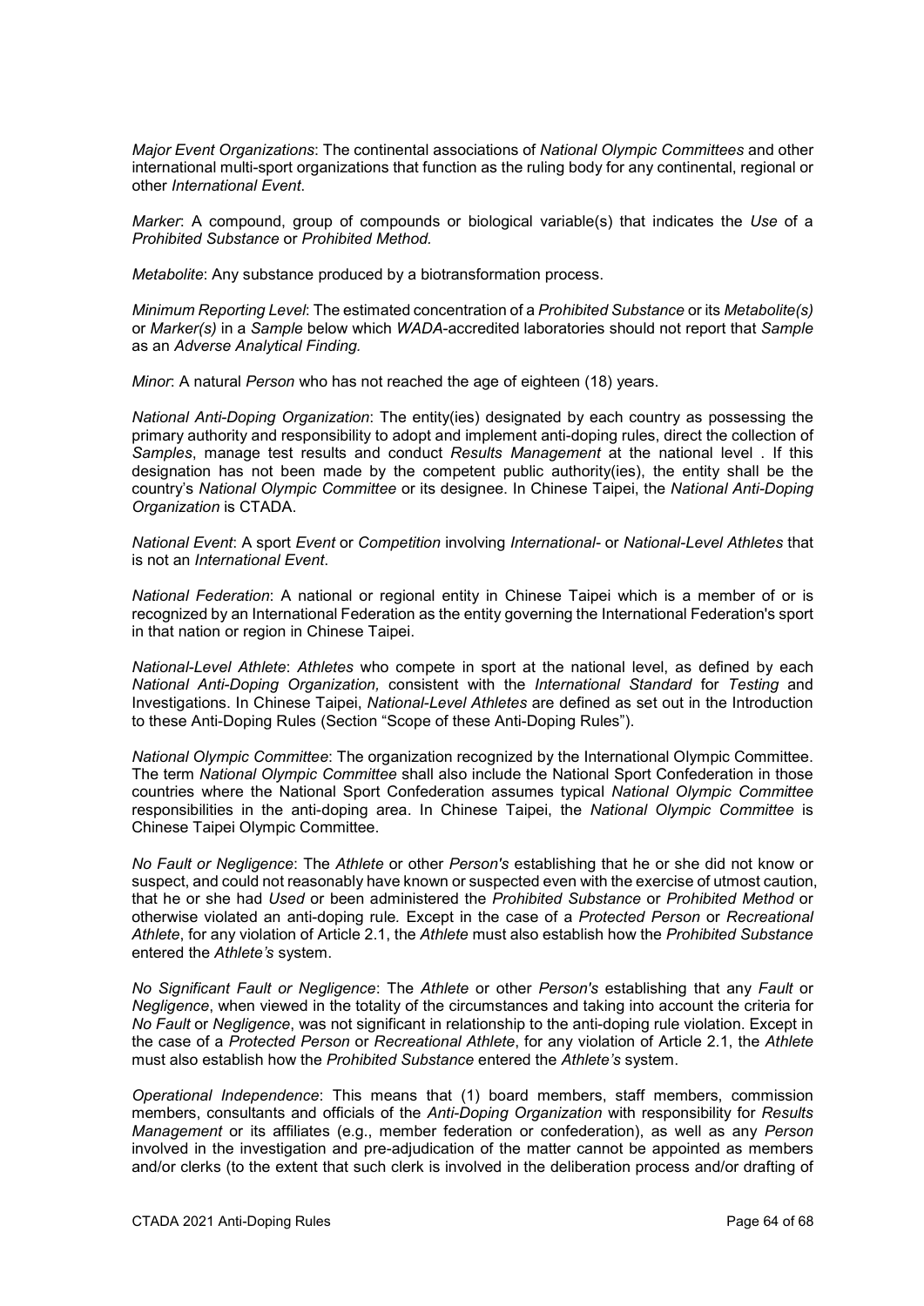*Major Event Organizations*: The continental associations of *National Olympic Committees* and other international multi-sport organizations that function as the ruling body for any continental, regional or other *International Event*.

*Marker*: A compound, group of compounds or biological variable(s) that indicates the *Use* of a *Prohibited Substance* or *Prohibited Method.*

*Metabolite*: Any substance produced by a biotransformation process.

*Minimum Reporting Level*: The estimated concentration of a *Prohibited Substance* or its *Metabolite(s)* or *Marker(s)* in a *Sample* below which *WADA*-accredited laboratories should not report that *Sample* as an *Adverse Analytical Finding.*

*Minor*: A natural *Person* who has not reached the age of eighteen (18) years.

*National Anti-Doping Organization*: The entity(ies) designated by each country as possessing the primary authority and responsibility to adopt and implement anti-doping rules, direct the collection of *Samples*, manage test results and conduct *Results Management* at the national level . If this designation has not been made by the competent public authority(ies), the entity shall be the country's *National Olympic Committee* or its designee. In Chinese Taipei, the *National Anti-Doping Organization* is CTADA.

*National Event*: A sport *Event* or *Competition* involving *International-* or *National-Level Athletes* that is not an *International Event*.

*National Federation*: A national or regional entity in Chinese Taipei which is a member of or is recognized by an International Federation as the entity governing the International Federation's sport in that nation or region in Chinese Taipei.

*National-Level Athlete*: *Athletes* who compete in sport at the national level, as defined by each *National Anti-Doping Organization,* consistent with the *International Standard* for *Testing* and Investigations. In Chinese Taipei, *National-Level Athletes* are defined as set out in the Introduction to these Anti-Doping Rules (Section "Scope of these Anti-Doping Rules").

*National Olympic Committee*: The organization recognized by the International Olympic Committee. The term *National Olympic Committee* shall also include the National Sport Confederation in those countries where the National Sport Confederation assumes typical *National Olympic Committee* responsibilities in the anti-doping area. In Chinese Taipei, the *National Olympic Committee* is Chinese Taipei Olympic Committee.

*No Fault or Negligence*: The *Athlete* or other *Person's* establishing that he or she did not know or suspect, and could not reasonably have known or suspected even with the exercise of utmost caution, that he or she had *Used* or been administered the *Prohibited Substance* or *Prohibited Method* or otherwise violated an anti-doping rule*.* Except in the case of a *Protected Person* or *Recreational Athlete*, for any violation of Article 2.1, the *Athlete* must also establish how the *Prohibited Substance* entered the *Athlete's* system.

*No Significant Fault or Negligence*: The *Athlete* or other *Person's* establishing that any *Fault* or *Negligence*, when viewed in the totality of the circumstances and taking into account the criteria for *No Fault* or *Negligence*, was not significant in relationship to the anti-doping rule violation. Except in the case of a *Protected Person* or *Recreational Athlete*, for any violation of Article 2.1, the *Athlete* must also establish how the *Prohibited Substance* entered the *Athlete's* system.

*Operational Independence*: This means that (1) board members, staff members, commission members, consultants and officials of the *Anti-Doping Organization* with responsibility for *Results Management* or its affiliates (e.g., member federation or confederation), as well as any *Person* involved in the investigation and pre-adjudication of the matter cannot be appointed as members and/or clerks (to the extent that such clerk is involved in the deliberation process and/or drafting of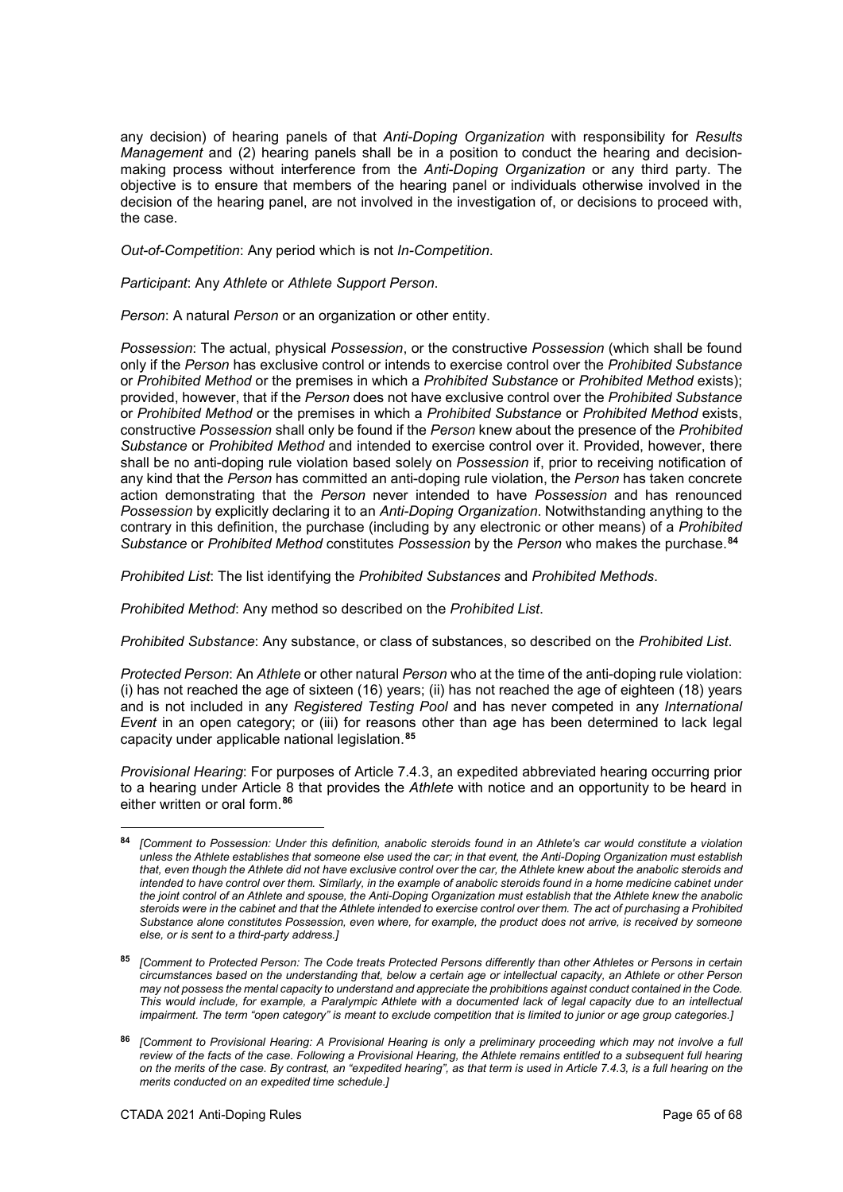any decision) of hearing panels of that *Anti-Doping Organization* with responsibility for *Results Management* and (2) hearing panels shall be in a position to conduct the hearing and decision-making process without interference from the *Anti-Doping Organization* or any third party. The objective is to ensure that members of the hearing panel or individuals otherwise involved in the decision of the hearing panel, are not involved in the investigation of, or decisions to proceed with, the case.

*Out-of-Competition*: Any period which is not *In-Competition*.

*Participant*: Any *Athlete* or *Athlete Support Person*.

*Person*: A natural *Person* or an organization or other entity.

*Possession*: The actual, physical *Possession*, or the constructive *Possession* (which shall be found only if the *Person* has exclusive control or intends to exercise control over the *Prohibited Substance* or *Prohibited Method* or the premises in which a *Prohibited Substance* or *Prohibited Method* exists); provided, however, that if the *Person* does not have exclusive control over the *Prohibited Substance* or *Prohibited Method* or the premises in which a *Prohibited Substance* or *Prohibited Method* exists, constructive *Possession* shall only be found if the *Person* knew about the presence of the *Prohibited Substance* or *Prohibited Method* and intended to exercise control over it. Provided, however, there shall be no anti-doping rule violation based solely on *Possession* if, prior to receiving notification of any kind that the *Person* has committed an anti-doping rule violation, the *Person* has taken concrete action demonstrating that the *Person* never intended to have *Possession* and has renounced *Possession* by explicitly declaring it to an *Anti-Doping Organization*. Notwithstanding anything to the contrary in this definition, the purchase (including by any electronic or other means) of a *Prohibited Substance* or *Prohibited Method* constitutes *Possession* by the *Person* who makes the purchase.[84]

*Prohibited List*: The list identifying the *Prohibited Substances* and *Prohibited Methods*.

*Prohibited Method*: Any method so described on the *Prohibited List*.

*Prohibited Substance*: Any substance, or class of substances, so described on the *Prohibited List*.

*Protected Person*: An *Athlete* or other natural *Person* who at the time of the anti-doping rule violation: (i) has not reached the age of sixteen (16) years; (ii) has not reached the age of eighteen (18) years and is not included in any *Registered Testing Pool* and has never competed in any *International Event* in an open category; or (iii) for reasons other than age has been determined to lack legal capacity under applicable national legislation.[85]

*Provisional Hearing*: For purposes of Article 7.4.3, an expedited abbreviated hearing occurring prior to a hearing under Article 8 that provides the *Athlete* with notice and an opportunity to be heard in either written or oral form.[86]

---

[84] *[Comment to Possession: Under this definition, anabolic steroids found in an Athlete's car would constitute a violation unless the Athlete establishes that someone else used the car; in that event, the Anti-Doping Organization must establish that, even though the Athlete did not have exclusive control over the car, the Athlete knew about the anabolic steroids and intended to have control over them. Similarly, in the example of anabolic steroids found in a home medicine cabinet under the joint control of an Athlete and spouse, the Anti-Doping Organization must establish that the Athlete knew the anabolic steroids were in the cabinet and that the Athlete intended to exercise control over them. The act of purchasing a Prohibited Substance alone constitutes Possession, even where, for example, the product does not arrive, is received by someone else, or is sent to a third-party address.]*

[85] *[Comment to Protected Person: The Code treats Protected Persons differently than other Athletes or Persons in certain circumstances based on the understanding that, below a certain age or intellectual capacity, an Athlete or other Person may not possess the mental capacity to understand and appreciate the prohibitions against conduct contained in the Code. This would include, for example, a Paralympic Athlete with a documented lack of legal capacity due to an intellectual impairment. The term "open category" is meant to exclude competition that is limited to junior or age group categories.]*

[86] *[Comment to Provisional Hearing: A Provisional Hearing is only a preliminary proceeding which may not involve a full review of the facts of the case. Following a Provisional Hearing, the Athlete remains entitled to a subsequent full hearing on the merits of the case. By contrast, an "expedited hearing", as that term is used in Article 7.4.3, is a full hearing on the merits conducted on an expedited time schedule.]*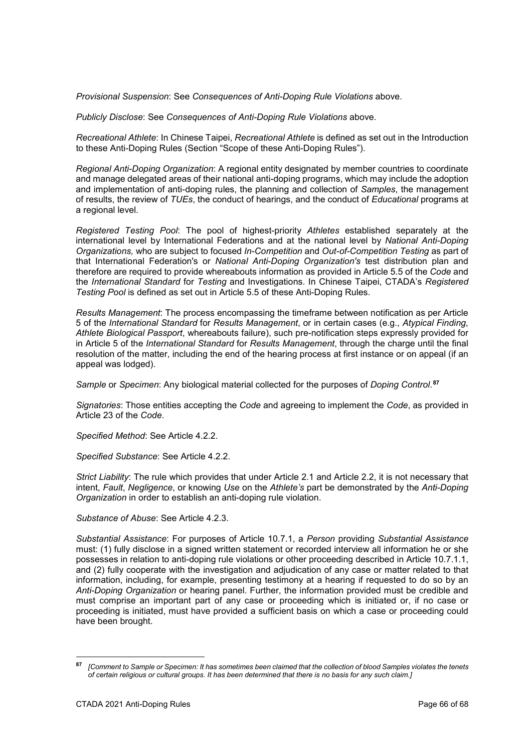*Provisional Suspension*: See *Consequences of Anti-Doping Rule Violations* above.

*Publicly Disclose*: See *Consequences of Anti-Doping Rule Violations* above.

*Recreational Athlete*: In Chinese Taipei, *Recreational Athlete* is defined as set out in the Introduction to these Anti-Doping Rules (Section "Scope of these Anti-Doping Rules").

*Regional Anti-Doping Organization*: A regional entity designated by member countries to coordinate and manage delegated areas of their national anti-doping programs, which may include the adoption and implementation of anti-doping rules, the planning and collection of *Samples*, the management of results, the review of *TUEs*, the conduct of hearings, and the conduct of *Educational* programs at a regional level.

*Registered Testing Pool*: The pool of highest-priority *Athletes* established separately at the international level by International Federations and at the national level by *National Anti-Doping Organizations,* who are subject to focused *In-Competition* and *Out-of-Competition Testing* as part of that International Federation's or *National Anti-Doping Organization's* test distribution plan and therefore are required to provide whereabouts information as provided in Article 5.5 of the *Code* and the *International Standard* for *Testing* and Investigations. In Chinese Taipei, CTADA's *Registered Testing Pool* is defined as set out in Article 5.5 of these Anti-Doping Rules.

*Results Management*: The process encompassing the timeframe between notification as per Article 5 of the *International Standard* for *Results Management*, or in certain cases (e.g., *Atypical Finding*, *Athlete Biological Passport*, whereabouts failure), such pre-notification steps expressly provided for in Article 5 of the *International Standard* for *Results Management*, through the charge until the final resolution of the matter, including the end of the hearing process at first instance or on appeal (if an appeal was lodged).

*Sample* or *Specimen*: Any biological material collected for the purposes of *Doping Control*.[87]

*Signatories*: Those entities accepting the *Code* and agreeing to implement the *Code*, as provided in Article 23 of the *Code*.

*Specified Method*: See Article 4.2.2.

*Specified Substance*: See Article 4.2.2.

*Strict Liability*: The rule which provides that under Article 2.1 and Article 2.2, it is not necessary that intent, *Fault*, *Negligence*, or knowing *Use* on the *Athlete's* part be demonstrated by the *Anti-Doping Organization* in order to establish an anti-doping rule violation.

*Substance of Abuse*: See Article 4.2.3.

*Substantial Assistance*: For purposes of Article 10.7.1, a *Person* providing *Substantial Assistance* must: (1) fully disclose in a signed written statement or recorded interview all information he or she possesses in relation to anti-doping rule violations or other proceeding described in Article 10.7.1.1, and (2) fully cooperate with the investigation and adjudication of any case or matter related to that information, including, for example, presenting testimony at a hearing if requested to do so by an *Anti-Doping Organization* or hearing panel. Further, the information provided must be credible and must comprise an important part of any case or proceeding which is initiated or, if no case or proceeding is initiated, must have provided a sufficient basis on which a case or proceeding could have been brought.

---

[87] *[Comment to Sample or Specimen: It has sometimes been claimed that the collection of blood Samples violates the tenets of certain religious or cultural groups. It has been determined that there is no basis for any such claim.]*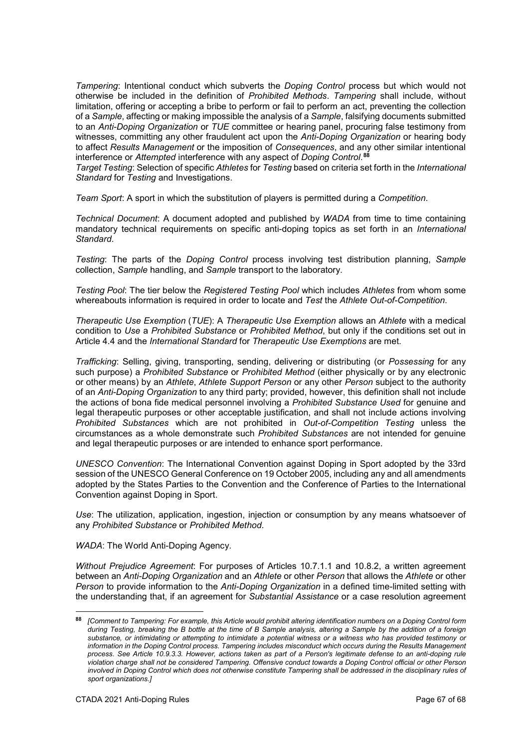*Tampering*: Intentional conduct which subverts the *Doping Control* process but which would not otherwise be included in the definition of *Prohibited Methods*. *Tampering* shall include, without limitation, offering or accepting a bribe to perform or fail to perform an act, preventing the collection of a *Sample*, affecting or making impossible the analysis of a *Sample*, falsifying documents submitted to an *Anti-Doping Organization* or *TUE* committee or hearing panel, procuring false testimony from witnesses, committing any other fraudulent act upon the *Anti-Doping Organization* or hearing body to affect *Results Management* or the imposition of *Consequences*, and any other similar intentional interference or *Attempted* interference with any aspect of *Doping Control*.[88]

*Target Testing*: Selection of specific *Athletes* for *Testing* based on criteria set forth in the *International Standard* for *Testing* and Investigations.

*Team Sport*: A sport in which the substitution of players is permitted during a *Competition*.

*Technical Document*: A document adopted and published by *WADA* from time to time containing mandatory technical requirements on specific anti-doping topics as set forth in an *International Standard*.

*Testing*: The parts of the *Doping Control* process involving test distribution planning, *Sample* collection, *Sample* handling, and *Sample* transport to the laboratory.

*Testing Pool*: The tier below the *Registered Testing Pool* which includes *Athletes* from whom some whereabouts information is required in order to locate and *Test* the *Athlete Out-of-Competition*.

*Therapeutic Use Exemption* (*TUE*): A *Therapeutic Use Exemption* allows an *Athlete* with a medical condition to *Use* a *Prohibited Substance* or *Prohibited Method*, but only if the conditions set out in Article 4.4 and the *International Standard* for *Therapeutic Use Exemptions* are met.

*Trafficking*: Selling, giving, transporting, sending, delivering or distributing (or *Possessing* for any such purpose) a *Prohibited Substance* or *Prohibited Method* (either physically or by any electronic or other means) by an *Athlete*, *Athlete Support Person* or any other *Person* subject to the authority of an *Anti-Doping Organization* to any third party; provided, however, this definition shall not include the actions of bona fide medical personnel involving a *Prohibited Substance Used* for genuine and legal therapeutic purposes or other acceptable justification, and shall not include actions involving *Prohibited Substances* which are not prohibited in *Out-of-Competition Testing* unless the circumstances as a whole demonstrate such *Prohibited Substances* are not intended for genuine and legal therapeutic purposes or are intended to enhance sport performance.

*UNESCO Convention*: The International Convention against Doping in Sport adopted by the 33rd session of the UNESCO General Conference on 19 October 2005, including any and all amendments adopted by the States Parties to the Convention and the Conference of Parties to the International Convention against Doping in Sport.

*Use*: The utilization, application, ingestion, injection or consumption by any means whatsoever of any *Prohibited Substance* or *Prohibited Method*.

*WADA*: The World Anti-Doping Agency.

*Without Prejudice Agreement*: For purposes of Articles 10.7.1.1 and 10.8.2, a written agreement between an *Anti-Doping Organization* and an *Athlete* or other *Person* that allows the *Athlete* or other *Person* to provide information to the *Anti-Doping Organization* in a defined time-limited setting with the understanding that, if an agreement for *Substantial Assistance* or a case resolution agreement

---

[88] *[Comment to Tampering: For example, this Article would prohibit altering identification numbers on a Doping Control form during Testing, breaking the B bottle at the time of B Sample analysis, altering a Sample by the addition of a foreign substance, or intimidating or attempting to intimidate a potential witness or a witness who has provided testimony or information in the Doping Control process. Tampering includes misconduct which occurs during the Results Management process. See Article 10.9.3.3. However, actions taken as part of a Person's legitimate defense to an anti-doping rule violation charge shall not be considered Tampering. Offensive conduct towards a Doping Control official or other Person involved in Doping Control which does not otherwise constitute Tampering shall be addressed in the disciplinary rules of sport organizations.]*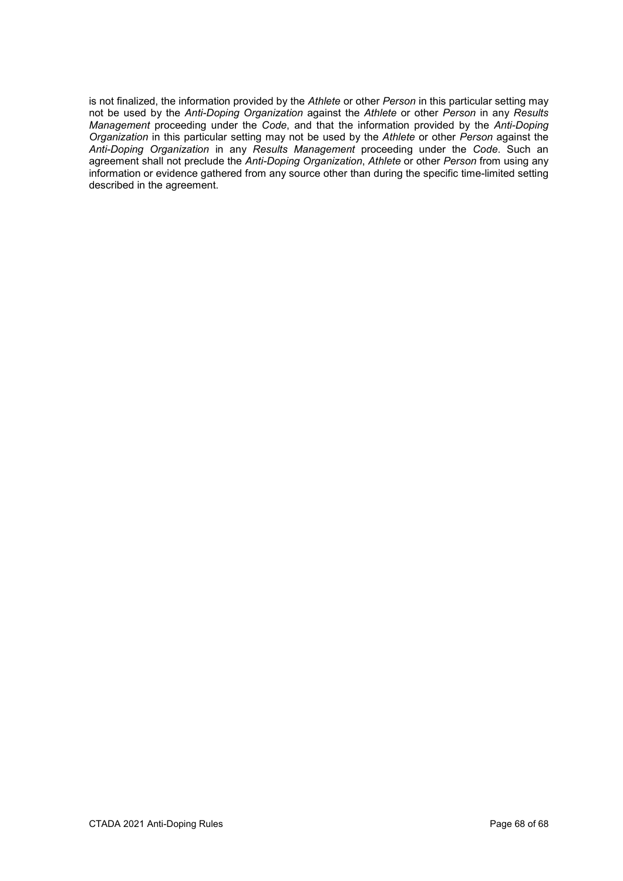is not finalized, the information provided by the *Athlete* or other *Person* in this particular setting may not be used by the *Anti-Doping Organization* against the *Athlete* or other *Person* in any *Results Management* proceeding under the *Code*, and that the information provided by the *Anti-Doping Organization* in this particular setting may not be used by the *Athlete* or other *Person* against the *Anti-Doping Organization* in any *Results Management* proceeding under the *Code*. Such an agreement shall not preclude the *Anti-Doping Organization*, *Athlete* or other *Person* from using any information or evidence gathered from any source other than during the specific time-limited setting described in the agreement.